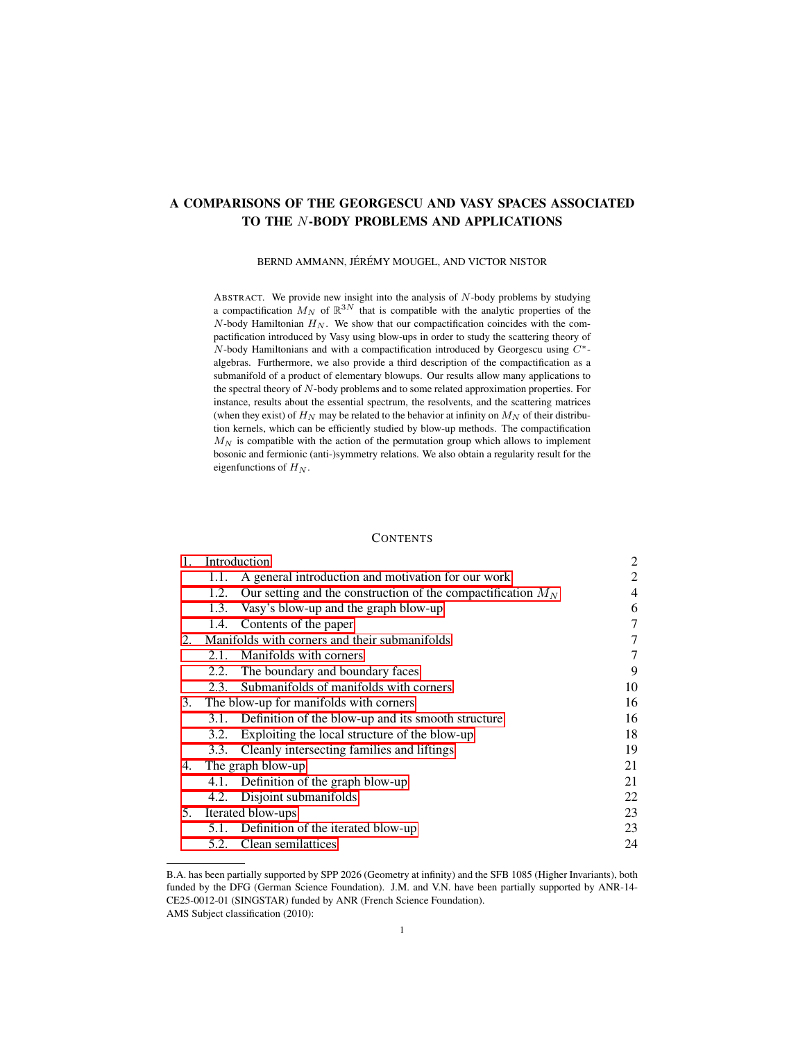# A COMPARISONS OF THE GEORGESCU AND VASY SPACES ASSOCIATED TO THE $N$-BODY PROBLEMS AND APPLICATIONS

BERND AMMANN, JÉRÉMY MOUGEL, AND VICTOR NISTOR

ABSTRACT. We provide new insight into the analysis of $N$-body problems by studying a compactification $M_N$ of $\mathbb{R}^{3N}$ that is compatible with the analytic properties of the $N$-body Hamiltonian $H_N$. We show that our compactification coincides with the compactification introduced by Vasy using blow-ups in order to study the scattering theory of $N$-body Hamiltonians and with a compactification introduced by Georgescu using $C^*$-algebras. Furthermore, we also provide a third description of the compactification as a submanifold of a product of elementary blowups. Our results allow many applications to the spectral theory of $N$-body problems and to some related approximation properties. For instance, results about the essential spectrum, the resolvents, and the scattering matrices (when they exist) of $H_N$ may be related to the behavior at infinity on $M_N$ of their distribution kernels, which can be efficiently studied by blow-up methods. The compactification $M_N$ is compatible with the action of the permutation group which allows to implement bosonic and fermionic (anti-)symmetry relations. We also obtain a regularity result for the eigenfunctions of $H_N$.

## CONTENTS

| | |
|---|---|
| 1. Introduction | 2 |
| 1.1. A general introduction and motivation for our work | 2 |
| 1.2. Our setting and the construction of the compactification $M_N$ | 4 |
| 1.3. Vasy's blow-up and the graph blow-up | 6 |
| 1.4. Contents of the paper | 7 |
| 2. Manifolds with corners and their submanifolds | 7 |
| 2.1. Manifolds with corners | 7 |
| 2.2. The boundary and boundary faces | 9 |
| 2.3. Submanifolds of manifolds with corners | 10 |
| 3. The blow-up for manifolds with corners | 16 |
| 3.1. Definition of the blow-up and its smooth structure | 16 |
| 3.2. Exploiting the local structure of the blow-up | 18 |
| 3.3. Cleanly intersecting families and liftings | 19 |
| 4. The graph blow-up | 21 |
| 4.1. Definition of the graph blow-up | 21 |
| 4.2. Disjoint submanifolds | 22 |
| 5. Iterated blow-ups | 23 |
| 5.1. Definition of the iterated blow-up | 23 |
| 5.2. Clean semilattices | 24 |

---

B.A. has been partially supported by SPP 2026 (Geometry at infinity) and the SFB 1085 (Higher Invariants), both funded by the DFG (German Science Foundation). J.M. and V.N. have been partially supported by ANR-14-CE25-0012-01 (SINGSTAR) funded by ANR (French Science Foundation).

AMS Subject classification (2010):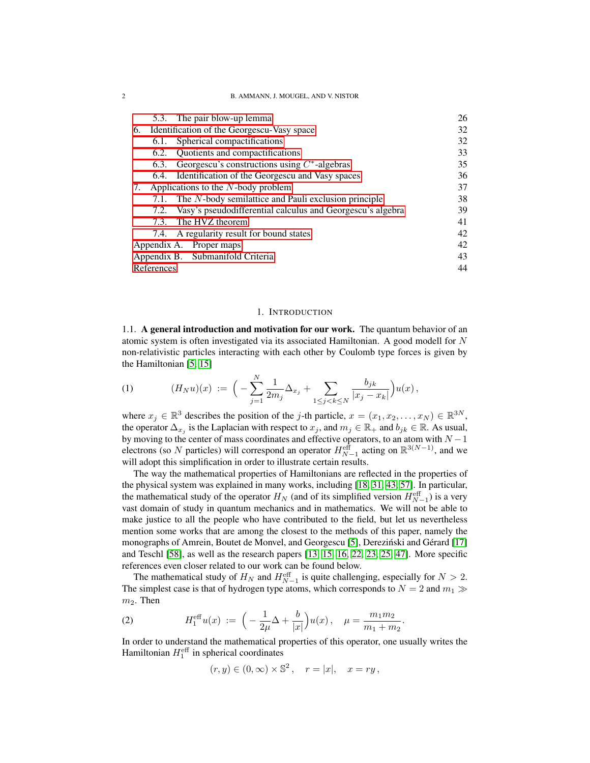5.3. The pair blow-up lemma 26
6. Identification of the Georgescu-Vasy space 32
6.1. Spherical compactifications 32
6.2. Quotients and compactifications 33
6.3. Georgescu's constructions using $C^*$-algebras 35
6.4. Identification of the Georgescu and Vasy spaces 36
7. Applications to the $N$-body problem 37
7.1. The $N$-body semilattice and Pauli exclusion principle 38
7.2. Vasy's pseudodifferential calculus and Georgescu's algebra 39
7.3. The HVZ theorem 41
7.4. A regularity result for bound states 42
Appendix A. Proper maps 42
Appendix B. Submanifold Criteria 43
References 44

## 1. Introduction

1.1. **A general introduction and motivation for our work.** The quantum behavior of an atomic system is often investigated via its associated Hamiltonian. A good modell for $N$ non-relativistic particles interacting with each other by Coulomb type forces is given by the Hamiltonian [5, 15]

$$(H_N u)(x) := \Big( -\sum_{j=1}^{N} \frac{1}{2m_j} \Delta_{x_j} + \sum_{1 \le j < k \le N} \frac{b_{jk}}{|x_j - x_k|} \Big) u(x) \,, \tag{1}$$

where $x_j \in \mathbb{R}^3$ describes the position of the $j$-th particle, $x = (x_1, x_2, \ldots, x_N) \in \mathbb{R}^{3N}$, the operator $\Delta_{x_j}$ is the Laplacian with respect to $x_j$, and $m_j \in \mathbb{R}_+$ and $b_{jk} \in \mathbb{R}$. As usual, by moving to the center of mass coordinates and effective operators, to an atom with $N-1$ electrons (so $N$ particles) will correspond an operator $H_{N-1}^{\mathrm{eff}}$ acting on $\mathbb{R}^{3(N-1)}$, and we will adopt this simplification in order to illustrate certain results.

The way the mathematical properties of Hamiltonians are reflected in the properties of the physical system was explained in many works, including [18, 31, 43, 57]. In particular, the mathematical study of the operator $H_N$ (and of its simplified version $H_{N-1}^{\mathrm{eff}}$) is a very vast domain of study in quantum mechanics and in mathematics. We will not be able to make justice to all the people who have contributed to the field, but let us nevertheless mention some works that are among the closest to the methods of this paper, namely the monographs of Amrein, Boutet de Monvel, and Georgescu [5], Dereziński and Gérard [17] and Teschl [58], as well as the research papers [13, 15, 16, 22, 23, 25, 47]. More specific references even closer related to our work can be found below.

The mathematical study of $H_N$ and $H_{N-1}^{\mathrm{eff}}$ is quite challenging, especially for $N > 2$. The simplest case is that of hydrogen type atoms, which corresponds to $N = 2$ and $m_1 \gg m_2$. Then

$$H_1^{\mathrm{eff}} u(x) := \Big( -\frac{1}{2\mu} \Delta + \frac{b}{|x|} \Big) u(x) \,, \quad \mu = \frac{m_1 m_2}{m_1 + m_2} . \tag{2}$$

In order to understand the mathematical properties of this operator, one usually writes the Hamiltonian $H_1^{\mathrm{eff}}$ in spherical coordinates

$$(r, y) \in (0, \infty) \times \mathbb{S}^2 \,, \quad r = |x|, \quad x = ry \,,$$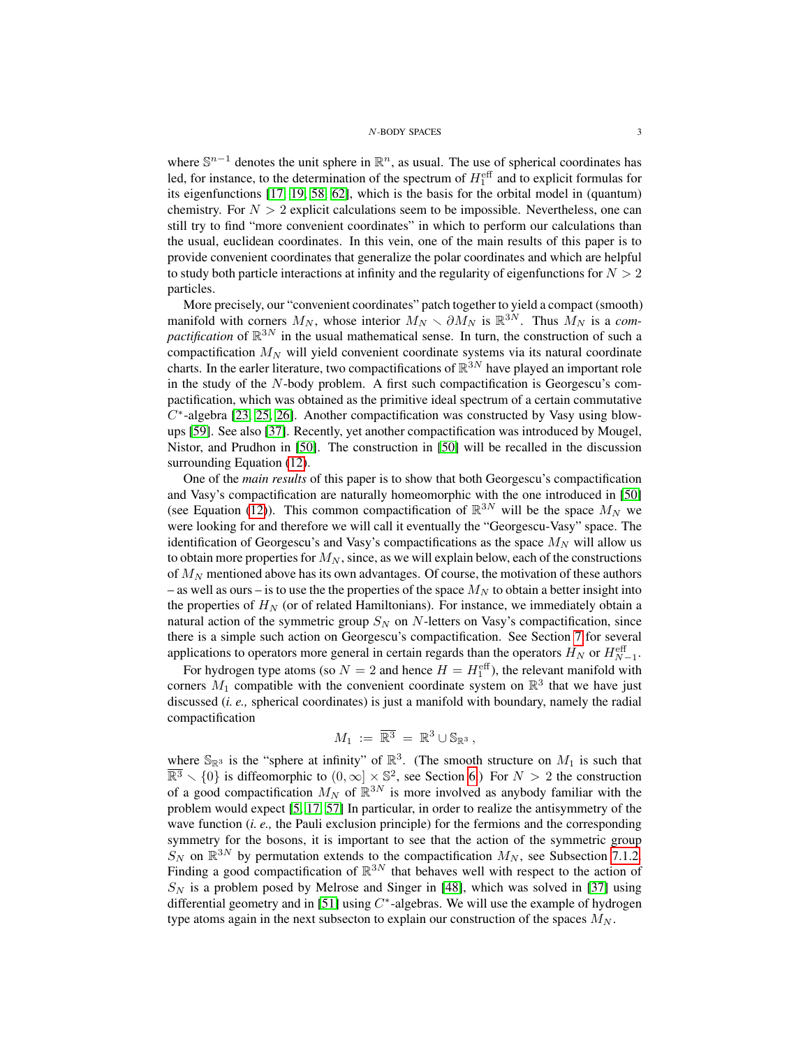where $\mathbb{S}^{n-1}$ denotes the unit sphere in $\mathbb{R}^n$, as usual. The use of spherical coordinates has led, for instance, to the determination of the spectrum of $H_1^{\text{eff}}$ and to explicit formulas for its eigenfunctions [17, 19, 58, 62], which is the basis for the orbital model in (quantum) chemistry. For $N > 2$ explicit calculations seem to be impossible. Nevertheless, one can still try to find "more convenient coordinates" in which to perform our calculations than the usual, euclidean coordinates. In this vein, one of the main results of this paper is to provide convenient coordinates that generalize the polar coordinates and which are helpful to study both particle interactions at infinity and the regularity of eigenfunctions for $N > 2$ particles.

More precisely, our "convenient coordinates" patch together to yield a compact (smooth) manifold with corners $M_N$, whose interior $M_N \smallsetminus \partial M_N$ is $\mathbb{R}^{3N}$. Thus $M_N$ is a *compactification* of $\mathbb{R}^{3N}$ in the usual mathematical sense. In turn, the construction of such a compactification $M_N$ will yield convenient coordinate systems via its natural coordinate charts. In the earlier literature, two compactifications of $\mathbb{R}^{3N}$ have played an important role in the study of the $N$-body problem. A first such compactification is Georgescu's compactification, which was obtained as the primitive ideal spectrum of a certain commutative $C^*$-algebra [23, 25, 26]. Another compactification was constructed by Vasy using blow-ups [59]. See also [37]. Recently, yet another compactification was introduced by Mougel, Nistor, and Prudhon in [50]. The construction in [50] will be recalled in the discussion surrounding Equation (12).

One of the *main results* of this paper is to show that both Georgescu's compactification and Vasy's compactification are naturally homeomorphic with the one introduced in [50] (see Equation (12)). This common compactification of $\mathbb{R}^{3N}$ will be the space $M_N$ we were looking for and therefore we will call it eventually the "Georgescu-Vasy" space. The identification of Georgescu's and Vasy's compactifications as the space $M_N$ will allow us to obtain more properties for $M_N$, since, as we will explain below, each of the constructions of $M_N$ mentioned above has its own advantages. Of course, the motivation of these authors – as well as ours – is to use the the properties of the space $M_N$ to obtain a better insight into the properties of $H_N$ (or of related Hamiltonians). For instance, we immediately obtain a natural action of the symmetric group $S_N$ on $N$-letters on Vasy's compactification, since there is a simple such action on Georgescu's compactification. See Section 7 for several applications to operators more general in certain regards than the operators $H_N$ or $H_{N-1}^{\text{eff}}$.

For hydrogen type atoms (so $N = 2$ and hence $H = H_1^{\text{eff}}$), the relevant manifold with corners $M_1$ compatible with the convenient coordinate system on $\mathbb{R}^3$ that we have just discussed (*i. e.,* spherical coordinates) is just a manifold with boundary, namely the radial compactification

$$M_1 \,:=\, \overline{\mathbb{R}^3} \,=\, \mathbb{R}^3 \cup \mathbb{S}_{\mathbb{R}^3}\,,$$

where $\mathbb{S}_{\mathbb{R}^3}$ is the "sphere at infinity" of $\mathbb{R}^3$. (The smooth structure on $M_1$ is such that $\overline{\mathbb{R}^3} \smallsetminus \{0\}$ is diffeomorphic to $(0, \infty] \times \mathbb{S}^2$, see Section 6.) For $N > 2$ the construction of a good compactification $M_N$ of $\mathbb{R}^{3N}$ is more involved as anybody familiar with the problem would expect [5, 17, 57] In particular, in order to realize the antisymmetry of the wave function (*i. e.,* the Pauli exclusion principle) for the fermions and the corresponding symmetry for the bosons, it is important to see that the action of the symmetric group $S_N$ on $\mathbb{R}^{3N}$ by permutation extends to the compactification $M_N$, see Subsection 7.1.2. Finding a good compactification of $\mathbb{R}^{3N}$ that behaves well with respect to the action of $S_N$ is a problem posed by Melrose and Singer in [48], which was solved in [37] using differential geometry and in [51] using $C^*$-algebras. We will use the example of hydrogen type atoms again in the next subsecton to explain our construction of the spaces $M_N$.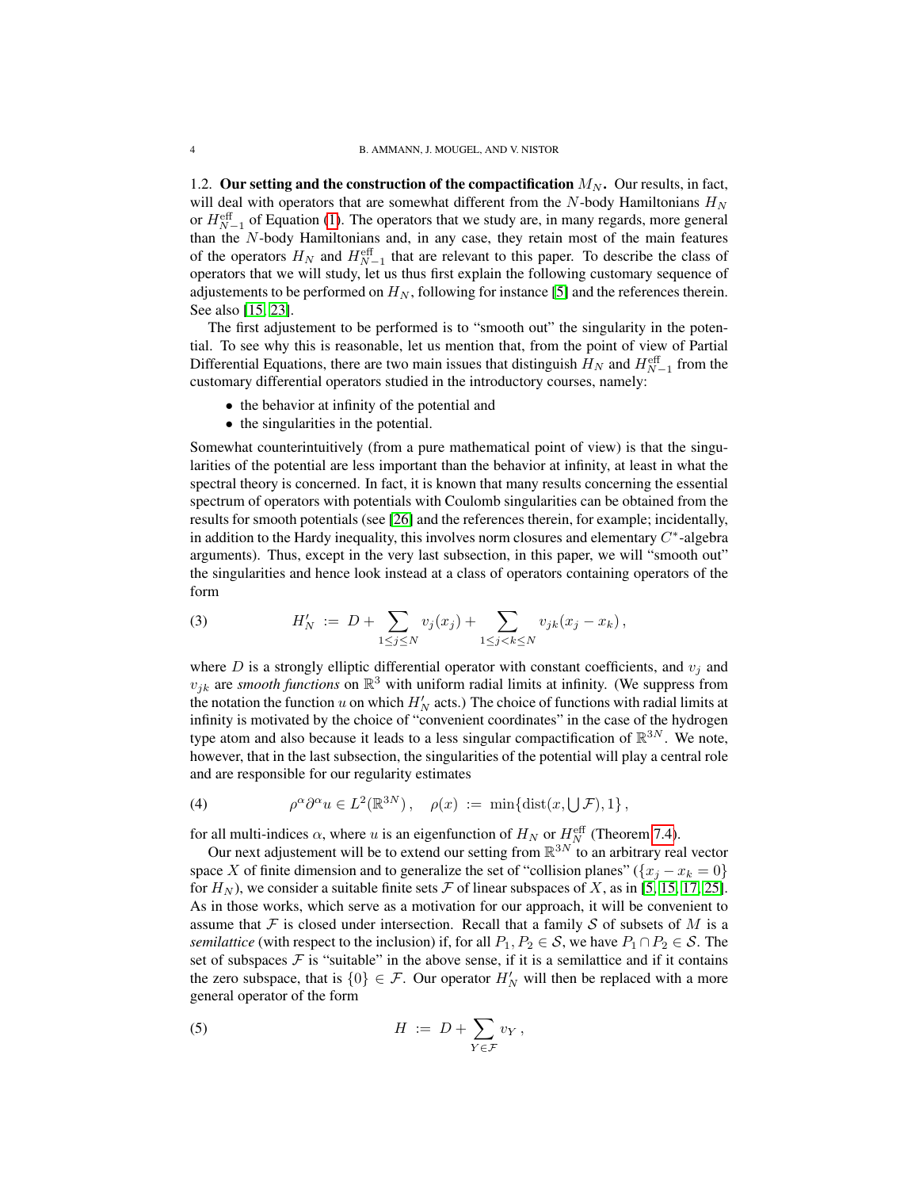1.2. **Our setting and the construction of the compactification** $M_N$**.** Our results, in fact, will deal with operators that are somewhat different from the $N$-body Hamiltonians $H_N$ or $H_{N-1}^{\text{eff}}$ of Equation (1). The operators that we study are, in many regards, more general than the $N$-body Hamiltonians and, in any case, they retain most of the main features of the operators $H_N$ and $H_{N-1}^{\text{eff}}$ that are relevant to this paper. To describe the class of operators that we will study, let us thus first explain the following customary sequence of adjustements to be performed on $H_N$, following for instance [5] and the references therein. See also [15, 23].

The first adjustement to be performed is to "smooth out" the singularity in the potential. To see why this is reasonable, let us mention that, from the point of view of Partial Differential Equations, there are two main issues that distinguish $H_N$ and $H_{N-1}^{\text{eff}}$ from the customary differential operators studied in the introductory courses, namely:

- the behavior at infinity of the potential and
- the singularities in the potential.

Somewhat counterintuitively (from a pure mathematical point of view) is that the singularities of the potential are less important than the behavior at infinity, at least in what the spectral theory is concerned. In fact, it is known that many results concerning the essential spectrum of operators with potentials with Coulomb singularities can be obtained from the results for smooth potentials (see [26] and the references therein, for example; incidentally, in addition to the Hardy inequality, this involves norm closures and elementary $C^*$-algebra arguments). Thus, except in the very last subsection, in this paper, we will "smooth out" the singularities and hence look instead at a class of operators containing operators of the form

$$H_N' := D + \sum_{1 \leq j \leq N} v_j(x_j) + \sum_{1 \leq j < k \leq N} v_{jk}(x_j - x_k)\,, \tag{3}$$

where $D$ is a strongly elliptic differential operator with constant coefficients, and $v_j$ and $v_{jk}$ are *smooth functions* on $\mathbb{R}^3$ with uniform radial limits at infinity. (We suppress from the notation the function $u$ on which $H_N'$ acts.) The choice of functions with radial limits at infinity is motivated by the choice of "convenient coordinates" in the case of the hydrogen type atom and also because it leads to a less singular compactification of $\mathbb{R}^{3N}$. We note, however, that in the last subsection, the singularities of the potential will play a central role and are responsible for our regularity estimates

$$\rho^\alpha \partial^\alpha u \in L^2(\mathbb{R}^{3N})\,, \quad \rho(x) := \min\{\operatorname{dist}(x, \textstyle\bigcup \mathcal{F}), 1\}\,, \tag{4}$$

for all multi-indices $\alpha$, where $u$ is an eigenfunction of $H_N$ or $H_N^{\text{eff}}$ (Theorem 7.4).

Our next adjustement will be to extend our setting from $\mathbb{R}^{3N}$ to an arbitrary real vector space $X$ of finite dimension and to generalize the set of "collision planes" ($\{x_j - x_k = 0\}$ for $H_N$), we consider a suitable finite sets $\mathcal{F}$ of linear subspaces of $X$, as in [5, 15, 17, 25]. As in those works, which serve as a motivation for our approach, it will be convenient to assume that $\mathcal{F}$ is closed under intersection. Recall that a family $\mathcal{S}$ of subsets of $M$ is a *semilattice* (with respect to the inclusion) if, for all $P_1, P_2 \in \mathcal{S}$, we have $P_1 \cap P_2 \in \mathcal{S}$. The set of subspaces $\mathcal{F}$ is "suitable" in the above sense, if it is a semilattice and if it contains the zero subspace, that is $\{0\} \in \mathcal{F}$. Our operator $H_N'$ will then be replaced with a more general operator of the form

$$H := D + \sum_{Y \in \mathcal{F}} v_Y\,, \tag{5}$$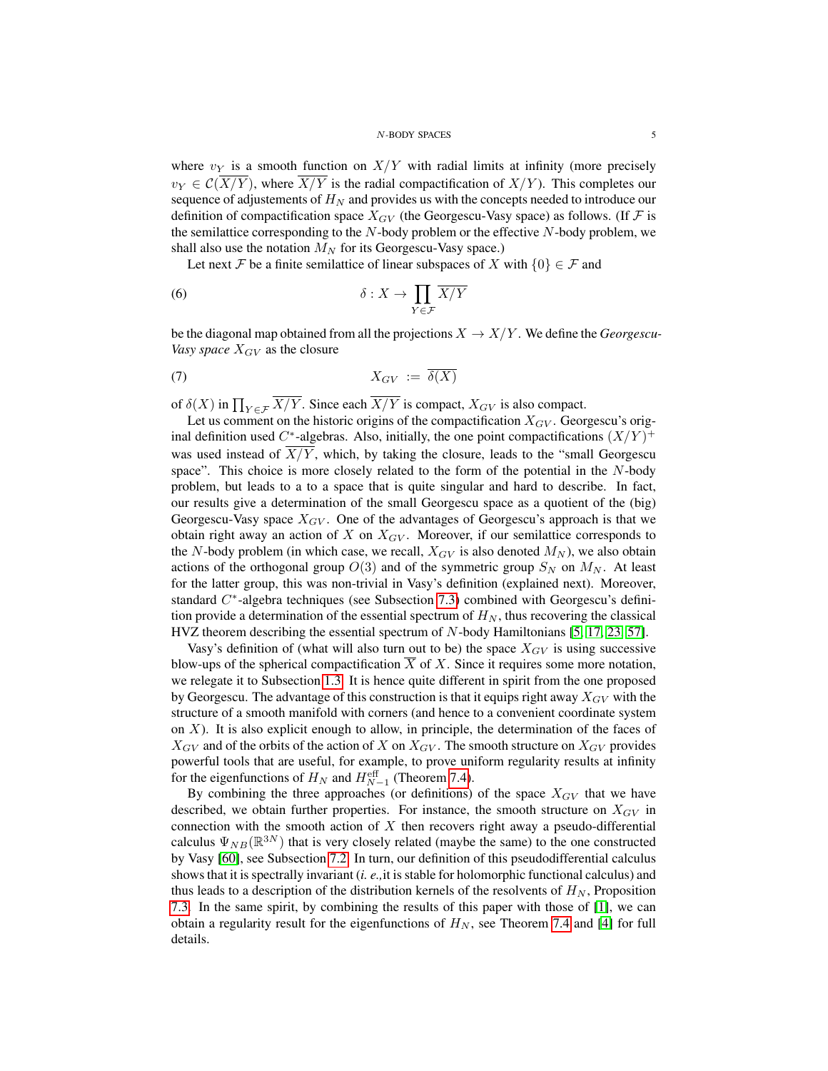where $v_Y$ is a smooth function on $X/Y$ with radial limits at infinity (more precisely $v_Y \in \mathcal{C}(\overline{X/Y})$, where $\overline{X/Y}$ is the radial compactification of $X/Y$). This completes our sequence of adjustements of $H_N$ and provides us with the concepts needed to introduce our definition of compactification space $X_{GV}$ (the Georgescu-Vasy space) as follows. (If $\mathcal{F}$ is the semilattice corresponding to the $N$-body problem or the effective $N$-body problem, we shall also use the notation $M_N$ for its Georgescu-Vasy space.)

Let next $\mathcal{F}$ be a finite semilattice of linear subspaces of $X$ with $\{0\} \in \mathcal{F}$ and

$$\delta : X \to \prod_{Y \in \mathcal{F}} \overline{X/Y} \tag{6}$$

be the diagonal map obtained from all the projections $X \to X/Y$. We define the *Georgescu-Vasy space* $X_{GV}$ as the closure

$$X_{GV} := \overline{\delta(X)} \tag{7}$$

of $\delta(X)$ in $\prod_{Y \in \mathcal{F}} \overline{X/Y}$. Since each $\overline{X/Y}$ is compact, $X_{GV}$ is also compact.

Let us comment on the historic origins of the compactification $X_{GV}$. Georgescu's original definition used $C^*$-algebras. Also, initially, the one point compactifications $(X/Y)^+$ was used instead of $\overline{X/Y}$, which, by taking the closure, leads to the "small Georgescu space". This choice is more closely related to the form of the potential in the $N$-body problem, but leads to a to a space that is quite singular and hard to describe. In fact, our results give a determination of the small Georgescu space as a quotient of the (big) Georgescu-Vasy space $X_{GV}$. One of the advantages of Georgescu's approach is that we obtain right away an action of $X$ on $X_{GV}$. Moreover, if our semilattice corresponds to the $N$-body problem (in which case, we recall, $X_{GV}$ is also denoted $M_N$), we also obtain actions of the orthogonal group $O(3)$ and of the symmetric group $S_N$ on $M_N$. At least for the latter group, this was non-trivial in Vasy's definition (explained next). Moreover, standard $C^*$-algebra techniques (see Subsection 7.3) combined with Georgescu's definition provide a determination of the essential spectrum of $H_N$, thus recovering the classical HVZ theorem describing the essential spectrum of $N$-body Hamiltonians [5, 17, 23, 57].

Vasy's definition of (what will also turn out to be) the space $X_{GV}$ is using successive blow-ups of the spherical compactification $\overline{X}$ of $X$. Since it requires some more notation, we relegate it to Subsection 1.3. It is hence quite different in spirit from the one proposed by Georgescu. The advantage of this construction is that it equips right away $X_{GV}$ with the structure of a smooth manifold with corners (and hence to a convenient coordinate system on $X$). It is also explicit enough to allow, in principle, the determination of the faces of $X_{GV}$ and of the orbits of the action of $X$ on $X_{GV}$. The smooth structure on $X_{GV}$ provides powerful tools that are useful, for example, to prove uniform regularity results at infinity for the eigenfunctions of $H_N$ and $H_{N-1}^{\text{eff}}$ (Theorem 7.4).

By combining the three approaches (or definitions) of the space $X_{GV}$ that we have described, we obtain further properties. For instance, the smooth structure on $X_{GV}$ in connection with the smooth action of $X$ then recovers right away a pseudo-differential calculus $\Psi_{NB}(\mathbb{R}^{3N})$ that is very closely related (maybe the same) to the one constructed by Vasy [60], see Subsection 7.2. In turn, our definition of this pseudodifferential calculus shows that it is spectrally invariant (*i. e.,* it is stable for holomorphic functional calculus) and thus leads to a description of the distribution kernels of the resolvents of $H_N$, Proposition 7.3. In the same spirit, by combining the results of this paper with those of [1], we can obtain a regularity result for the eigenfunctions of $H_N$, see Theorem 7.4 and [4] for full details.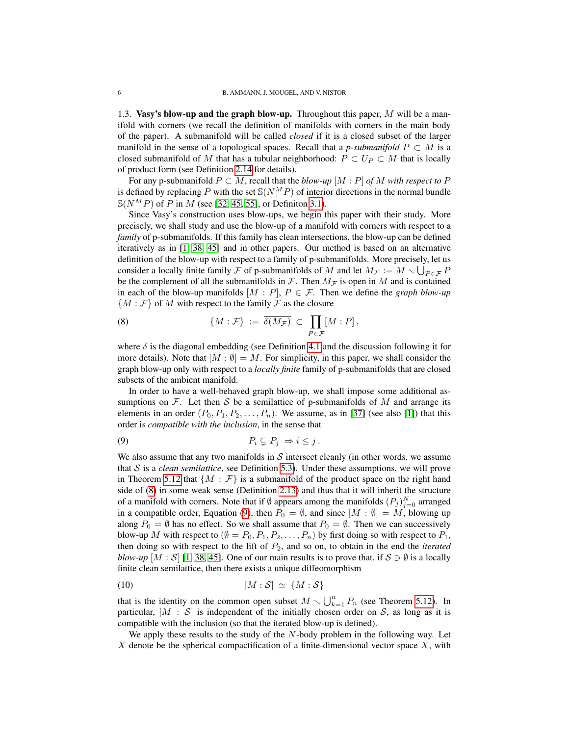1.3. **Vasy's blow-up and the graph blow-up.** Throughout this paper, $M$ will be a manifold with corners (we recall the definition of manifolds with corners in the main body of the paper). A submanifold will be called *closed* if it is a closed subset of the larger manifold in the sense of a topological spaces. Recall that a *p-submanifold* $P \subset M$ is a closed submanifold of $M$ that has a tubular neighborhood: $P \subset U_P \subset M$ that is locally of product form (see Definition 2.14 for details).

For any p-submanifold $P \subset M$, recall that the *blow-up* $[M : P]$ *of* $M$ *with respect to* $P$ is defined by replacing $P$ with the set $\mathbb{S}(N_+^M P)$ of interior directions in the normal bundle $\mathbb{S}(N^M P)$ of $P$ in $M$ (see [32, 45, 55], or Definiton 3.1).

Since Vasy's construction uses blow-ups, we begin this paper with their study. More precisely, we shall study and use the blow-up of a manifold with corners with respect to a *family* of p-submanifolds. If this family has clean intersections, the blow-up can be defined iteratively as in [1, 38, 45] and in other papers. Our method is based on an alternative definition of the blow-up with respect to a family of p-submanifolds. More precisely, let us consider a locally finite family $\mathcal{F}$ of p-submanifolds of $M$ and let $M_{\mathcal{F}} := M \smallsetminus \bigcup_{P \in \mathcal{F}} P$ be the complement of all the submanifolds in $\mathcal{F}$. Then $M_{\mathcal{F}}$ is open in $M$ and is contained in each of the blow-up manifolds $[M : P]$, $P \in \mathcal{F}$. Then we define the *graph blow-up* $\{M : \mathcal{F}\}$ of $M$ with respect to the family $\mathcal{F}$ as the closure

$$\{M : \mathcal{F}\} \, := \, \overline{\delta(M_{\mathcal{F}})} \, \subset \, \prod_{P \in \mathcal{F}} [M : P] \,, \tag{8}$$

where $\delta$ is the diagonal embedding (see Definition 4.1 and the discussion following it for more details). Note that $[M : \emptyset] = M$. For simplicity, in this paper, we shall consider the graph blow-up only with respect to a *locally finite* family of p-submanifolds that are closed subsets of the ambient manifold.

In order to have a well-behaved graph blow-up, we shall impose some additional assumptions on $\mathcal{F}$. Let then $\mathcal{S}$ be a semilattice of p-submanifolds of $M$ and arrange its elements in an order $(P_0, P_1, P_2, \ldots, P_n)$. We assume, as in [37] (see also [1]) that this order is *compatible with the inclusion*, in the sense that

$$P_i \subsetneq P_j \ \Rightarrow i \leq j \,. \tag{9}$$

We also assume that any two manifolds in $\mathcal{S}$ intersect cleanly (in other words, we assume that $\mathcal{S}$ is a *clean semilattice*, see Definition 5.3). Under these assumptions, we will prove in Theorem 5.12 that $\{M : \mathcal{F}\}$ is a submanifold of the product space on the right hand side of (8) in some weak sense (Definition 2.13) and thus that it will inherit the structure of a manifold with corners. Note that if $\emptyset$ appears among the manifolds $(P_j)_{j=0}^N$ arranged in a compatible order, Equation (9), then $P_0 = \emptyset$, and since $[M : \emptyset] = M$, blowing up along $P_0 = \emptyset$ has no effect. So we shall assume that $P_0 = \emptyset$. Then we can successively blow-up $M$ with respect to $(\emptyset = P_0, P_1, P_2, \ldots, P_n)$ by first doing so with respect to $P_1$, then doing so with respect to the lift of $P_2$, and so on, to obtain in the end the *iterated blow-up* $[M : \mathcal{S}]$ [1, 38, 45]. One of our main results is to prove that, if $\mathcal{S} \ni \emptyset$ is a locally finite clean semilattice, then there exists a unique diffeomorphism

$$[M : \mathcal{S}] \, \simeq \, \{M : \mathcal{S}\} \tag{10}$$

that is the identity on the common open subset $M \smallsetminus \bigcup_{k=1}^n P_n$ (see Theorem 5.12). In particular, $[M : \mathcal{S}]$ is independent of the initially chosen order on $\mathcal{S}$, as long as it is compatible with the inclusion (so that the iterated blow-up is defined).

We apply these results to the study of the $N$-body problem in the following way. Let $\overline{X}$ denote be the spherical compactification of a finite-dimensional vector space $X$, with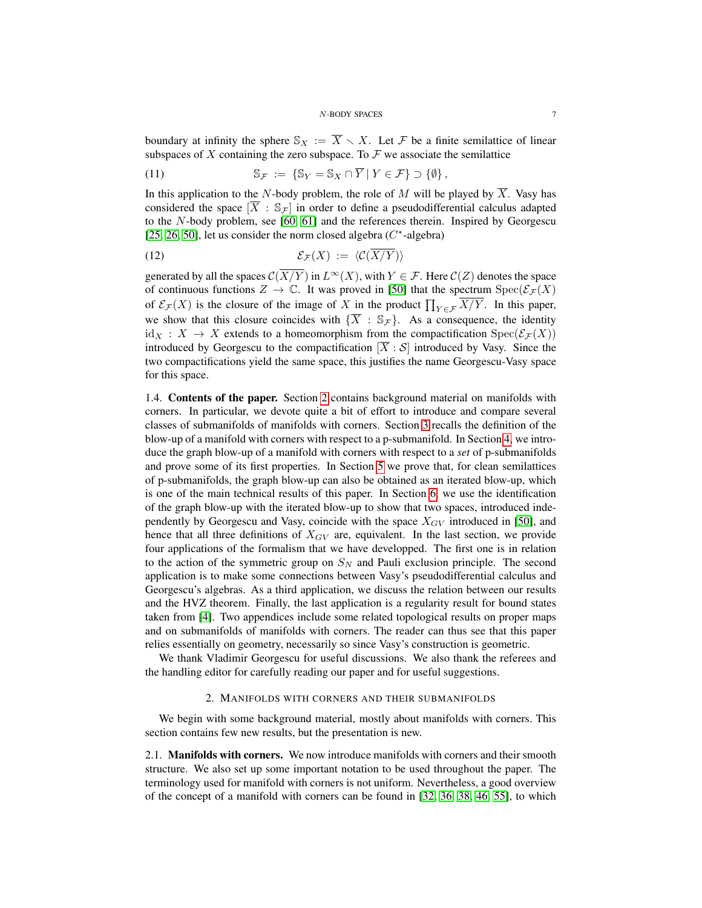boundary at infinity the sphere $\mathbb{S}_X := \overline{X} \smallsetminus X$. Let $\mathcal{F}$ be a finite semilattice of linear subspaces of $X$ containing the zero subspace. To $\mathcal{F}$ we associate the semilattice

$$\mathbb{S}_{\mathcal{F}} := \{\mathbb{S}_Y = \mathbb{S}_X \cap \overline{Y} \mid Y \in \mathcal{F}\} \supset \{\emptyset\}, \tag{11}$$

In this application to the $N$-body problem, the role of $M$ will be played by $\overline{X}$. Vasy has considered the space $[\overline{X} : \mathbb{S}_{\mathcal{F}}]$ in order to define a pseudodifferential calculus adapted to the $N$-body problem, see [60, 61] and the references therein. Inspired by Georgescu [25, 26, 50], let us consider the norm closed algebra ($C^*$-algebra)

$$\mathcal{E}_{\mathcal{F}}(X) := \langle \mathcal{C}(\overline{X/Y}) \rangle \tag{12}$$

generated by all the spaces $\mathcal{C}(\overline{X/Y})$ in $L^\infty(X)$, with $Y \in \mathcal{F}$. Here $\mathcal{C}(Z)$ denotes the space of continuous functions $Z \to \mathbb{C}$. It was proved in [50] that the spectrum $\operatorname{Spec}(\mathcal{E}_{\mathcal{F}}(X)$ of $\mathcal{E}_{\mathcal{F}}(X)$ is the closure of the image of $X$ in the product $\prod_{Y \in \mathcal{F}} \overline{X/Y}$. In this paper, we show that this closure coincides with $\{\overline{X} : \mathbb{S}_{\mathcal{F}}\}$. As a consequence, the identity $\mathrm{id}_X : X \to X$ extends to a homeomorphism from the compactification $\operatorname{Spec}(\mathcal{E}_{\mathcal{F}}(X))$ introduced by Georgescu to the compactification $[\overline{X} : \mathcal{S}]$ introduced by Vasy. Since the two compactifications yield the same space, this justifies the name Georgescu-Vasy space for this space.

1.4. **Contents of the paper.** Section 2 contains background material on manifolds with corners. In particular, we devote quite a bit of effort to introduce and compare several classes of submanifolds of manifolds with corners. Section 3 recalls the definition of the blow-up of a manifold with corners with respect to a p-submanifold. In Section 4, we introduce the graph blow-up of a manifold with corners with respect to a *set* of p-submanifolds and prove some of its first properties. In Section 5 we prove that, for clean semilattices of p-submanifolds, the graph blow-up can also be obtained as an iterated blow-up, which is one of the main technical results of this paper. In Section 6, we use the identification of the graph blow-up with the iterated blow-up to show that two spaces, introduced independently by Georgescu and Vasy, coincide with the space $X_{GV}$ introduced in [50], and hence that all three definitions of $X_{GV}$ are, equivalent. In the last section, we provide four applications of the formalism that we have developped. The first one is in relation to the action of the symmetric group on $S_N$ and Pauli exclusion principle. The second application is to make some connections between Vasy's pseudodifferential calculus and Georgescu's algebras. As a third application, we discuss the relation between our results and the HVZ theorem. Finally, the last application is a regularity result for bound states taken from [4]. Two appendices include some related topological results on proper maps and on submanifolds of manifolds with corners. The reader can thus see that this paper relies essentially on geometry, necessarily so since Vasy's construction is geometric.

We thank Vladimir Georgescu for useful discussions. We also thank the referees and the handling editor for carefully reading our paper and for useful suggestions.

## 2. Manifolds with corners and their submanifolds

We begin with some background material, mostly about manifolds with corners. This section contains few new results, but the presentation is new.

2.1. **Manifolds with corners.** We now introduce manifolds with corners and their smooth structure. We also set up some important notation to be used throughout the paper. The terminology used for manifold with corners is not uniform. Nevertheless, a good overview of the concept of a manifold with corners can be found in [32, 36, 38, 46, 55], to which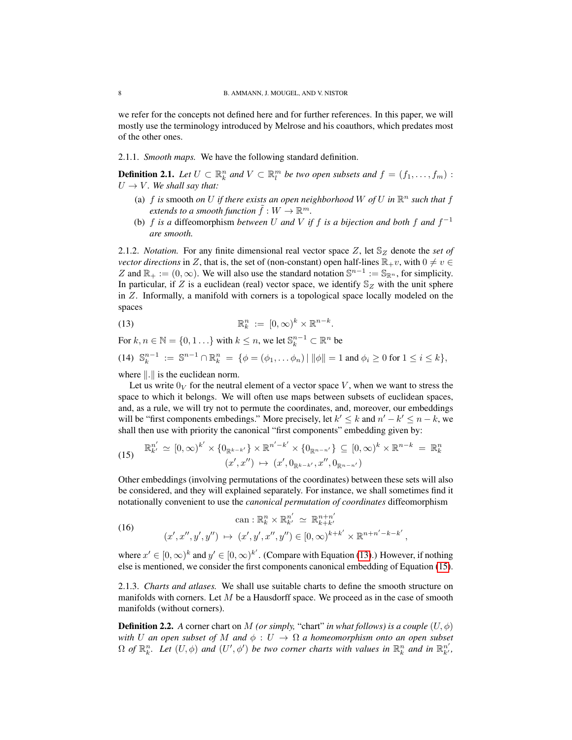we refer for the concepts not defined here and for further references. In this paper, we will mostly use the terminology introduced by Melrose and his coauthors, which predates most of the other ones.

2.1.1. *Smooth maps.* We have the following standard definition.

**Definition 2.1.** *Let $U \subset \mathbb{R}^n_k$ and $V \subset \mathbb{R}^m_l$ be two open subsets and $f = (f_1, \ldots, f_m) : U \to V$. We shall say that:*

- (a) *$f$ is* smooth *on $U$ if there exists an open neighborhood $W$ of $U$ in $\mathbb{R}^n$ such that $f$ extends to a smooth function $\tilde{f} : W \to \mathbb{R}^m$.*
- (b) *$f$ is a* diffeomorphism *between $U$ and $V$ if $f$ is a bijection and both $f$ and $f^{-1}$ are smooth.*

2.1.2. *Notation.* For any finite dimensional real vector space $Z$, let $\mathbb{S}_Z$ denote the *set of vector directions* in $Z$, that is, the set of (non-constant) open half-lines $\mathbb{R}_+ v$, with $0 \neq v \in Z$ and $\mathbb{R}_+ := (0, \infty)$. We will also use the standard notation $\mathbb{S}^{n-1} := \mathbb{S}_{\mathbb{R}^n}$, for simplicity. In particular, if $Z$ is a euclidean (real) vector space, we identify $\mathbb{S}_Z$ with the unit sphere in $Z$. Informally, a manifold with corners is a topological space locally modeled on the spaces

$$\mathbb{R}^n_k := [0, \infty)^k \times \mathbb{R}^{n-k}. \tag{13}$$

For $k, n \in \mathbb{N} = \{0, 1 \ldots\}$ with $k \leq n$, we let $\mathbb{S}^{n-1}_k \subset \mathbb{R}^n$ be

$$\mathbb{S}^{n-1}_k := \mathbb{S}^{n-1} \cap \mathbb{R}^n_k = \{\phi = (\phi_1, \ldots \phi_n) \mid \|\phi\| = 1 \text{ and } \phi_i \geq 0 \text{ for } 1 \leq i \leq k\}, \tag{14}$$

where $\|.\|$ is the euclidean norm.

Let us write $0_V$ for the neutral element of a vector space $V$, when we want to stress the space to which it belongs. We will often use maps between subsets of euclidean spaces, and, as a rule, we will try not to permute the coordinates, and, moreover, our embeddings will be "first components embedings." More precisely, let $k' \leq k$ and $n' - k' \leq n - k$, we shall then use with priority the canonical "first components" embedding given by:

$$\begin{gathered} \mathbb{R}^{n'}_{k'} \simeq [0, \infty)^{k'} \times \{0_{\mathbb{R}^{k-k'}}\} \times \mathbb{R}^{n'-k'} \times \{0_{\mathbb{R}^{n-n'}}\} \subseteq [0, \infty)^k \times \mathbb{R}^{n-k} = \mathbb{R}^n_k \\ (x', x'') \mapsto (x', 0_{\mathbb{R}^{k-k'}}, x'', 0_{\mathbb{R}^{n-n'}}) \end{gathered} \tag{15}$$

Other embeddings (involving permutations of the coordinates) between these sets will also be considered, and they will explained separately. For instance, we shall sometimes find it notationally convenient to use the *canonical permutation of coordinates* diffeomorphism

$$\begin{gathered} \mathrm{can} : \mathbb{R}^n_k \times \mathbb{R}^{n'}_{k'} \simeq \mathbb{R}^{n+n'}_{k+k'} \\ (x', x'', y', y'') \mapsto (x', y', x'', y'') \in [0, \infty)^{k+k'} \times \mathbb{R}^{n+n'-k-k'}, \end{gathered} \tag{16}$$

where $x' \in [0, \infty)^k$ and $y' \in [0, \infty)^{k'}$. (Compare with Equation (13).) However, if nothing else is mentioned, we consider the first components canonical embedding of Equation (15).

2.1.3. *Charts and atlases.* We shall use suitable charts to define the smooth structure on manifolds with corners. Let $M$ be a Hausdorff space. We proceed as in the case of smooth manifolds (without corners).

**Definition 2.2.** *A* corner chart *on $M$ (or simply,* "chart" *in what follows) is a couple $(U, \phi)$ with $U$ an open subset of $M$ and $\phi : U \to \Omega$ a homeomorphism onto an open subset $\Omega$ of $\mathbb{R}^n_k$. Let $(U, \phi)$ and $(U', \phi')$ be two corner charts with values in $\mathbb{R}^n_k$ and in $\mathbb{R}^{n'}_{k'}$,*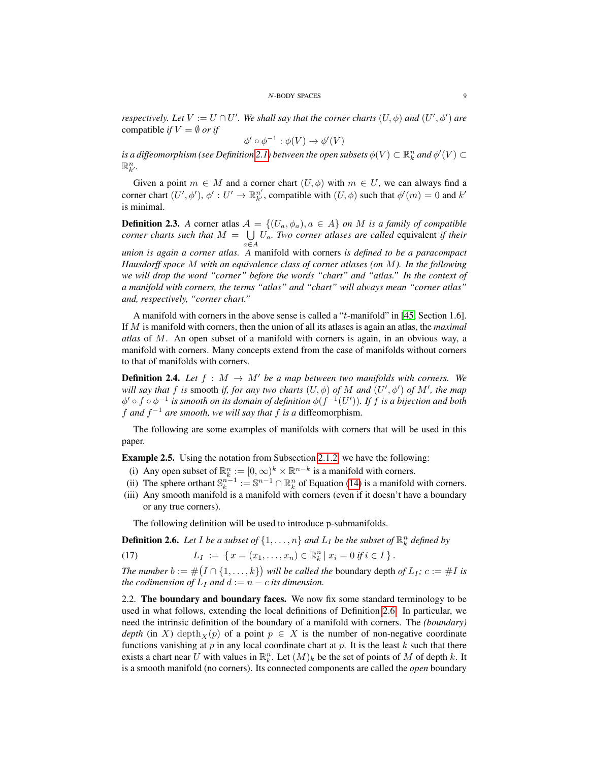*respectively. Let $V := U \cap U'$. We shall say that the corner charts $(U, \phi)$ and $(U', \phi')$ are* compatible *if $V = \emptyset$ or if*

$$\phi' \circ \phi^{-1} : \phi(V) \to \phi'(V)$$

*is a diffeomorphism (see Definition 2.1) between the open subsets $\phi(V) \subset \mathbb{R}^n_k$ and $\phi'(V) \subset \mathbb{R}^n_{k'}$.*

Given a point $m \in M$ and a corner chart $(U, \phi)$ with $m \in U$, we can always find a corner chart $(U', \phi')$, $\phi' : U' \to \mathbb{R}^{n'}_{k'}$, compatible with $(U, \phi)$ such that $\phi'(m) = 0$ and $k'$ is minimal.

**Definition 2.3.** *A corner atlas $\mathcal{A} = \{(U_a, \phi_a), a \in A\}$ on $M$ is a family of compatible corner charts such that $M = \bigcup_{a \in A} U_a$. Two corner atlases are called* equivalent *if their union is again a corner atlas. A* manifold with corners *is defined to be a paracompact Hausdorff space $M$ with an equivalence class of corner atlases (on $M$). In the following we will drop the word "corner" before the words "chart" and "atlas." In the context of a manifold with corners, the terms "atlas" and "chart" will always mean "corner atlas" and, respectively, "corner chart."*

A manifold with corners in the above sense is called a "$t$-manifold" in [45, Section 1.6]. If $M$ is manifold with corners, then the union of all its atlases is again an atlas, the *maximal atlas* of $M$. An open subset of a manifold with corners is again, in an obvious way, a manifold with corners. Many concepts extend from the case of manifolds without corners to that of manifolds with corners.

**Definition 2.4.** *Let $f : M \to M'$ be a map between two manifolds with corners. We will say that $f$ is* smooth *if, for any two charts $(U, \phi)$ of $M$ and $(U', \phi')$ of $M'$, the map $\phi' \circ f \circ \phi^{-1}$ is smooth on its domain of definition $\phi(f^{-1}(U'))$. If $f$ is a bijection and both $f$ and $f^{-1}$ are smooth, we will say that $f$ is a* diffeomorphism.

The following are some examples of manifolds with corners that will be used in this paper.

**Example 2.5.** Using the notation from Subsection 2.1.2, we have the following:

(i) Any open subset of $\mathbb{R}^n_k := [0, \infty)^k \times \mathbb{R}^{n-k}$ is a manifold with corners.
(ii) The sphere orthant $\mathbb{S}^{n-1}_k := \mathbb{S}^{n-1} \cap \mathbb{R}^n_k$ of Equation (14) is a manifold with corners.
(iii) Any smooth manifold is a manifold with corners (even if it doesn't have a boundary or any true corners).

The following definition will be used to introduce p-submanifolds.

**Definition 2.6.** *Let $I$ be a subset of $\{1, \ldots, n\}$ and $L_I$ be the subset of $\mathbb{R}^n_k$ defined by*

$$L_I := \{ x = (x_1, \ldots, x_n) \in \mathbb{R}^n_k \mid x_i = 0 \text{ if } i \in I \}. \tag{17}$$

*The number $b := \#\big(I \cap \{1, \ldots, k\}\big)$ will be called the* boundary depth *of $L_I$; $c := \#I$ is the codimension of $L_I$ and $d := n - c$ its dimension.*

2.2. **The boundary and boundary faces.** We now fix some standard terminology to be used in what follows, extending the local definitions of Definition 2.6. In particular, we need the intrinsic definition of the boundary of a manifold with corners. The *(boundary) depth* (in $X$) $\mathrm{depth}_X(p)$ of a point $p \in X$ is the number of non-negative coordinate functions vanishing at $p$ in any local coordinate chart at $p$. It is the least $k$ such that there exists a chart near $U$ with values in $\mathbb{R}^n_k$. Let $(M)_k$ be the set of points of $M$ of depth $k$. It is a smooth manifold (no corners). Its connected components are called the *open* boundary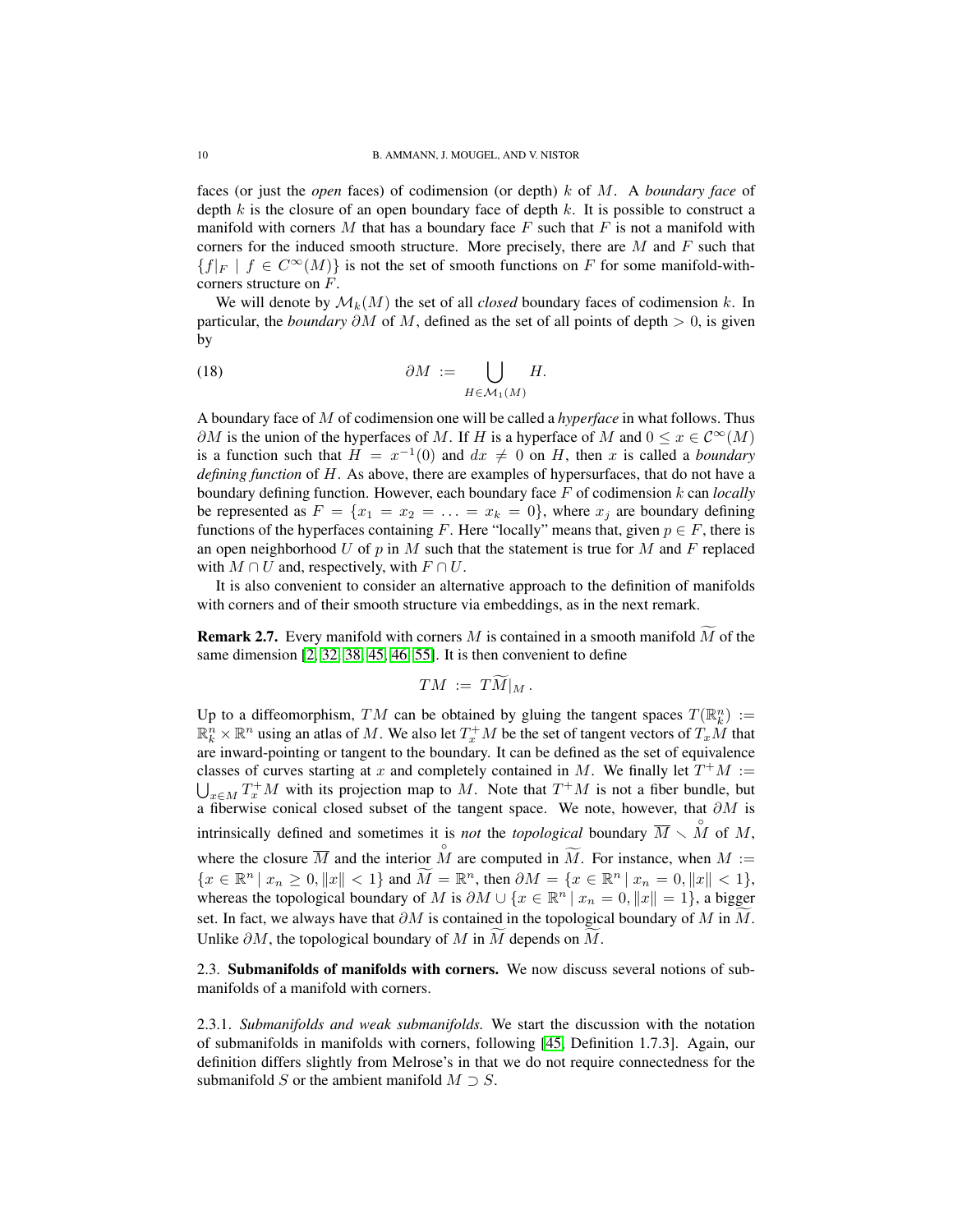faces (or just the *open* faces) of codimension (or depth) $k$ of $M$. A *boundary face* of depth $k$ is the closure of an open boundary face of depth $k$. It is possible to construct a manifold with corners $M$ that has a boundary face $F$ such that $F$ is not a manifold with corners for the induced smooth structure. More precisely, there are $M$ and $F$ such that $\{f|_F \mid f \in C^\infty(M)\}$ is not the set of smooth functions on $F$ for some manifold-with-corners structure on $F$.

We will denote by $\mathcal{M}_k(M)$ the set of all *closed* boundary faces of codimension $k$. In particular, the *boundary* $\partial M$ of $M$, defined as the set of all points of depth $> 0$, is given by

$$\partial M := \bigcup_{H \in \mathcal{M}_1(M)} H. \tag{18}$$

A boundary face of $M$ of codimension one will be called a *hyperface* in what follows. Thus $\partial M$ is the union of the hyperfaces of $M$. If $H$ is a hyperface of $M$ and $0 \leq x \in \mathcal{C}^\infty(M)$ is a function such that $H = x^{-1}(0)$ and $dx \neq 0$ on $H$, then $x$ is called a *boundary defining function* of $H$. As above, there are examples of hypersurfaces, that do not have a boundary defining function. However, each boundary face $F$ of codimension $k$ can *locally* be represented as $F = \{x_1 = x_2 = \ldots = x_k = 0\}$, where $x_j$ are boundary defining functions of the hyperfaces containing $F$. Here "locally" means that, given $p \in F$, there is an open neighborhood $U$ of $p$ in $M$ such that the statement is true for $M$ and $F$ replaced with $M \cap U$ and, respectively, with $F \cap U$.

It is also convenient to consider an alternative approach to the definition of manifolds with corners and of their smooth structure via embeddings, as in the next remark.

**Remark 2.7.** Every manifold with corners $M$ is contained in a smooth manifold $\widetilde{M}$ of the same dimension [2, 32, 38, 45, 46, 55]. It is then convenient to define

$$TM := T\widetilde{M}|_M .$$

Up to a diffeomorphism, $TM$ can be obtained by gluing the tangent spaces $T(\mathbb{R}^n_k) := \mathbb{R}^n_k \times \mathbb{R}^n$ using an atlas of $M$. We also let $T^+_x M$ be the set of tangent vectors of $T_x M$ that are inward-pointing or tangent to the boundary. It can be defined as the set of equivalence classes of curves starting at $x$ and completely contained in $M$. We finally let $T^+M := \bigcup_{x \in M} T^+_x M$ with its projection map to $M$. Note that $T^+M$ is not a fiber bundle, but a fiberwise conical closed subset of the tangent space. We note, however, that $\partial M$ is intrinsically defined and sometimes it is *not* the *topological* boundary $\overline{M} \smallsetminus \mathring{M}$ of $M$, where the closure $\overline{M}$ and the interior $\mathring{M}$ are computed in $\widetilde{M}$. For instance, when $M := \{x \in \mathbb{R}^n \mid x_n \geq 0, \|x\| < 1\}$ and $\widetilde{M} = \mathbb{R}^n$, then $\partial M = \{x \in \mathbb{R}^n \mid x_n = 0, \|x\| < 1\}$, whereas the topological boundary of $M$ is $\partial M \cup \{x \in \mathbb{R}^n \mid x_n = 0, \|x\| = 1\}$, a bigger set. In fact, we always have that $\partial M$ is contained in the topological boundary of $M$ in $\widetilde{M}$. Unlike $\partial M$, the topological boundary of $M$ in $\widetilde{M}$ depends on $\widetilde{M}$.

### 2.3. Submanifolds of manifolds with corners.

We now discuss several notions of submanifolds of a manifold with corners.

#### 2.3.1. *Submanifolds and weak submanifolds.*

We start the discussion with the notation of submanifolds in manifolds with corners, following [45, Definition 1.7.3]. Again, our definition differs slightly from Melrose's in that we do not require connectedness for the submanifold $S$ or the ambient manifold $M \supset S$.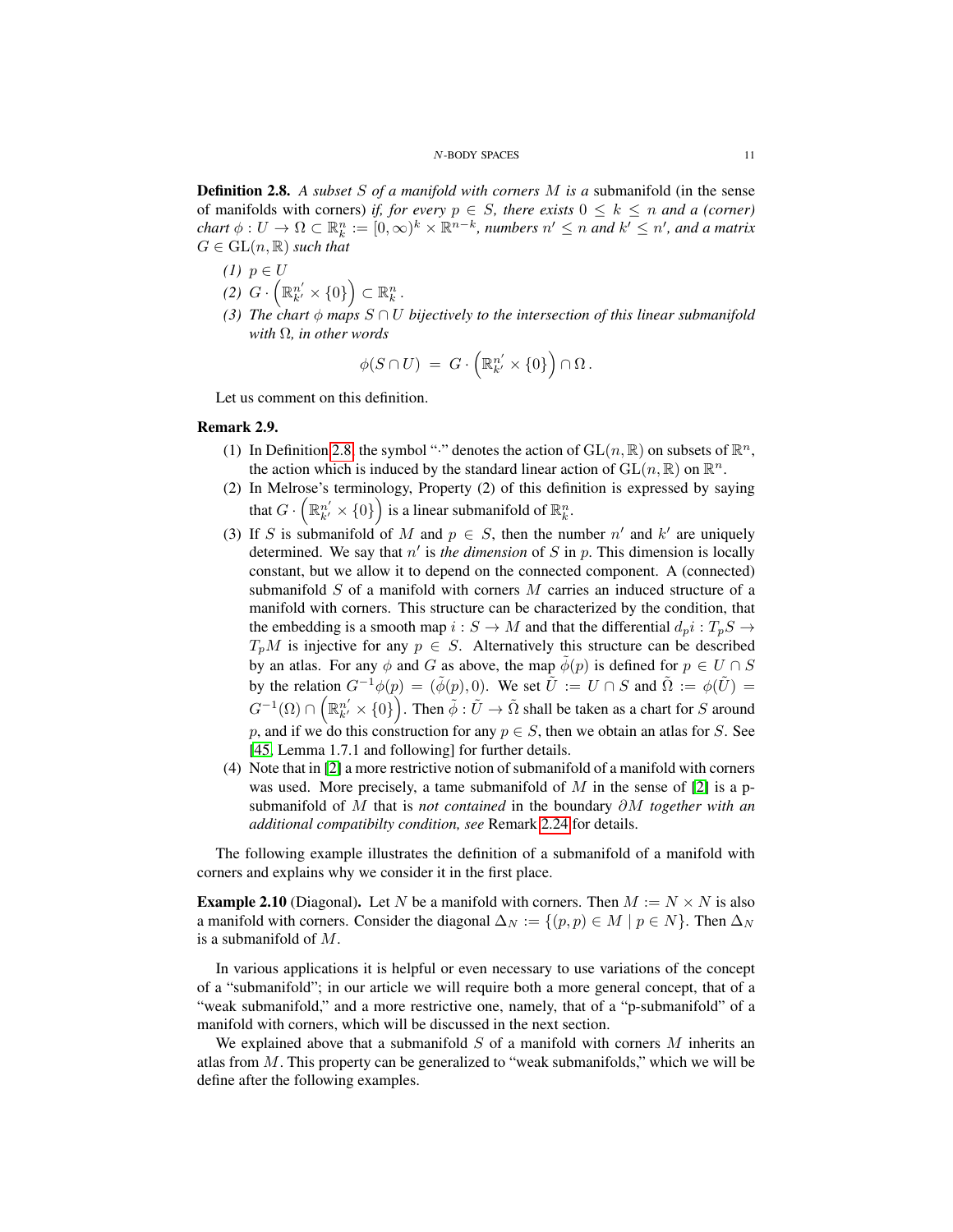**Definition 2.8.** *A subset $S$ of a manifold with corners $M$ is a* submanifold (in the sense of manifolds with corners) *if, for every $p \in S$, there exists $0 \leq k \leq n$ and a (corner) chart $\phi : U \to \Omega \subset \mathbb{R}^n_k := [0, \infty)^k \times \mathbb{R}^{n-k}$, numbers $n' \leq n$ and $k' \leq n'$, and a matrix $G \in \mathrm{GL}(n, \mathbb{R})$ such that*

*(1) $p \in U$*

*(2) $G \cdot \left(\mathbb{R}^{n'}_{k'} \times \{0\}\right) \subset \mathbb{R}^n_k$.*

*(3) The chart $\phi$ maps $S \cap U$ bijectively to the intersection of this linear submanifold with $\Omega$, in other words*

$$\phi(S \cap U) \ = \ G \cdot \left(\mathbb{R}^{n'}_{k'} \times \{0\}\right) \cap \Omega\,.$$

Let us comment on this definition.

**Remark 2.9.**

(1) In Definition 2.8, the symbol "$\cdot$" denotes the action of $\mathrm{GL}(n, \mathbb{R})$ on subsets of $\mathbb{R}^n$, the action which is induced by the standard linear action of $\mathrm{GL}(n, \mathbb{R})$ on $\mathbb{R}^n$.

(2) In Melrose's terminology, Property (2) of this definition is expressed by saying that $G \cdot \left(\mathbb{R}^{n'}_{k'} \times \{0\}\right)$ is a linear submanifold of $\mathbb{R}^n_k$.

(3) If $S$ is submanifold of $M$ and $p \in S$, then the number $n'$ and $k'$ are uniquely determined. We say that $n'$ is *the dimension* of $S$ in $p$. This dimension is locally constant, but we allow it to depend on the connected component. A (connected) submanifold $S$ of a manifold with corners $M$ carries an induced structure of a manifold with corners. This structure can be characterized by the condition, that the embedding is a smooth map $i : S \to M$ and that the differential $d_p i : T_p S \to T_p M$ is injective for any $p \in S$. Alternatively this structure can be described by an atlas. For any $\phi$ and $G$ as above, the map $\tilde{\phi}(p)$ is defined for $p \in U \cap S$ by the relation $G^{-1}\phi(p) = (\tilde{\phi}(p), 0)$. We set $\tilde{U} := U \cap S$ and $\tilde{\Omega} := \phi(\tilde{U}) = G^{-1}(\Omega) \cap \left(\mathbb{R}^{n'}_{k'} \times \{0\}\right)$. Then $\tilde{\phi} : \tilde{U} \to \tilde{\Omega}$ shall be taken as a chart for $S$ around $p$, and if we do this construction for any $p \in S$, then we obtain an atlas for $S$. See [45, Lemma 1.7.1 and following] for further details.

(4) Note that in [2] a more restrictive notion of submanifold of a manifold with corners was used. More precisely, a tame submanifold of $M$ in the sense of [2] is a p-submanifold of $M$ that is *not contained* in the boundary $\partial M$ *together with an additional compatibilty condition, see* Remark 2.24 for details.

The following example illustrates the definition of a submanifold of a manifold with corners and explains why we consider it in the first place.

**Example 2.10** (Diagonal)**.** Let $N$ be a manifold with corners. Then $M := N \times N$ is also a manifold with corners. Consider the diagonal $\Delta_N := \{(p, p) \in M \mid p \in N\}$. Then $\Delta_N$ is a submanifold of $M$.

In various applications it is helpful or even necessary to use variations of the concept of a "submanifold"; in our article we will require both a more general concept, that of a "weak submanifold," and a more restrictive one, namely, that of a "p-submanifold" of a manifold with corners, which will be discussed in the next section.

We explained above that a submanifold $S$ of a manifold with corners $M$ inherits an atlas from $M$. This property can be generalized to "weak submanifolds," which we will be define after the following examples.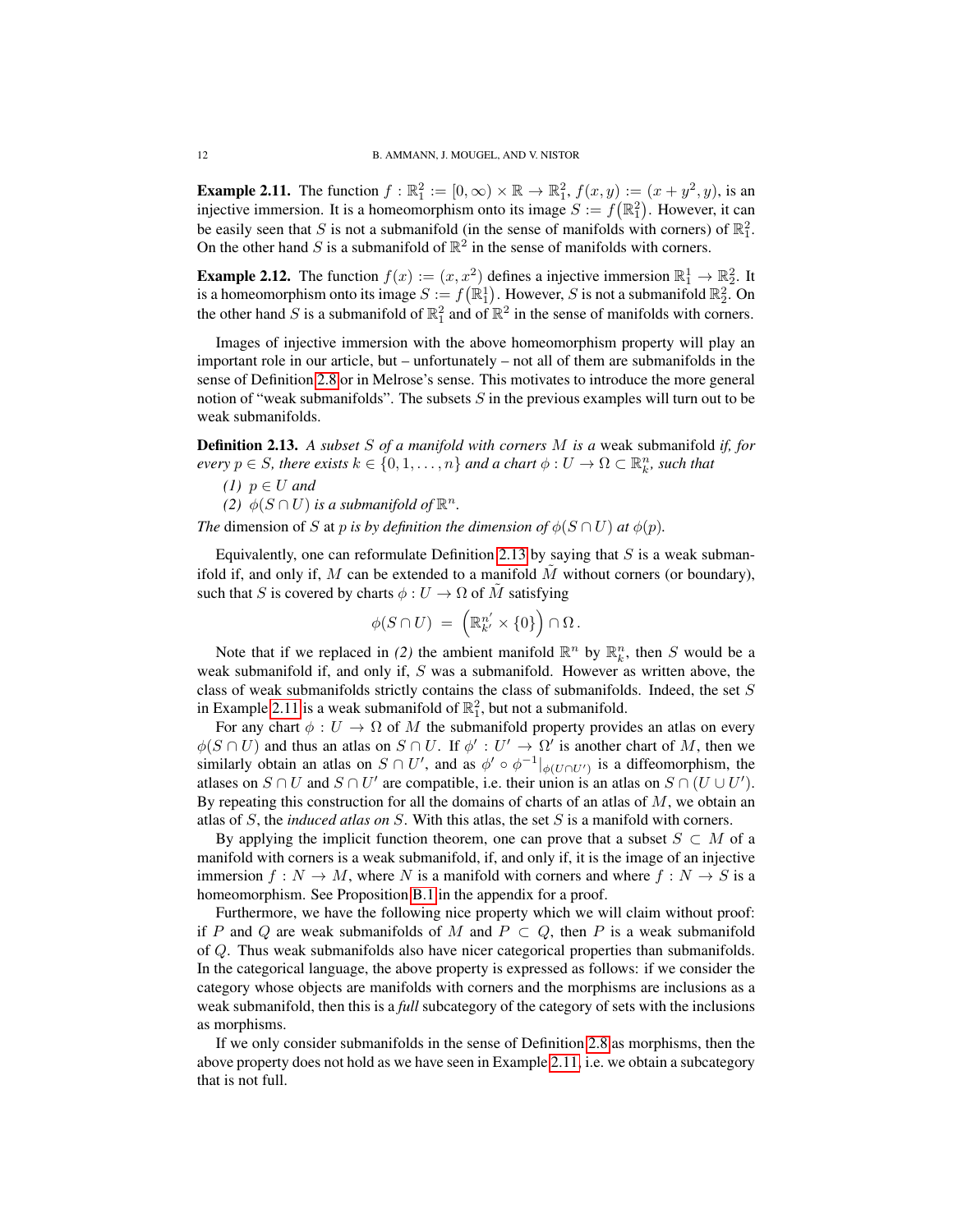**Example 2.11.** The function $f : \mathbb{R}^2_1 := [0, \infty) \times \mathbb{R} \to \mathbb{R}^2_1$, $f(x, y) := (x + y^2, y)$, is an injective immersion. It is a homeomorphism onto its image $S := f\big(\mathbb{R}^2_1\big)$. However, it can be easily seen that $S$ is not a submanifold (in the sense of manifolds with corners) of $\mathbb{R}^2_1$. On the other hand $S$ is a submanifold of $\mathbb{R}^2$ in the sense of manifolds with corners.

**Example 2.12.** The function $f(x) := (x, x^2)$ defines a injective immersion $\mathbb{R}^1_1 \to \mathbb{R}^2_2$. It is a homeomorphism onto its image $S := f\big(\mathbb{R}^1_1\big)$. However, $S$ is not a submanifold $\mathbb{R}^2_2$. On the other hand $S$ is a submanifold of $\mathbb{R}^2_1$ and of $\mathbb{R}^2$ in the sense of manifolds with corners.

Images of injective immersion with the above homeomorphism property will play an important role in our article, but – unfortunately – not all of them are submanifolds in the sense of Definition 2.8 or in Melrose's sense. This motivates to introduce the more general notion of "weak submanifolds". The subsets $S$ in the previous examples will turn out to be weak submanifolds.

**Definition 2.13.** *A subset $S$ of a manifold with corners $M$ is a* weak submanifold *if, for every $p \in S$, there exists $k \in \{0, 1, \ldots, n\}$ and a chart $\phi : U \to \Omega \subset \mathbb{R}^n_k$, such that*

*(1) $p \in U$ and*
*(2) $\phi(S \cap U)$ is a submanifold of $\mathbb{R}^n$.*

*The* dimension of $S$ at $p$ *is by definition the dimension of $\phi(S \cap U)$ at $\phi(p)$.*

Equivalently, one can reformulate Definition 2.13 by saying that $S$ is a weak submanifold if, and only if, $M$ can be extended to a manifold $\tilde{M}$ without corners (or boundary), such that $S$ is covered by charts $\phi : U \to \Omega$ of $\tilde{M}$ satisfying

$$\phi(S \cap U) \;=\; \Big(\mathbb{R}^{n'}_{k'} \times \{0\}\Big) \cap \Omega\,.$$

Note that if we replaced in *(2)* the ambient manifold $\mathbb{R}^n$ by $\mathbb{R}^n_k$, then $S$ would be a weak submanifold if, and only if, $S$ was a submanifold. However as written above, the class of weak submanifolds strictly contains the class of submanifolds. Indeed, the set $S$ in Example 2.11 is a weak submanifold of $\mathbb{R}^2_1$, but not a submanifold.

For any chart $\phi : U \to \Omega$ of $M$ the submanifold property provides an atlas on every $\phi(S \cap U)$ and thus an atlas on $S \cap U$. If $\phi' : U' \to \Omega'$ is another chart of $M$, then we similarly obtain an atlas on $S \cap U'$, and as $\phi' \circ \phi^{-1}|_{\phi(U \cap U')}$ is a diffeomorphism, the atlases on $S \cap U$ and $S \cap U'$ are compatible, i.e. their union is an atlas on $S \cap (U \cup U')$. By repeating this construction for all the domains of charts of an atlas of $M$, we obtain an atlas of $S$, the *induced atlas on* $S$. With this atlas, the set $S$ is a manifold with corners.

By applying the implicit function theorem, one can prove that a subset $S \subset M$ of a manifold with corners is a weak submanifold if, and only if, it is the image of an injective immersion $f : N \to M$, where $N$ is a manifold with corners and where $f : N \to S$ is a homeomorphism. See Proposition B.1 in the appendix for a proof.

Furthermore, we have the following nice property which we will claim without proof: if $P$ and $Q$ are weak submanifolds of $M$ and $P \subset Q$, then $P$ is a weak submanifold of $Q$. Thus weak submanifolds also have nicer categorical properties than submanifolds. In the categorical language, the above property is expressed as follows: if we consider the category whose objects are manifolds with corners and the morphisms are inclusions as a weak submanifold, then this is a *full* subcategory of the category of sets with the inclusions as morphisms.

If we only consider submanifolds in the sense of Definition 2.8 as morphisms, then the above property does not hold as we have seen in Example 2.11, i.e. we obtain a subcategory that is not full.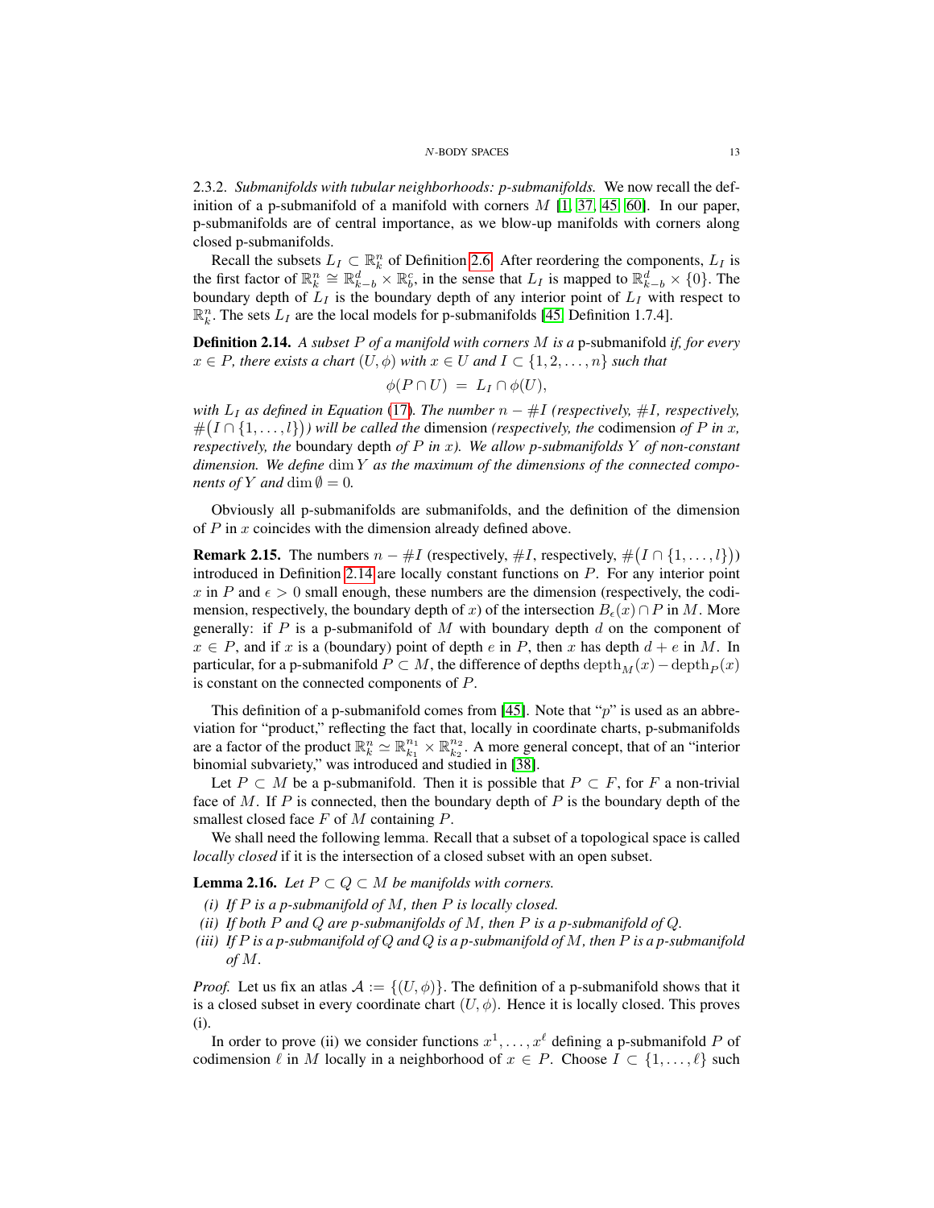2.3.2. *Submanifolds with tubular neighborhoods: p-submanifolds.* We now recall the definition of a p-submanifold of a manifold with corners $M$ [1, 37, 45, 60]. In our paper, p-submanifolds are of central importance, as we blow-up manifolds with corners along closed p-submanifolds.

Recall the subsets $L_I \subset \mathbb{R}^n_k$ of Definition 2.6. After reordering the components, $L_I$ is the first factor of $\mathbb{R}^n_k \cong \mathbb{R}^d_{k-b} \times \mathbb{R}^c_b$, in the sense that $L_I$ is mapped to $\mathbb{R}^d_{k-b} \times \{0\}$. The boundary depth of $L_I$ is the boundary depth of any interior point of $L_I$ with respect to $\mathbb{R}^n_k$. The sets $L_I$ are the local models for p-submanifolds [45, Definition 1.7.4].

**Definition 2.14.** *A subset $P$ of a manifold with corners $M$ is a* p-submanifold *if, for every $x \in P$, there exists a chart $(U, \phi)$ with $x \in U$ and $I \subset \{1, 2, \ldots, n\}$ such that*

$$\phi(P \cap U) \;=\; L_I \cap \phi(U),$$

*with $L_I$ as defined in Equation (17). The number $n - \#I$ (respectively, $\#I$, respectively, $\#\big(I \cap \{1, \ldots, l\}\big)$) will be called the* dimension *(respectively, the* codimension *of $P$ in $x$, respectively, the* boundary depth *of $P$ in $x$). We allow p-submanifolds $Y$ of non-constant dimension. We define $\dim Y$ as the maximum of the dimensions of the connected components of $Y$ and $\dim \emptyset = 0$.*

Obviously all p-submanifolds are submanifolds, and the definition of the dimension of $P$ in $x$ coincides with the dimension already defined above.

**Remark 2.15.** The numbers $n - \#I$ (respectively, $\#I$, respectively, $\#\big(I \cap \{1, \ldots, l\}\big)$) introduced in Definition 2.14 are locally constant functions on $P$. For any interior point $x$ in $P$ and $\epsilon > 0$ small enough, these numbers are the dimension (respectively, the codimension, respectively, the boundary depth of $x$) of the intersection $B_\epsilon(x) \cap P$ in $M$. More generally: if $P$ is a p-submanifold of $M$ with boundary depth $d$ on the component of $x \in P$, and if $x$ is a (boundary) point of depth $e$ in $P$, then $x$ has depth $d + e$ in $M$. In particular, for a p-submanifold $P \subset M$, the difference of depths $\operatorname{depth}_M(x) - \operatorname{depth}_P(x)$ is constant on the connected components of $P$.

This definition of a p-submanifold comes from [45]. Note that "$p$" is used as an abbreviation for "product," reflecting the fact that, locally in coordinate charts, p-submanifolds are a factor of the product $\mathbb{R}^n_k \simeq \mathbb{R}^{n_1}_{k_1} \times \mathbb{R}^{n_2}_{k_2}$. A more general concept, that of an "interior binomial subvariety," was introduced and studied in [38].

Let $P \subset M$ be a p-submanifold. Then it is possible that $P \subset F$, for $F$ a non-trivial face of $M$. If $P$ is connected, then the boundary depth of $P$ is the boundary depth of the smallest closed face $F$ of $M$ containing $P$.

We shall need the following lemma. Recall that a subset of a topological space is called *locally closed* if it is the intersection of a closed subset with an open subset.

**Lemma 2.16.** *Let $P \subset Q \subset M$ be manifolds with corners.*

*(i) If $P$ is a p-submanifold of $M$, then $P$ is locally closed.*

*(ii) If both $P$ and $Q$ are p-submanifolds of $M$, then $P$ is a p-submanifold of $Q$.*

*(iii) If $P$ is a p-submanifold of $Q$ and $Q$ is a p-submanifold of $M$, then $P$ is a p-submanifold of $M$.*

*Proof.* Let us fix an atlas $\mathcal{A} := \{(U, \phi)\}$. The definition of a p-submanifold shows that it is a closed subset in every coordinate chart $(U, \phi)$. Hence it is locally closed. This proves (i).

In order to prove (ii) we consider functions $x^1, \ldots, x^\ell$ defining a p-submanifold $P$ of codimension $\ell$ in $M$ locally in a neighborhood of $x \in P$. Choose $I \subset \{1, \ldots, \ell\}$ such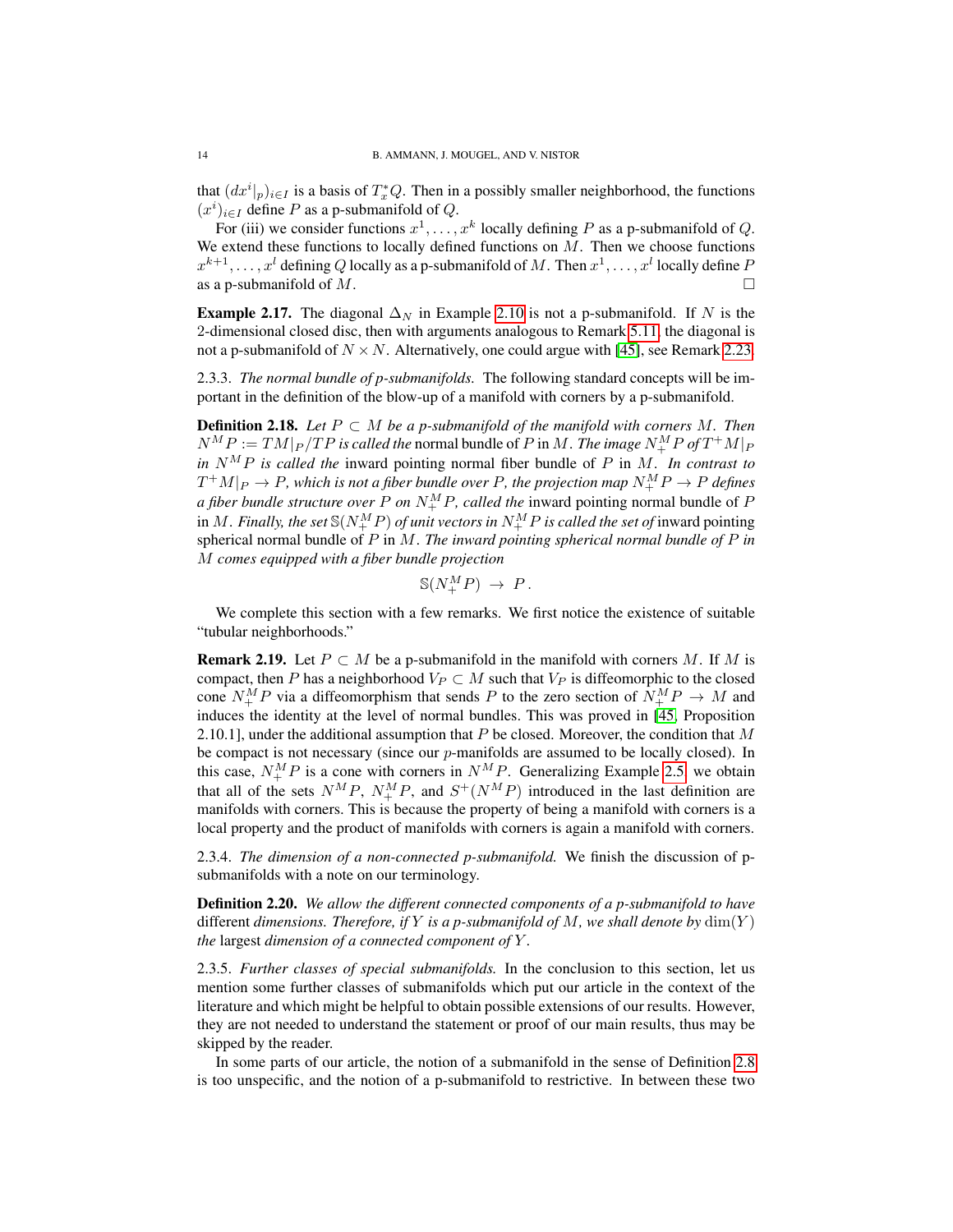that $(dx^i|_p)_{i\in I}$ is a basis of $T^*_x Q$. Then in a possibly smaller neighborhood, the functions $(x^i)_{i\in I}$ define $P$ as a p-submanifold of $Q$.

For (iii) we consider functions $x^1, \dots, x^k$ locally defining $P$ as a p-submanifold of $Q$. We extend these functions to locally defined functions on $M$. Then we choose functions $x^{k+1}, \dots, x^l$ defining $Q$ locally as a p-submanifold of $M$. Then $x^1, \dots, x^l$ locally define $P$ as a p-submanifold of $M$. □

**Example 2.17.** The diagonal $\Delta_N$ in Example 2.10 is not a p-submanifold. If $N$ is the 2-dimensional closed disc, then with arguments analogous to Remark 5.11, the diagonal is not a p-submanifold of $N \times N$. Alternatively, one could argue with [45], see Remark 2.23.

2.3.3. *The normal bundle of p-submanifolds.* The following standard concepts will be important in the definition of the blow-up of a manifold with corners by a p-submanifold.

**Definition 2.18.** *Let $P \subset M$ be a p-submanifold of the manifold with corners $M$. Then $N^M P := TM|_P/TP$ is called the* normal bundle of $P$ in $M$. *The image $N_+^M P$ of $T^+M|_P$ in $N^M P$ is called the* inward pointing normal fiber bundle of $P$ in $M$. *In contrast to $T^+M|_P \to P$, which is not a fiber bundle over $P$, the projection map $N_+^M P \to P$ defines a fiber bundle structure over $P$ on $N_+^M P$, called the* inward pointing normal bundle of $P$ in $M$. *Finally, the set $\mathbb{S}(N_+^M P)$ of unit vectors in $N_+^M P$ is called the set of* inward pointing spherical normal bundle of $P$ in $M$. *The inward pointing spherical normal bundle of $P$ in $M$ comes equipped with a fiber bundle projection*

$$\mathbb{S}(N_+^M P) \;\to\; P\,.$$

We complete this section with a few remarks. We first notice the existence of suitable "tubular neighborhoods."

**Remark 2.19.** Let $P \subset M$ be a p-submanifold in the manifold with corners $M$. If $M$ is compact, then $P$ has a neighborhood $V_P \subset M$ such that $V_P$ is diffeomorphic to the closed cone $N_+^M P$ via a diffeomorphism that sends $P$ to the zero section of $N_+^M P \to M$ and induces the identity at the level of normal bundles. This was proved in [45, Proposition 2.10.1], under the additional assumption that $P$ be closed. Moreover, the condition that $M$ be compact is not necessary (since our $p$-manifolds are assumed to be locally closed). In this case, $N_+^M P$ is a cone with corners in $N^M P$. Generalizing Example 2.5, we obtain that all of the sets $N^M P$, $N_+^M P$, and $S^+(N^M P)$ introduced in the last definition are manifolds with corners. This is because the property of being a manifold with corners is a local property and the product of manifolds with corners is again a manifold with corners.

2.3.4. *The dimension of a non-connected p-submanifold.* We finish the discussion of p-submanifolds with a note on our terminology.

**Definition 2.20.** *We allow the different connected components of a p-submanifold to have* different *dimensions. Therefore, if $Y$ is a p-submanifold of $M$, we shall denote by $\dim(Y)$ the* largest *dimension of a connected component of $Y$.*

2.3.5. *Further classes of special submanifolds.* In the conclusion to this section, let us mention some further classes of submanifolds which put our article in the context of the literature and which might be helpful to obtain possible extensions of our results. However, they are not needed to understand the statement or proof of our main results, thus may be skipped by the reader.

In some parts of our article, the notion of a submanifold in the sense of Definition 2.8 is too unspecific, and the notion of a p-submanifold to restrictive. In between these two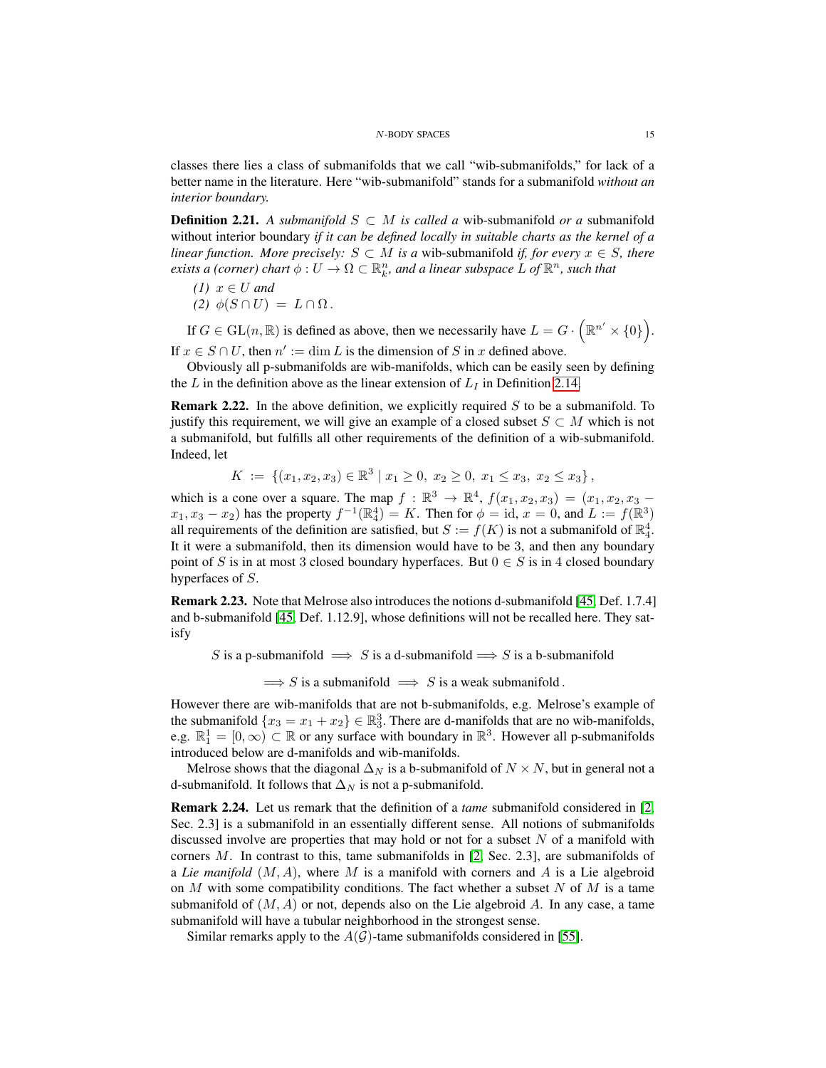classes there lies a class of submanifolds that we call "wib-submanifolds," for lack of a better name in the literature. Here "wib-submanifold" stands for a submanifold *without an interior boundary.*

**Definition 2.21.** *A submanifold $S \subset M$ is called a* wib-submanifold *or a* submanifold without interior boundary *if it can be defined locally in suitable charts as the kernel of a linear function. More precisely: $S \subset M$ is a* wib-submanifold *if, for every $x \in S$, there exists a (corner) chart $\phi : U \to \Omega \subset \mathbb{R}^n_k$, and a linear subspace $L$ of $\mathbb{R}^n$, such that*

*(1) $x \in U$ and*

*(2) $\phi(S \cap U) = L \cap \Omega$.*

If $G \in \mathrm{GL}(n, \mathbb{R})$ is defined as above, then we necessarily have $L = G \cdot \left(\mathbb{R}^{n'} \times \{0\}\right)$. If $x \in S \cap U$, then $n' := \dim L$ is the dimension of $S$ in $x$ defined above.

Obviously all p-submanifolds are wib-manifolds, which can be easily seen by defining the $L$ in the definition above as the linear extension of $L_I$ in Definition 2.14.

**Remark 2.22.** In the above definition, we explicitly required $S$ to be a submanifold. To justify this requirement, we will give an example of a closed subset $S \subset M$ which is not a submanifold, but fulfills all other requirements of the definition of a wib-submanifold. Indeed, let

$$K := \{(x_1, x_2, x_3) \in \mathbb{R}^3 \mid x_1 \geq 0,\ x_2 \geq 0,\ x_1 \leq x_3,\ x_2 \leq x_3\},$$

which is a cone over a square. The map $f : \mathbb{R}^3 \to \mathbb{R}^4$, $f(x_1, x_2, x_3) = (x_1, x_2, x_3 - x_1, x_3 - x_2)$ has the property $f^{-1}(\mathbb{R}^4_4) = K$. Then for $\phi = \mathrm{id}$, $x = 0$, and $L := f(\mathbb{R}^3)$ all requirements of the definition are satisfied, but $S := f(K)$ is not a submanifold of $\mathbb{R}^4_4$. It it were a submanifold, then its dimension would have to be 3, and then any boundary point of $S$ is in at most 3 closed boundary hyperfaces. But $0 \in S$ is in 4 closed boundary hyperfaces of $S$.

**Remark 2.23.** Note that Melrose also introduces the notions d-submanifold [45, Def. 1.7.4] and b-submanifold [45, Def. 1.12.9], whose definitions will not be recalled here. They satisfy

$$S \text{ is a p-submanifold} \implies S \text{ is a d-submanifold} \implies S \text{ is a b-submanifold}$$

$$\implies S \text{ is a submanifold} \implies S \text{ is a weak submanifold}.$$

However there are wib-manifolds that are not b-submanifolds, e.g. Melrose's example of the submanifold $\{x_3 = x_1 + x_2\} \in \mathbb{R}^3_3$. There are d-manifolds that are no wib-manifolds, e.g. $\mathbb{R}^1_1 = [0, \infty) \subset \mathbb{R}$ or any surface with boundary in $\mathbb{R}^3$. However all p-submanifolds introduced below are d-manifolds and wib-manifolds.

Melrose shows that the diagonal $\Delta_N$ is a b-submanifold of $N \times N$, but in general not a d-submanifold. It follows that $\Delta_N$ is not a p-submanifold.

**Remark 2.24.** Let us remark that the definition of a *tame* submanifold considered in [2, Sec. 2.3] is a submanifold in an essentially different sense. All notions of submanifolds discussed involve are properties that may hold or not for a subset $N$ of a manifold with corners $M$. In contrast to this, tame submanifolds in [2, Sec. 2.3], are submanifolds of a *Lie manifold* $(M, A)$, where $M$ is a manifold with corners and $A$ is a Lie algebroid on $M$ with some compatibility conditions. The fact whether a subset $N$ of $M$ is a tame submanifold of $(M, A)$ or not, depends also on the Lie algebroid $A$. In any case, a tame submanifold will have a tubular neighborhood in the strongest sense.

Similar remarks apply to the $A(\mathcal{G})$-tame submanifolds considered in [55].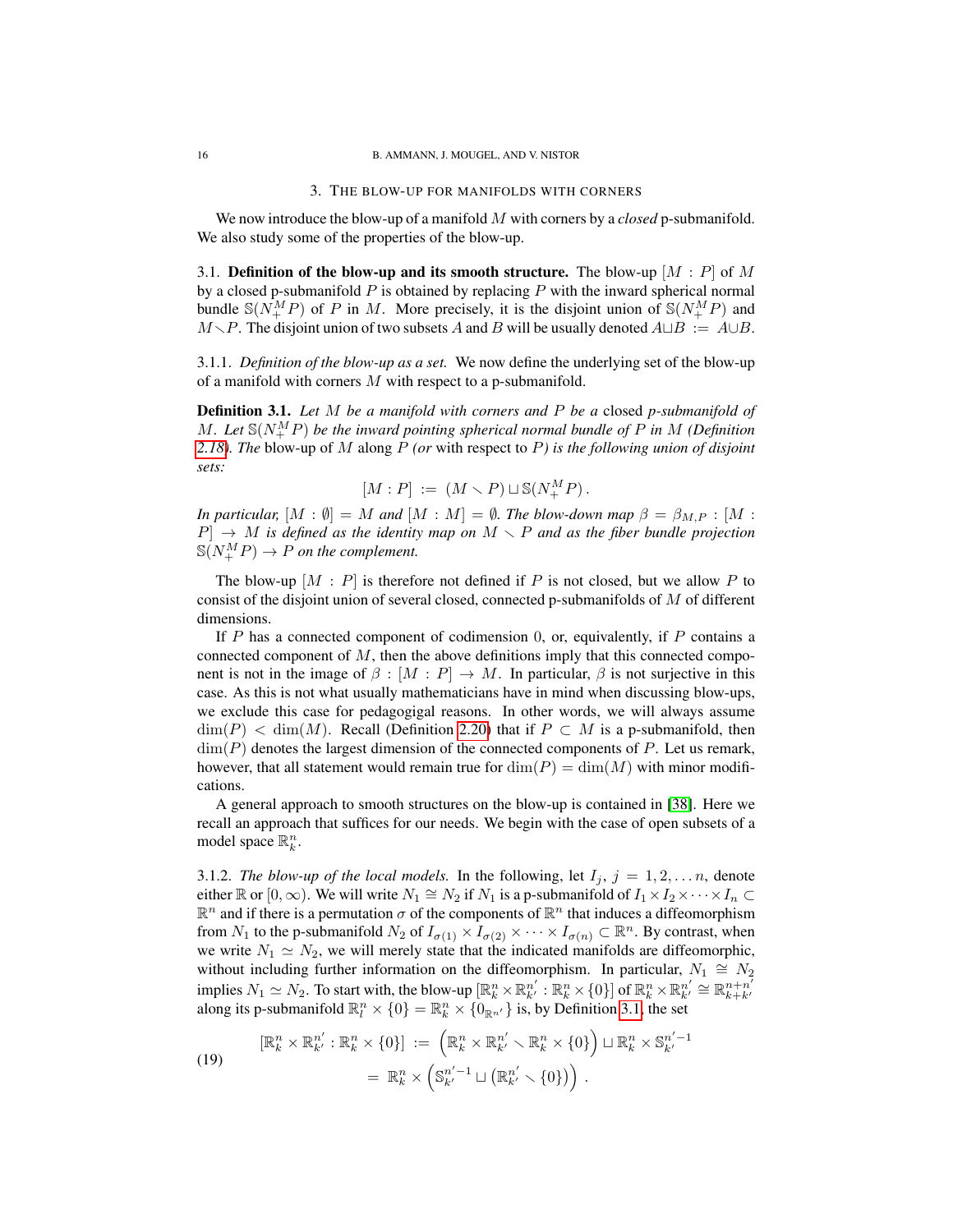## 3. The blow-up for manifolds with corners

We now introduce the blow-up of a manifold $M$ with corners by a *closed* p-submanifold. We also study some of the properties of the blow-up.

### 3.1. Definition of the blow-up and its smooth structure.

The blow-up $[M : P]$ of $M$ by a closed p-submanifold $P$ is obtained by replacing $P$ with the inward spherical normal bundle $\mathbb{S}(N_+^M P)$ of $P$ in $M$. More precisely, it is the disjoint union of $\mathbb{S}(N_+^M P)$ and $M \smallsetminus P$. The disjoint union of two subsets $A$ and $B$ will be usually denoted $A \sqcup B := A \cup B$.

3.1.1. *Definition of the blow-up as a set.* We now define the underlying set of the blow-up of a manifold with corners $M$ with respect to a p-submanifold.

**Definition 3.1.** *Let $M$ be a manifold with corners and $P$ be a* closed *p-submanifold of $M$. Let $\mathbb{S}(N_+^M P)$ be the inward pointing spherical normal bundle of $P$ in $M$ (Definition 2.18). The* blow-up *of $M$ along $P$ (or* with respect to *$P$) is the following union of disjoint sets:*

$$[M : P] := (M \smallsetminus P) \sqcup \mathbb{S}(N_+^M P)\,.$$

*In particular, $[M : \emptyset] = M$ and $[M : M] = \emptyset$. The blow-down map $\beta = \beta_{M,P} : [M : P] \to M$ is defined as the identity map on $M \smallsetminus P$ and as the fiber bundle projection $\mathbb{S}(N_+^M P) \to P$ on the complement.*

The blow-up $[M : P]$ is therefore not defined if $P$ is not closed, but we allow $P$ to consist of the disjoint union of several closed, connected p-submanifolds of $M$ of different dimensions.

If $P$ has a connected component of codimension $0$, or, equivalently, if $P$ contains a connected component of $M$, then the above definitions imply that this connected component is not in the image of $\beta : [M : P] \to M$. In particular, $\beta$ is not surjective in this case. As this is not what usually mathematicians have in mind when discussing blow-ups, we exclude this case for pedagogigal reasons. In other words, we will always assume $\dim(P) < \dim(M)$. Recall (Definition 2.20) that if $P \subset M$ is a p-submanifold, then $\dim(P)$ denotes the largest dimension of the connected components of $P$. Let us remark, however, that all statement would remain true for $\dim(P) = \dim(M)$ with minor modifications.

A general approach to smooth structures on the blow-up is contained in [38]. Here we recall an approach that suffices for our needs. We begin with the case of open subsets of a model space $\mathbb{R}^n_k$.

3.1.2. *The blow-up of the local models.* In the following, let $I_j$, $j = 1, 2, \ldots n$, denote either $\mathbb{R}$ or $[0, \infty)$. We will write $N_1 \cong N_2$ if $N_1$ is a p-submanifold of $I_1 \times I_2 \times \cdots \times I_n \subset \mathbb{R}^n$ and if there is a permutation $\sigma$ of the components of $\mathbb{R}^n$ that induces a diffeomorphism from $N_1$ to the p-submanifold $N_2$ of $I_{\sigma(1)} \times I_{\sigma(2)} \times \cdots \times I_{\sigma(n)} \subset \mathbb{R}^n$. By contrast, when we write $N_1 \simeq N_2$, we will merely state that the indicated manifolds are diffeomorphic, without including further information on the diffeomorphism. In particular, $N_1 \cong N_2$ implies $N_1 \simeq N_2$. To start with, the blow-up $[\mathbb{R}^n_k \times \mathbb{R}^{n'}_{k'} : \mathbb{R}^n_k \times \{0\}]$ of $\mathbb{R}^n_k \times \mathbb{R}^{n'}_{k'} \cong \mathbb{R}^{n+n'}_{k+k'}$ along its p-submanifold $\mathbb{R}^n_l \times \{0\} = \mathbb{R}^n_k \times \{0_{\mathbb{R}^{n'}}\}$ is, by Definition 3.1, the set

$$
\begin{aligned}
[\mathbb{R}^n_k \times \mathbb{R}^{n'}_{k'} : \mathbb{R}^n_k \times \{0\}] &:= \left(\mathbb{R}^n_k \times \mathbb{R}^{n'}_{k'} \smallsetminus \mathbb{R}^n_k \times \{0\}\right) \sqcup \mathbb{R}^n_k \times \mathbb{S}^{n'-1}_{k'} \\
&= \mathbb{R}^n_k \times \left(\mathbb{S}^{n'-1}_{k'} \sqcup \left(\mathbb{R}^{n'}_{k'} \smallsetminus \{0\}\right)\right).
\end{aligned}
\tag{19}
$$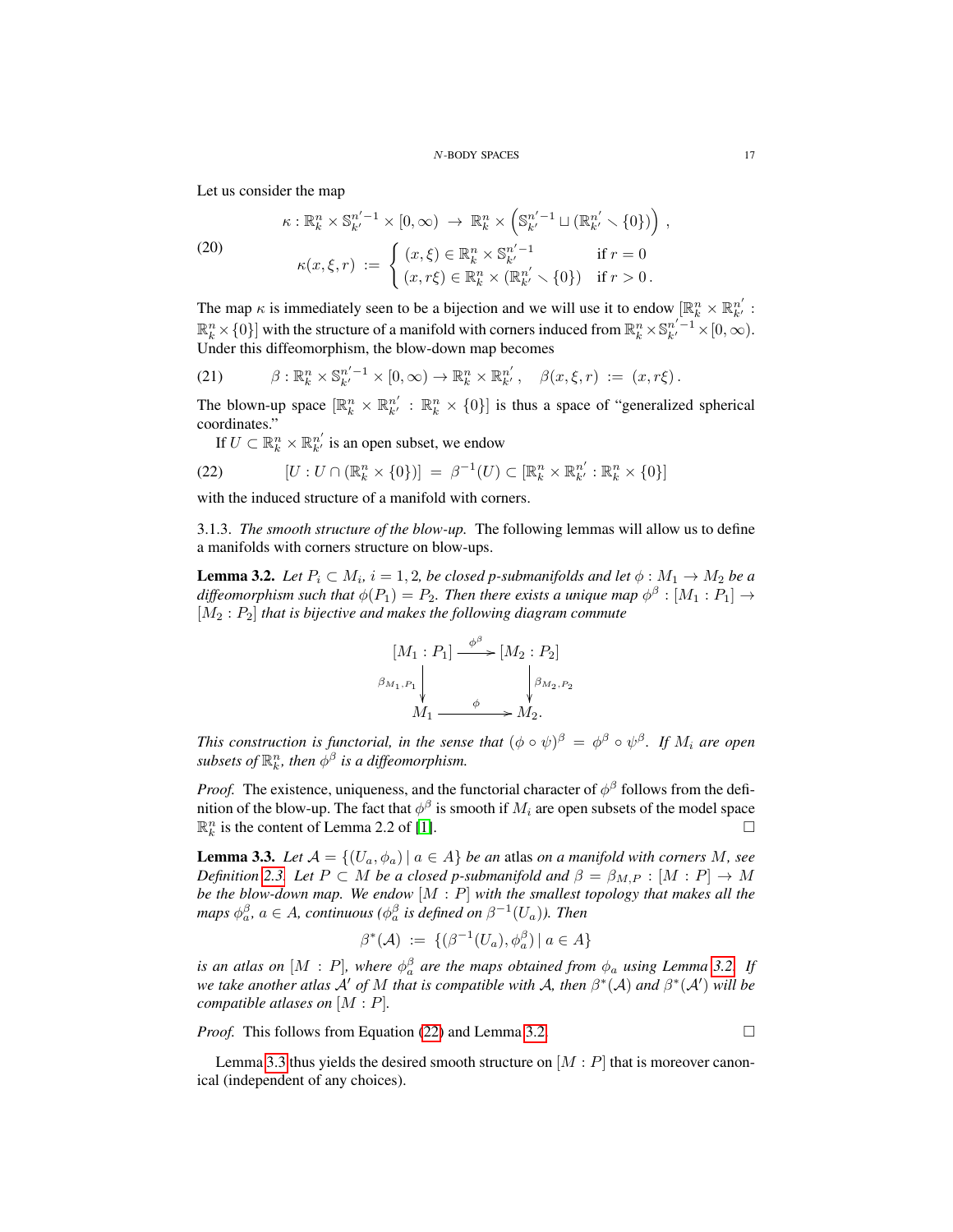Let us consider the map

$$
\begin{aligned}
&\kappa : \mathbb{R}^n_k \times \mathbb{S}^{n'-1}_{k'} \times [0,\infty) \;\to\; \mathbb{R}^n_k \times \left(\mathbb{S}^{n'-1}_{k'} \sqcup (\mathbb{R}^{n'}_{k'} \smallsetminus \{0\})\right), \\
&\kappa(x,\xi,r) \;:=\; \begin{cases} (x,\xi) \in \mathbb{R}^n_k \times \mathbb{S}^{n'-1}_{k'} & \text{if } r = 0 \\ (x, r\xi) \in \mathbb{R}^n_k \times (\mathbb{R}^{n'}_{k'} \smallsetminus \{0\}) & \text{if } r > 0\,. \end{cases}
\end{aligned}
\tag{20}
$$

The map $\kappa$ is immediately seen to be a bijection and we will use it to endow $[\mathbb{R}^n_k \times \mathbb{R}^{n'}_{k'} : \mathbb{R}^n_k \times \{0\}]$ with the structure of a manifold with corners induced from $\mathbb{R}^n_k \times \mathbb{S}^{n'-1}_{k'} \times [0,\infty)$. Under this diffeomorphism, the blow-down map becomes

$$
\beta : \mathbb{R}^n_k \times \mathbb{S}^{n'-1}_{k'} \times [0,\infty) \to \mathbb{R}^n_k \times \mathbb{R}^{n'}_{k'}\,, \quad \beta(x,\xi,r) \;:=\; (x, r\xi)\,. \tag{21}
$$

The blown-up space $[\mathbb{R}^n_k \times \mathbb{R}^{n'}_{k'} : \mathbb{R}^n_k \times \{0\}]$ is thus a space of "generalized spherical coordinates."

If $U \subset \mathbb{R}^n_k \times \mathbb{R}^{n'}_{k'}$ is an open subset, we endow

$$
[U : U \cap (\mathbb{R}^n_k \times \{0\})] \;=\; \beta^{-1}(U) \subset [\mathbb{R}^n_k \times \mathbb{R}^{n'}_{k'} : \mathbb{R}^n_k \times \{0\}] \tag{22}
$$

with the induced structure of a manifold with corners.

3.1.3. *The smooth structure of the blow-up.* The following lemmas will allow us to define a manifolds with corners structure on blow-ups.

**Lemma 3.2.** *Let $P_i \subset M_i$, $i = 1,2$, be closed p-submanifolds and let $\phi : M_1 \to M_2$ be a diffeomorphism such that $\phi(P_1) = P_2$. Then there exists a unique map $\phi^\beta : [M_1 : P_1] \to [M_2 : P_2]$ that is bijective and makes the following diagram commute*

$$
\begin{array}{ccc}
[M_1 : P_1] & \xrightarrow{\ \phi^\beta\ } & [M_2 : P_2] \\
\Big\downarrow{\scriptstyle \beta_{M_1,P_1}} & & \Big\downarrow{\scriptstyle \beta_{M_2,P_2}} \\
M_1 & \xrightarrow{\ \phi\ } & M_2.
\end{array}
$$

*This construction is functorial, in the sense that $(\phi \circ \psi)^\beta = \phi^\beta \circ \psi^\beta$. If $M_i$ are open subsets of $\mathbb{R}^n_k$, then $\phi^\beta$ is a diffeomorphism.*

*Proof.* The existence, uniqueness, and the functorial character of $\phi^\beta$ follows from the definition of the blow-up. The fact that $\phi^\beta$ is smooth if $M_i$ are open subsets of the model space $\mathbb{R}^n_k$ is the content of Lemma 2.2 of [1]. □

**Lemma 3.3.** *Let $\mathcal{A} = \{(U_a, \phi_a) \mid a \in A\}$ be an* atlas *on a manifold with corners $M$, see Definition 2.3. Let $P \subset M$ be a closed p-submanifold and $\beta = \beta_{M,P} : [M : P] \to M$ be the blow-down map. We endow $[M : P]$ with the smallest topology that makes all the maps $\phi_a^\beta$, $a \in A$, continuous ($\phi_a^\beta$ is defined on $\beta^{-1}(U_a)$). Then*

$$
\beta^*(\mathcal{A}) \;:=\; \{(\beta^{-1}(U_a), \phi_a^\beta) \mid a \in A\}
$$

*is an atlas on $[M : P]$, where $\phi_a^\beta$ are the maps obtained from $\phi_a$ using Lemma 3.2. If we take another atlas $\mathcal{A}'$ of $M$ that is compatible with $\mathcal{A}$, then $\beta^*(\mathcal{A})$ and $\beta^*(\mathcal{A}')$ will be compatible atlases on $[M : P]$.*

*Proof.* This follows from Equation (22) and Lemma 3.2. □

Lemma 3.3 thus yields the desired smooth structure on $[M : P]$ that is moreover canonical (independent of any choices).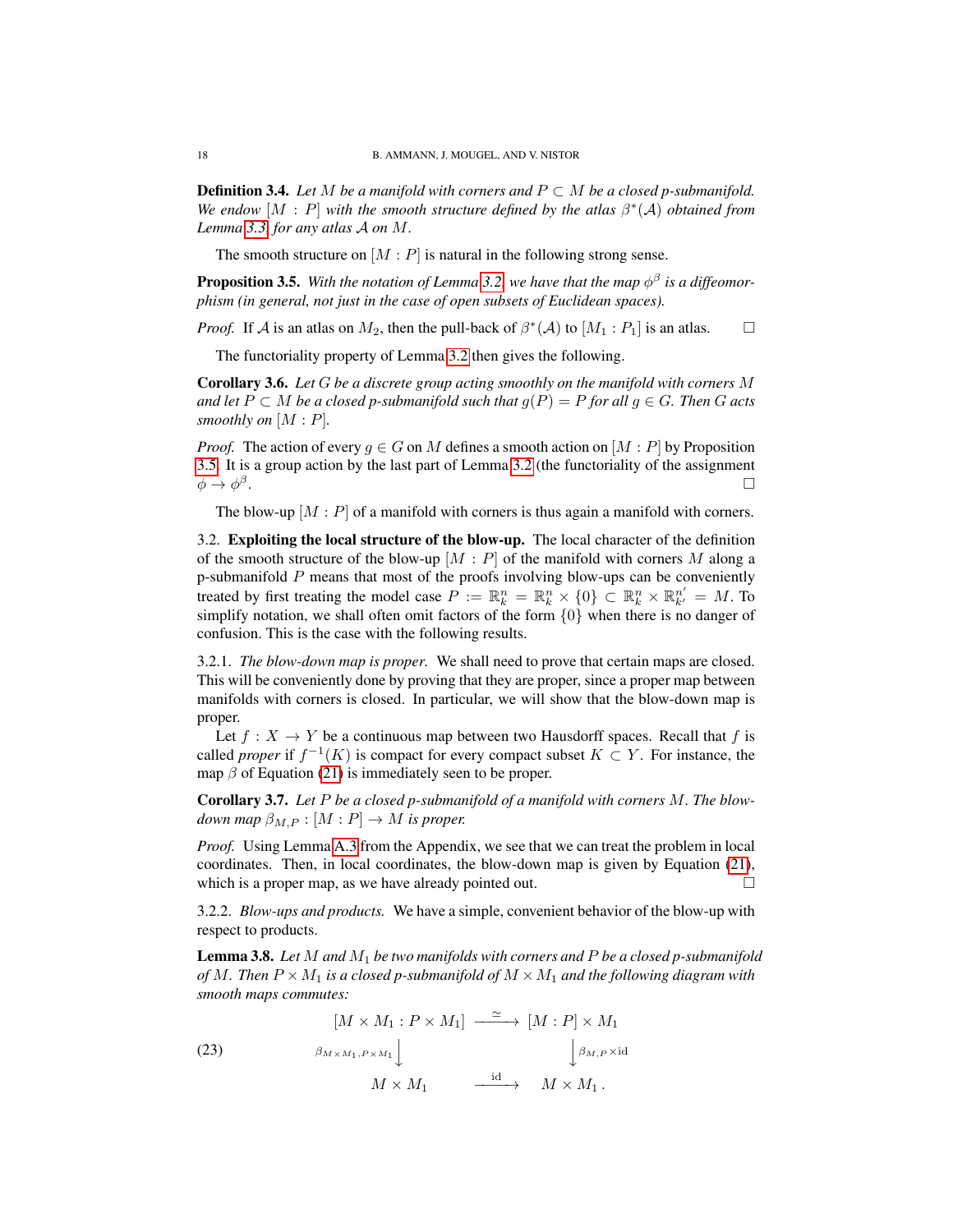**Definition 3.4.** *Let $M$ be a manifold with corners and $P \subset M$ be a closed p-submanifold. We endow $[M : P]$ with the smooth structure defined by the atlas $\beta^*(\mathcal{A})$ obtained from Lemma 3.3 for any atlas $\mathcal{A}$ on $M$.*

The smooth structure on $[M : P]$ is natural in the following strong sense.

**Proposition 3.5.** *With the notation of Lemma 3.2, we have that the map $\phi^\beta$ is a diffeomorphism (in general, not just in the case of open subsets of Euclidean spaces).*

*Proof.* If $\mathcal{A}$ is an atlas on $M_2$, then the pull-back of $\beta^*(\mathcal{A})$ to $[M_1 : P_1]$ is an atlas. □

The functoriality property of Lemma 3.2 then gives the following.

**Corollary 3.6.** *Let $G$ be a discrete group acting smoothly on the manifold with corners $M$ and let $P \subset M$ be a closed p-submanifold such that $g(P) = P$ for all $g \in G$. Then $G$ acts smoothly on $[M : P]$.*

*Proof.* The action of every $g \in G$ on $M$ defines a smooth action on $[M : P]$ by Proposition 3.5. It is a group action by the last part of Lemma 3.2 (the functoriality of the assignment $\phi \to \phi^\beta$. □

The blow-up $[M : P]$ of a manifold with corners is thus again a manifold with corners.

3.2. **Exploiting the local structure of the blow-up.** The local character of the definition of the smooth structure of the blow-up $[M : P]$ of the manifold with corners $M$ along a p-submanifold $P$ means that most of the proofs involving blow-ups can be conveniently treated by first treating the model case $P := \mathbb{R}^n_k = \mathbb{R}^n_k \times \{0\} \subset \mathbb{R}^n_k \times \mathbb{R}^{n'}_{k'} = M$. To simplify notation, we shall often omit factors of the form $\{0\}$ when there is no danger of confusion. This is the case with the following results.

3.2.1. *The blow-down map is proper.* We shall need to prove that certain maps are closed. This will be conveniently done by proving that they are proper, since a proper map between manifolds with corners is closed. In particular, we will show that the blow-down map is proper.

Let $f : X \to Y$ be a continuous map between two Hausdorff spaces. Recall that $f$ is called *proper* if $f^{-1}(K)$ is compact for every compact subset $K \subset Y$. For instance, the map $\beta$ of Equation (21) is immediately seen to be proper.

**Corollary 3.7.** *Let $P$ be a closed p-submanifold of a manifold with corners $M$. The blow-down map $\beta_{M,P} : [M : P] \to M$ is proper.*

*Proof.* Using Lemma A.3 from the Appendix, we see that we can treat the problem in local coordinates. Then, in local coordinates, the blow-down map is given by Equation (21), which is a proper map, as we have already pointed out. □

3.2.2. *Blow-ups and products.* We have a simple, convenient behavior of the blow-up with respect to products.

**Lemma 3.8.** *Let $M$ and $M_1$ be two manifolds with corners and $P$ be a closed p-submanifold of $M$. Then $P \times M_1$ is a closed p-submanifold of $M \times M_1$ and the following diagram with smooth maps commutes:*

$$
\begin{array}{ccc}
[M \times M_1 : P \times M_1] & \xrightarrow{\simeq} & [M : P] \times M_1 \\
\Big\downarrow{\scriptstyle \beta_{M \times M_1, P \times M_1}} & & \Big\downarrow{\scriptstyle \beta_{M,P} \times \mathrm{id}} \\
M \times M_1 & \xrightarrow{\mathrm{id}} & M \times M_1 \,.
\end{array}
\tag{23}
$$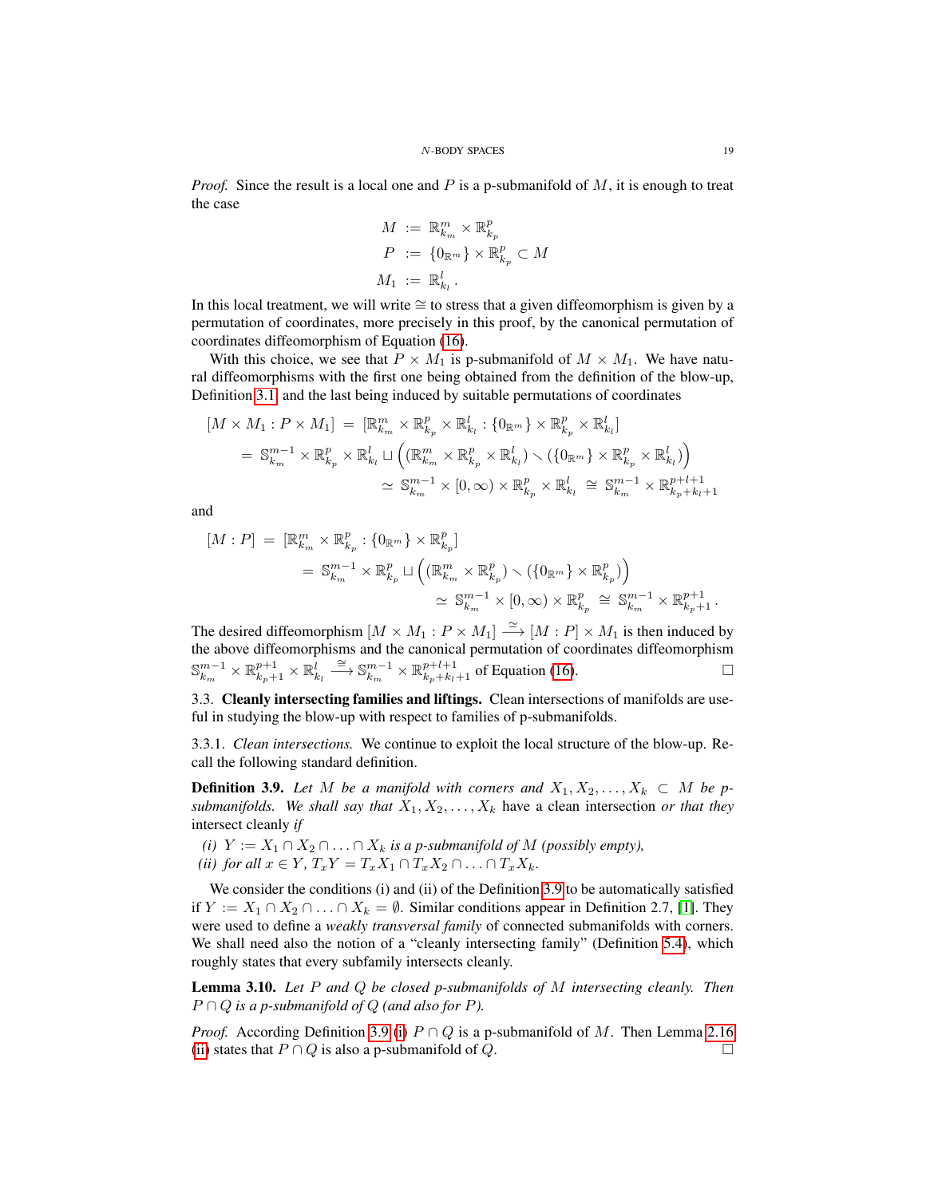*Proof.* Since the result is a local one and $P$ is a p-submanifold of $M$, it is enough to treat the case

$$
\begin{aligned}
M &:= \mathbb{R}^m_{k_m} \times \mathbb{R}^p_{k_p} \\
P &:= \{0_{\mathbb{R}^m}\} \times \mathbb{R}^p_{k_p} \subset M \\
M_1 &:= \mathbb{R}^l_{k_l}\,.
\end{aligned}
$$

In this local treatment, we will write $\cong$ to stress that a given diffeomorphism is given by a permutation of coordinates, more precisely in this proof, by the canonical permutation of coordinates diffeomorphism of Equation (16).

With this choice, we see that $P \times M_1$ is p-submanifold of $M \times M_1$. We have natural diffeomorphisms with the first one being obtained from the definition of the blow-up, Definition 3.1, and the last being induced by suitable permutations of coordinates

$$
\begin{aligned}
[M \times M_1 : P \times M_1] &= [\mathbb{R}^m_{k_m} \times \mathbb{R}^p_{k_p} \times \mathbb{R}^l_{k_l} : \{0_{\mathbb{R}^m}\} \times \mathbb{R}^p_{k_p} \times \mathbb{R}^l_{k_l}] \\
&= \mathbb{S}^{m-1}_{k_m} \times \mathbb{R}^p_{k_p} \times \mathbb{R}^l_{k_l} \sqcup \Big( (\mathbb{R}^m_{k_m} \times \mathbb{R}^p_{k_p} \times \mathbb{R}^l_{k_l}) \smallsetminus (\{0_{\mathbb{R}^m}\} \times \mathbb{R}^p_{k_p} \times \mathbb{R}^l_{k_l}) \Big) \\
&\simeq \mathbb{S}^{m-1}_{k_m} \times [0,\infty) \times \mathbb{R}^p_{k_p} \times \mathbb{R}^l_{k_l} \;\cong\; \mathbb{S}^{m-1}_{k_m} \times \mathbb{R}^{p+l+1}_{k_p+k_l+1}
\end{aligned}
$$

and

$$
\begin{aligned}
[M : P] &= [\mathbb{R}^m_{k_m} \times \mathbb{R}^p_{k_p} : \{0_{\mathbb{R}^m}\} \times \mathbb{R}^p_{k_p}] \\
&= \mathbb{S}^{m-1}_{k_m} \times \mathbb{R}^p_{k_p} \sqcup \Big( (\mathbb{R}^m_{k_m} \times \mathbb{R}^p_{k_p}) \smallsetminus (\{0_{\mathbb{R}^m}\} \times \mathbb{R}^p_{k_p}) \Big) \\
&\simeq \mathbb{S}^{m-1}_{k_m} \times [0,\infty) \times \mathbb{R}^p_{k_p} \;\cong\; \mathbb{S}^{m-1}_{k_m} \times \mathbb{R}^{p+1}_{k_p+1}\,.
\end{aligned}
$$

The desired diffeomorphism $[M \times M_1 : P \times M_1] \xrightarrow{\simeq} [M : P] \times M_1$ is then induced by the above diffeomorphisms and the canonical permutation of coordinates diffeomorphism $\mathbb{S}^{m-1}_{k_m} \times \mathbb{R}^{p+1}_{k_p+1} \times \mathbb{R}^l_{k_l} \xrightarrow{\cong} \mathbb{S}^{m-1}_{k_m} \times \mathbb{R}^{p+l+1}_{k_p+k_l+1}$ of Equation (16). □

### 3.3. **Cleanly intersecting families and liftings.**

Clean intersections of manifolds are useful in studying the blow-up with respect to families of p-submanifolds.

3.3.1. *Clean intersections.* We continue to exploit the local structure of the blow-up. Recall the following standard definition.

**Definition 3.9.** *Let $M$ be a manifold with corners and $X_1, X_2, \ldots, X_k \subset M$ be p-submanifolds. We shall say that $X_1, X_2, \ldots, X_k$* have a clean intersection *or that they* intersect cleanly *if*

*(i) $Y := X_1 \cap X_2 \cap \ldots \cap X_k$ is a p-submanifold of $M$ (possibly empty),*
*(ii) for all $x \in Y$, $T_xY = T_xX_1 \cap T_xX_2 \cap \ldots \cap T_xX_k$.*

We consider the conditions (i) and (ii) of the Definition 3.9 to be automatically satisfied if $Y := X_1 \cap X_2 \cap \ldots \cap X_k = \emptyset$. Similar conditions appear in Definition 2.7, [1]. They were used to define a *weakly transversal family* of connected submanifolds with corners. We shall need also the notion of a "cleanly intersecting family" (Definition 5.4), which roughly states that every subfamily intersects cleanly.

**Lemma 3.10.** *Let $P$ and $Q$ be closed p-submanifolds of $M$ intersecting cleanly. Then $P \cap Q$ is a p-submanifold of $Q$ (and also for $P$).*

*Proof.* According Definition 3.9 (i) $P \cap Q$ is a p-submanifold of $M$. Then Lemma 2.16 (ii) states that $P \cap Q$ is also a p-submanifold of $Q$. □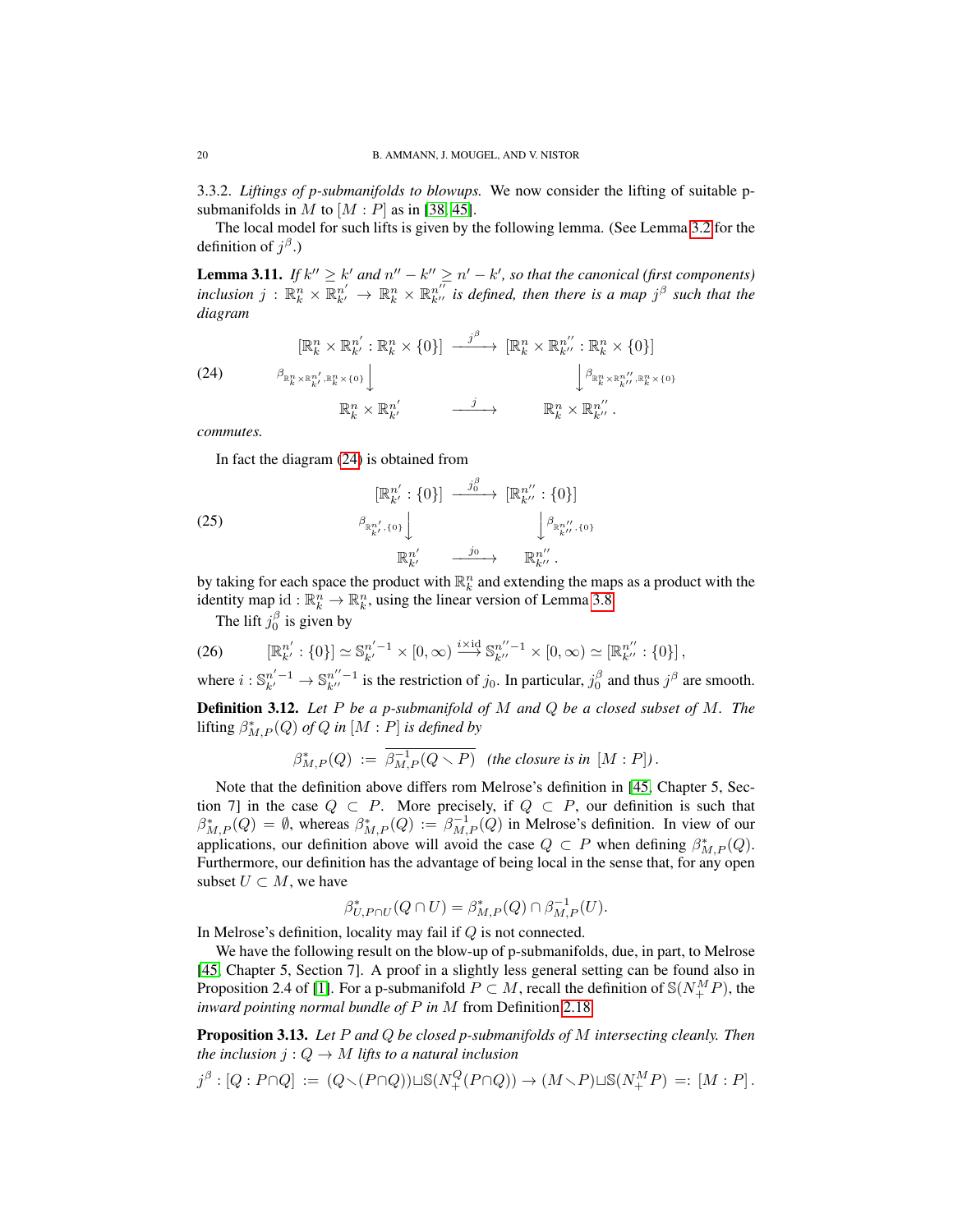3.3.2. *Liftings of p-submanifolds to blowups.* We now consider the lifting of suitable p-submanifolds in $M$ to $[M : P]$ as in [38, 45].

The local model for such lifts is given by the following lemma. (See Lemma 3.2 for the definition of $j^\beta$.)

**Lemma 3.11.** *If $k'' \geq k'$ and $n'' - k'' \geq n' - k'$, so that the canonical (first components) inclusion $j : \mathbb{R}^n_k \times \mathbb{R}^{n'}_{k'} \to \mathbb{R}^n_k \times \mathbb{R}^{n''}_{k''}$ is defined, then there is a map $j^\beta$ such that the diagram*

$$
\begin{array}{ccc}
[\mathbb{R}^n_k \times \mathbb{R}^{n'}_{k'} : \mathbb{R}^n_k \times \{0\}] & \xrightarrow{\ j^\beta\ } & [\mathbb{R}^n_k \times \mathbb{R}^{n''}_{k''} : \mathbb{R}^n_k \times \{0\}] \\
{\scriptstyle \beta_{\mathbb{R}^n_k \times \mathbb{R}^{n'}_{k'}, \mathbb{R}^n_k \times \{0\}}} \big\downarrow & & \big\downarrow {\scriptstyle \beta_{\mathbb{R}^n_k \times \mathbb{R}^{n''}_{k''}, \mathbb{R}^n_k \times \{0\}}} \\
\mathbb{R}^n_k \times \mathbb{R}^{n'}_{k'} & \xrightarrow{\ j\ } & \mathbb{R}^n_k \times \mathbb{R}^{n''}_{k''}\,.
\end{array}
\tag{24}
$$

*commutes.*

In fact the diagram (24) is obtained from

$$
\begin{array}{ccc}
[\mathbb{R}^{n'}_{k'} : \{0\}] & \xrightarrow{\ j_0^\beta\ } & [\mathbb{R}^{n''}_{k''} : \{0\}] \\
{\scriptstyle \beta_{\mathbb{R}^{n'}_{k'}, \{0\}}} \big\downarrow & & \big\downarrow {\scriptstyle \beta_{\mathbb{R}^{n''}_{k''}, \{0\}}} \\
\mathbb{R}^{n'}_{k'} & \xrightarrow{\ j_0\ } & \mathbb{R}^{n''}_{k''}\,.
\end{array}
\tag{25}
$$

by taking for each space the product with $\mathbb{R}^n_k$ and extending the maps as a product with the identity map $\mathrm{id} : \mathbb{R}^n_k \to \mathbb{R}^n_k$, using the linear version of Lemma 3.8.

The lift $j_0^\beta$ is given by

$$
[\mathbb{R}^{n'}_{k'} : \{0\}] \simeq \mathbb{S}^{n'-1}_{k'} \times [0, \infty) \xrightarrow{i \times \mathrm{id}} \mathbb{S}^{n''-1}_{k''} \times [0, \infty) \simeq [\mathbb{R}^{n''}_{k''} : \{0\}]\,,
\tag{26}
$$

where $i : \mathbb{S}^{n'-1}_{k'} \to \mathbb{S}^{n''-1}_{k''}$ is the restriction of $j_0$. In particular, $j_0^\beta$ and thus $j^\beta$ are smooth.

**Definition 3.12.** *Let $P$ be a p-submanifold of $M$ and $Q$ be a closed subset of $M$. The* lifting $\beta^*_{M,P}(Q)$ *of $Q$ in $[M : P]$ is defined by*

$$
\beta^*_{M,P}(Q) \ := \ \overline{\beta^{-1}_{M,P}(Q \smallsetminus P)} \quad \text{(the closure is in } [M : P])\,.
$$

Note that the definition above differs rom Melrose's definition in [45, Chapter 5, Section 7] in the case $Q \subset P$. More precisely, if $Q \subset P$, our definition is such that $\beta^*_{M,P}(Q) = \emptyset$, whereas $\beta^*_{M,P}(Q) := \beta^{-1}_{M,P}(Q)$ in Melrose's definition. In view of our applications, our definition above will avoid the case $Q \subset P$ when defining $\beta^*_{M,P}(Q)$. Furthermore, our definition has the advantage of being local in the sense that, for any open subset $U \subset M$, we have

$$
\beta^*_{U,P\cap U}(Q \cap U) = \beta^*_{M,P}(Q) \cap \beta^{-1}_{M,P}(U).
$$

In Melrose's definition, locality may fail if $Q$ is not connected.

We have the following result on the blow-up of p-submanifolds, due, in part, to Melrose [45, Chapter 5, Section 7]. A proof in a slightly less general setting can be found also in Proposition 2.4 of [1]. For a p-submanifold $P \subset M$, recall the definition of $\mathbb{S}(N^M_+P)$, the *inward pointing normal bundle of $P$ in $M$* from Definition 2.18.

**Proposition 3.13.** *Let $P$ and $Q$ be closed p-submanifolds of $M$ intersecting cleanly. Then the inclusion $j : Q \to M$ lifts to a natural inclusion*

$$
j^\beta : [Q : P \cap Q] \ := \ (Q \smallsetminus (P \cap Q)) \sqcup \mathbb{S}(N^Q_+(P \cap Q)) \to (M \smallsetminus P) \sqcup \mathbb{S}(N^M_+P) \ =: \ [M : P]\,.
$$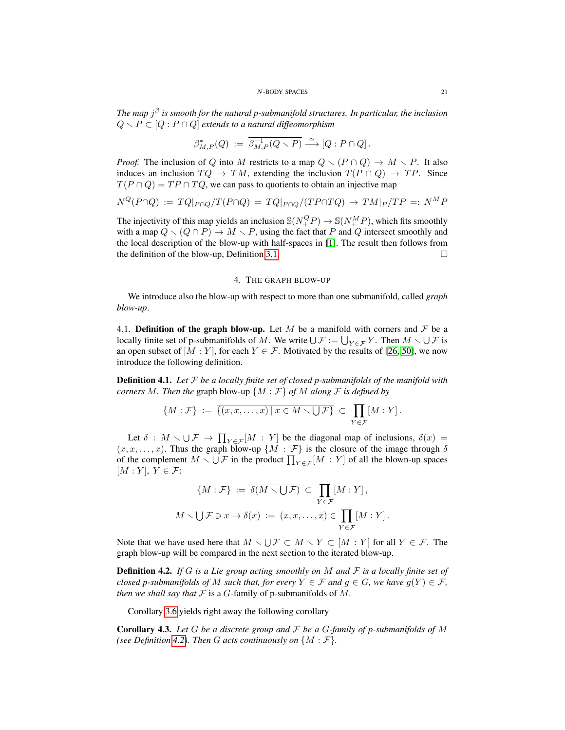*The map $j^\beta$ is smooth for the natural p-submanifold structures. In particular, the inclusion $Q \smallsetminus P \subset [Q : P \cap Q]$ extends to a natural diffeomorphism*

$$\beta^*_{M,P}(Q) := \overline{\beta^{-1}_{M,P}(Q \smallsetminus P)} \xrightarrow{\simeq} [Q : P \cap Q]\,.$$

*Proof.* The inclusion of $Q$ into $M$ restricts to a map $Q \smallsetminus (P \cap Q) \to M \smallsetminus P$. It also induces an inclusion $TQ \to TM$, extending the inclusion $T(P \cap Q) \to TP$. Since $T(P \cap Q) = TP \cap TQ$, we can pass to quotients to obtain an injective map

$$N^Q(P\cap Q) := TQ|_{P\cap Q}/T(P\cap Q) = TQ|_{P\cap Q}/(TP\cap TQ) \to TM|_P/TP =: N^M P$$

The injectivity of this map yields an inclusion $\mathbb{S}(N^Q_+ P) \to \mathbb{S}(N^M_+ P)$, which fits smoothly with a map $Q \smallsetminus (Q \cap P) \to M \smallsetminus P$, using the fact that $P$ and $Q$ intersect smoothly and the local description of the blow-up with half-spaces in [1]. The result then follows from the definition of the blow-up, Definition 3.1. □

## 4. The graph blow-up

We introduce also the blow-up with respect to more than one submanifold, called *graph blow-up*.

4.1. **Definition of the graph blow-up.** Let $M$ be a manifold with corners and $\mathcal{F}$ be a locally finite set of p-submanifolds of $M$. We write $\bigcup \mathcal{F} := \bigcup_{Y \in \mathcal{F}} Y$. Then $M \smallsetminus \bigcup \mathcal{F}$ is an open subset of $[M : Y]$, for each $Y \in \mathcal{F}$. Motivated by the results of [26, 50], we now introduce the following definition.

**Definition 4.1.** *Let $\mathcal{F}$ be a locally finite set of closed p-submanifolds of the manifold with corners $M$. Then the* graph blow-up *$\{M : \mathcal{F}\}$ of $M$ along $\mathcal{F}$ is defined by*

$$\{M : \mathcal{F}\} := \overline{\{(x, x, \ldots, x) \mid x \in M \smallsetminus \bigcup \mathcal{F}\}} \subset \prod_{Y \in \mathcal{F}} [M : Y]\,.$$

Let $\delta : M \smallsetminus \bigcup \mathcal{F} \to \prod_{Y \in \mathcal{F}} [M : Y]$ be the diagonal map of inclusions, $\delta(x) = (x, x, \ldots, x)$. Thus the graph blow-up $\{M : \mathcal{F}\}$ is the closure of the image through $\delta$ of the complement $M \smallsetminus \bigcup \mathcal{F}$ in the product $\prod_{Y \in \mathcal{F}} [M : Y]$ of all the blown-up spaces $[M : Y]$, $Y \in \mathcal{F}$:

$$\{M : \mathcal{F}\} := \overline{\delta(M \smallsetminus \bigcup \mathcal{F})} \subset \prod_{Y \in \mathcal{F}} [M : Y]\,,$$

$$M \smallsetminus \bigcup \mathcal{F} \ni x \to \delta(x) := (x, x, \ldots, x) \in \prod_{Y \in \mathcal{F}} [M : Y]\,.$$

Note that we have used here that $M \smallsetminus \bigcup \mathcal{F} \subset M \smallsetminus Y \subset [M : Y]$ for all $Y \in \mathcal{F}$. The graph blow-up will be compared in the next section to the iterated blow-up.

**Definition 4.2.** *If $G$ is a Lie group acting smoothly on $M$ and $\mathcal{F}$ is a locally finite set of closed p-submanifolds of $M$ such that, for every $Y \in \mathcal{F}$ and $g \in G$, we have $g(Y) \in \mathcal{F}$, then we shall say that $\mathcal{F}$ is a $G$-family of p-submanifolds of $M$.*

Corollary 3.6 yields right away the following corollary

**Corollary 4.3.** *Let $G$ be a discrete group and $\mathcal{F}$ be a $G$-family of p-submanifolds of $M$ (see Definition 4.2). Then $G$ acts continuously on $\{M : \mathcal{F}\}$.*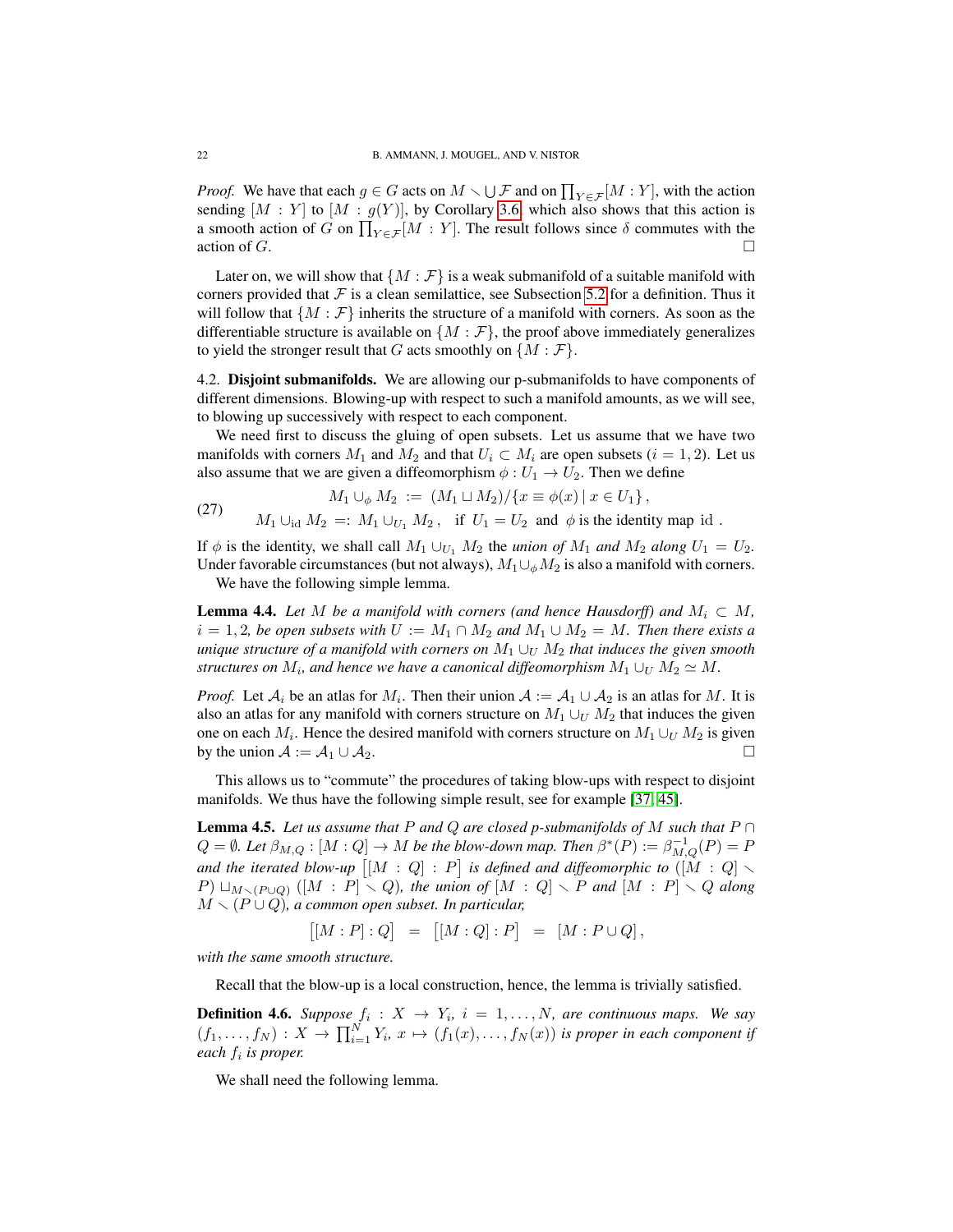*Proof.* We have that each $g \in G$ acts on $M \smallsetminus \bigcup \mathcal{F}$ and on $\prod_{Y \in \mathcal{F}} [M : Y]$, with the action sending $[M : Y]$ to $[M : g(Y)]$, by Corollary 3.6, which also shows that this action is a smooth action of $G$ on $\prod_{Y \in \mathcal{F}} [M : Y]$. The result follows since $\delta$ commutes with the action of $G$. □

Later on, we will show that $\{M : \mathcal{F}\}$ is a weak submanifold of a suitable manifold with corners provided that $\mathcal{F}$ is a clean semilattice, see Subsection 5.2 for a definition. Thus it will follow that $\{M : \mathcal{F}\}$ inherits the structure of a manifold with corners. As soon as the differentiable structure is available on $\{M : \mathcal{F}\}$, the proof above immediately generalizes to yield the stronger result that $G$ acts smoothly on $\{M : \mathcal{F}\}$.

4.2. **Disjoint submanifolds.** We are allowing our p-submanifolds to have components of different dimensions. Blowing-up with respect to such a manifold amounts, as we will see, to blowing up successively with respect to each component.

We need first to discuss the gluing of open subsets. Let us assume that we have two manifolds with corners $M_1$ and $M_2$ and that $U_i \subset M_i$ are open subsets ($i = 1, 2$). Let us also assume that we are given a diffeomorphism $\phi : U_1 \to U_2$. Then we define

$$
\begin{aligned}
M_1 \cup_\phi M_2 \;&:=\; (M_1 \sqcup M_2)/\{x \equiv \phi(x) \mid x \in U_1\}\,, \\
M_1 \cup_{\mathrm{id}} M_2 \;&=:\; M_1 \cup_{U_1} M_2\,, \quad \text{if } U_1 = U_2 \text{ and } \phi \text{ is the identity map id}\,.
\end{aligned}
\tag{27}
$$

If $\phi$ is the identity, we shall call $M_1 \cup_{U_1} M_2$ the *union of* $M_1$ *and* $M_2$ *along* $U_1 = U_2$. Under favorable circumstances (but not always), $M_1 \cup_\phi M_2$ is also a manifold with corners.

We have the following simple lemma.

**Lemma 4.4.** *Let $M$ be a manifold with corners (and hence Hausdorff) and $M_i \subset M$, $i = 1, 2$, be open subsets with $U := M_1 \cap M_2$ and $M_1 \cup M_2 = M$. Then there exists a unique structure of a manifold with corners on $M_1 \cup_U M_2$ that induces the given smooth structures on $M_i$, and hence we have a canonical diffeomorphism $M_1 \cup_U M_2 \simeq M$.*

*Proof.* Let $\mathcal{A}_i$ be an atlas for $M_i$. Then their union $\mathcal{A} := \mathcal{A}_1 \cup \mathcal{A}_2$ is an atlas for $M$. It is also an atlas for any manifold with corners structure on $M_1 \cup_U M_2$ that induces the given one on each $M_i$. Hence the desired manifold with corners structure on $M_1 \cup_U M_2$ is given by the union $\mathcal{A} := \mathcal{A}_1 \cup \mathcal{A}_2$. □

This allows us to "commute" the procedures of taking blow-ups with respect to disjoint manifolds. We thus have the following simple result, see for example [37, 45].

**Lemma 4.5.** *Let us assume that $P$ and $Q$ are closed p-submanifolds of $M$ such that $P \cap Q = \emptyset$. Let $\beta_{M,Q} : [M : Q] \to M$ be the blow-down map. Then $\beta^*(P) := \beta_{M,Q}^{-1}(P) = P$ and the iterated blow-up $\big[[M : Q] : P\big]$ is defined and diffeomorphic to $([M : Q] \smallsetminus P) \sqcup_{M \smallsetminus (P \cup Q)} ([M : P] \smallsetminus Q)$, the union of $[M : Q] \smallsetminus P$ and $[M : P] \smallsetminus Q$ along $M \smallsetminus (P \cup Q)$, a common open subset. In particular,*

$$
\big[[M : P] : Q\big] \;=\; \big[[M : Q] : P\big] \;=\; [M : P \cup Q]\,,
$$

*with the same smooth structure.*

Recall that the blow-up is a local construction, hence, the lemma is trivially satisfied.

**Definition 4.6.** *Suppose $f_i : X \to Y_i$, $i = 1, \ldots, N$, are continuous maps. We say $(f_1, \ldots, f_N) : X \to \prod_{i=1}^N Y_i$, $x \mapsto (f_1(x), \ldots, f_N(x))$ is proper in each component if each $f_i$ is proper.*

We shall need the following lemma.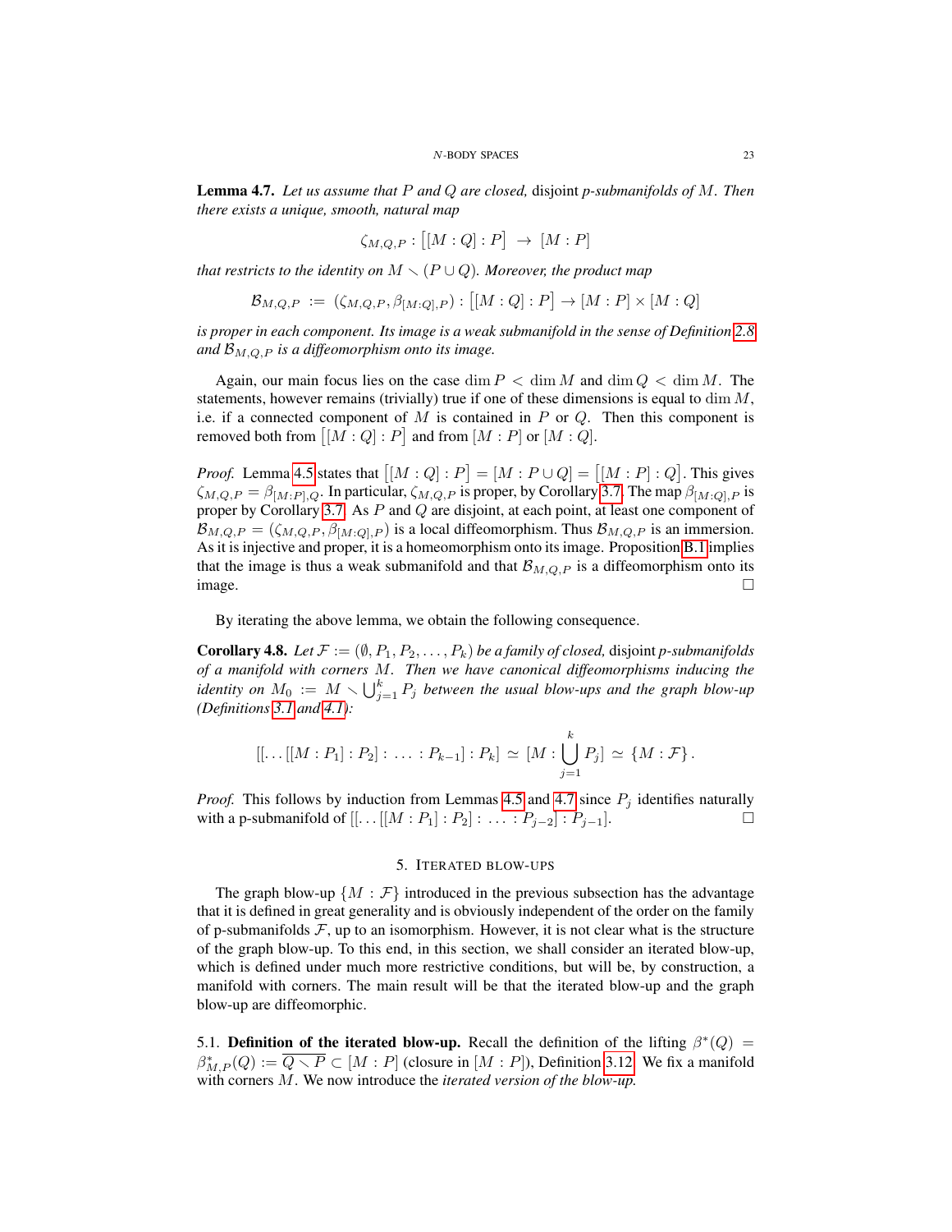**Lemma 4.7.** *Let us assume that $P$ and $Q$ are closed,* disjoint *p-submanifolds of $M$. Then there exists a unique, smooth, natural map*

$$\zeta_{M,Q,P} : \big[[M : Q] : P\big] \;\to\; [M : P]$$

*that restricts to the identity on $M \smallsetminus (P \cup Q)$. Moreover, the product map*

$$\mathcal{B}_{M,Q,P} \;:=\; (\zeta_{M,Q,P}, \beta_{[M:Q],P}) : \big[[M : Q] : P\big] \to [M : P] \times [M : Q]$$

*is proper in each component. Its image is a weak submanifold in the sense of Definition 2.8 and $\mathcal{B}_{M,Q,P}$ is a diffeomorphism onto its image.*

Again, our main focus lies on the case $\dim P < \dim M$ and $\dim Q < \dim M$. The statements, however remains (trivially) true if one of these dimensions is equal to $\dim M$, i.e. if a connected component of $M$ is contained in $P$ or $Q$. Then this component is removed both from $\big[[M : Q] : P\big]$ and from $[M : P]$ or $[M : Q]$.

*Proof.* Lemma 4.5 states that $\big[[M : Q] : P\big] = [M : P \cup Q] = \big[[M : P] : Q\big]$. This gives $\zeta_{M,Q,P} = \beta_{[M:P],Q}$. In particular, $\zeta_{M,Q,P}$ is proper, by Corollary 3.7. The map $\beta_{[M:Q],P}$ is proper by Corollary 3.7. As $P$ and $Q$ are disjoint, at each point, at least one component of $\mathcal{B}_{M,Q,P} = (\zeta_{M,Q,P}, \beta_{[M:Q],P})$ is a local diffeomorphism. Thus $\mathcal{B}_{M,Q,P}$ is an immersion. As it is injective and proper, it is a homeomorphism onto its image. Proposition B.1 implies that the image is thus a weak submanifold and that $\mathcal{B}_{M,Q,P}$ is a diffeomorphism onto its image. □

By iterating the above lemma, we obtain the following consequence.

**Corollary 4.8.** *Let $\mathcal{F} := (\emptyset, P_1, P_2, \ldots, P_k)$ be a family of closed,* disjoint *p-submanifolds of a manifold with corners $M$. Then we have canonical diffeomorphisms inducing the identity on $M_0 := M \smallsetminus \bigcup_{j=1}^{k} P_j$ between the usual blow-ups and the graph blow-up (Definitions 3.1 and 4.1):*

$$[[\ldots[[M : P_1] : P_2] : \ldots : P_{k-1}] : P_k] \simeq [M : \bigcup_{j=1}^{k} P_j] \simeq \{M : \mathcal{F}\}\,.$$

*Proof.* This follows by induction from Lemmas 4.5 and 4.7 since $P_j$ identifies naturally with a p-submanifold of $[[\ldots[[M : P_1] : P_2] : \ldots : P_{j-2}] : P_{j-1}]$. □

## 5. Iterated blow-ups

The graph blow-up $\{M : \mathcal{F}\}$ introduced in the previous subsection has the advantage that it is defined in great generality and is obviously independent of the order on the family of p-submanifolds $\mathcal{F}$, up to an isomorphism. However, it is not clear what is the structure of the graph blow-up. To this end, in this section, we shall consider an iterated blow-up, which is defined under much more restrictive conditions, but will be, by construction, a manifold with corners. The main result will be that the iterated blow-up and the graph blow-up are diffeomorphic.

5.1. **Definition of the iterated blow-up.** Recall the definition of the lifting $\beta^*(Q) = \beta^*_{M,P}(Q) := \overline{Q \smallsetminus P} \subset [M : P]$ (closure in $[M : P]$), Definition 3.12. We fix a manifold with corners $M$. We now introduce the *iterated version of the blow-up.*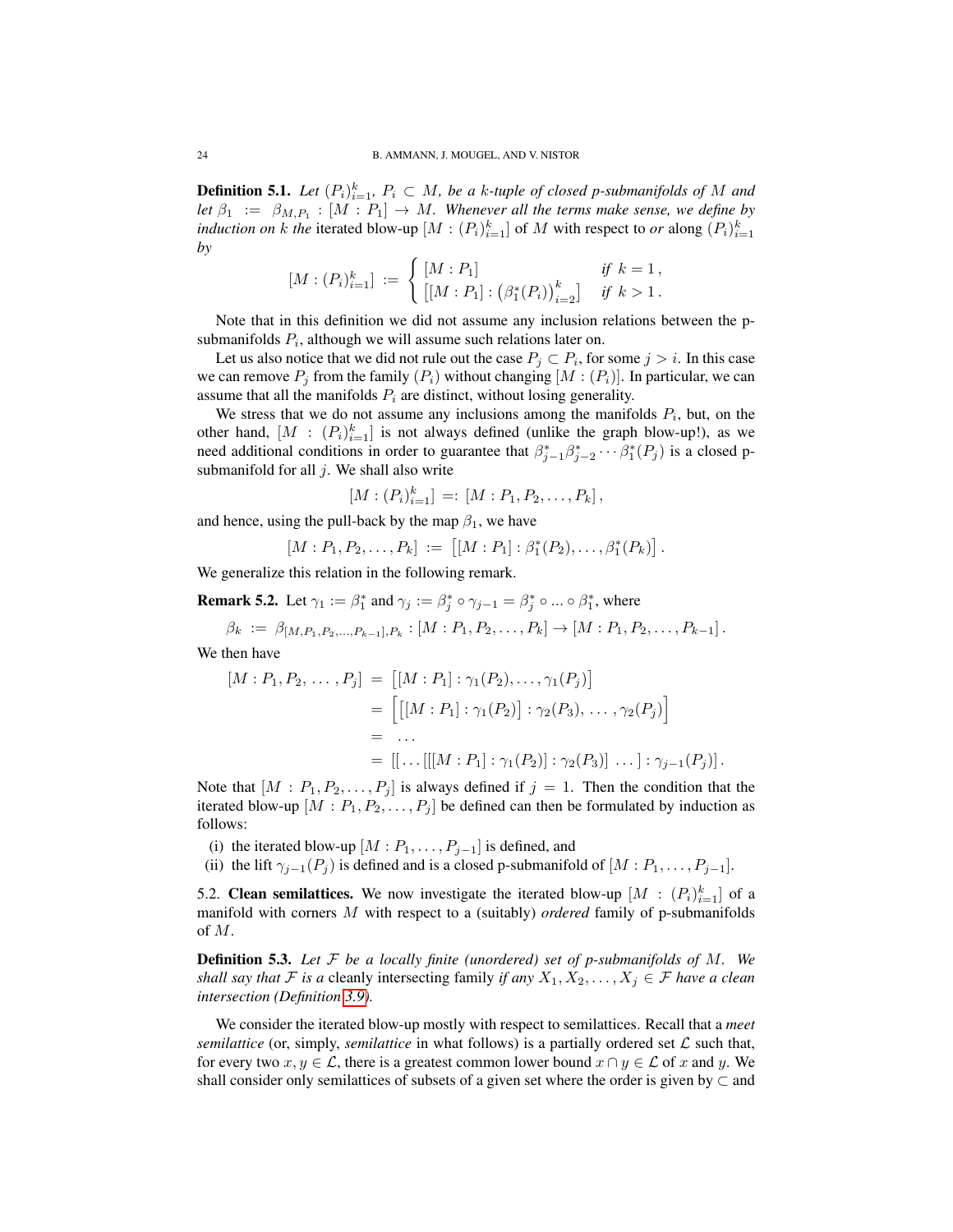**Definition 5.1.** *Let $(P_i)_{i=1}^k$, $P_i \subset M$, be a $k$-tuple of closed p-submanifolds of $M$ and let $\beta_1 := \beta_{M,P_1} : [M : P_1] \to M$. Whenever all the terms make sense, we define by induction on $k$ the* iterated blow-up $[M : (P_i)_{i=1}^k]$ of $M$ with respect to *or* along $(P_i)_{i=1}^k$ *by*

$$[M : (P_i)_{i=1}^k] := \begin{cases} [M : P_1] & \text{if } k = 1\,, \\ \big[[M : P_1] : \big(\beta_1^*(P_i)\big)_{i=2}^k\big] & \text{if } k > 1\,. \end{cases}$$

Note that in this definition we did not assume any inclusion relations between the p-submanifolds $P_i$, although we will assume such relations later on.

Let us also notice that we did not rule out the case $P_j \subset P_i$, for some $j > i$. In this case we can remove $P_j$ from the family $(P_i)$ without changing $[M : (P_i)]$. In particular, we can assume that all the manifolds $P_i$ are distinct, without losing generality.

We stress that we do not assume any inclusions among the manifolds $P_i$, but, on the other hand, $[M : (P_i)_{i=1}^k]$ is not always defined (unlike the graph blow-up!), as we need additional conditions in order to guarantee that $\beta_{j-1}^*\beta_{j-2}^* \cdots \beta_1^*(P_j)$ is a closed p-submanifold for all $j$. We shall also write

$$[M : (P_i)_{i=1}^k] =: [M : P_1, P_2, \ldots, P_k]\,,$$

and hence, using the pull-back by the map $\beta_1$, we have

$$[M : P_1, P_2, \ldots, P_k] := \big[[M : P_1] : \beta_1^*(P_2), \ldots, \beta_1^*(P_k)\big]\,.$$

We generalize this relation in the following remark.

**Remark 5.2.** Let $\gamma_1 := \beta_1^*$ and $\gamma_j := \beta_j^* \circ \gamma_{j-1} = \beta_j^* \circ ... \circ \beta_1^*$, where

$$\beta_k := \beta_{[M,P_1,P_2,\ldots,P_{k-1}],P_k} : [M : P_1, P_2, \ldots, P_k] \to [M : P_1, P_2, \ldots, P_{k-1}]\,.$$

We then have

$$\begin{aligned}
[M : P_1, P_2, \ldots, P_j] &= \big[[M : P_1] : \gamma_1(P_2), \ldots, \gamma_1(P_j)\big] \\
&= \Big[\big[[M : P_1] : \gamma_1(P_2)\big] : \gamma_2(P_3), \ldots, \gamma_2(P_j)\Big] \\
&= \ldots \\
&= [[\ldots[[[M : P_1] : \gamma_1(P_2)] : \gamma_2(P_3)] \ \ldots] : \gamma_{j-1}(P_j)]\,.
\end{aligned}$$

Note that $[M : P_1, P_2, \ldots, P_j]$ is always defined if $j = 1$. Then the condition that the iterated blow-up $[M : P_1, P_2, \ldots, P_j]$ be defined can then be formulated by induction as follows:

(i) the iterated blow-up $[M : P_1, \ldots, P_{j-1}]$ is defined, and
(ii) the lift $\gamma_{j-1}(P_j)$ is defined and is a closed p-submanifold of $[M : P_1, \ldots, P_{j-1}]$.

5.2. **Clean semilattices.** We now investigate the iterated blow-up $[M : (P_i)_{i=1}^k]$ of a manifold with corners $M$ with respect to a (suitably) *ordered* family of p-submanifolds of $M$.

**Definition 5.3.** *Let $\mathcal{F}$ be a locally finite (unordered) set of p-submanifolds of $M$. We shall say that $\mathcal{F}$ is a* cleanly intersecting family *if any $X_1, X_2, \ldots, X_j \in \mathcal{F}$ have a clean intersection (Definition 3.9).*

We consider the iterated blow-up mostly with respect to semilattices. Recall that a *meet semilattice* (or, simply, *semilattice* in what follows) is a partially ordered set $\mathcal{L}$ such that, for every two $x, y \in \mathcal{L}$, there is a greatest common lower bound $x \cap y \in \mathcal{L}$ of $x$ and $y$. We shall consider only semilattices of subsets of a given set where the order is given by $\subset$ and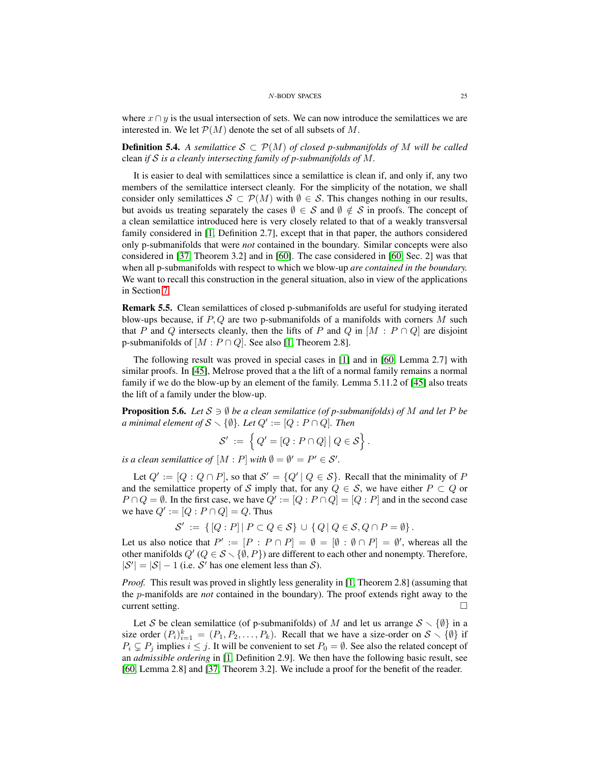where $x \cap y$ is the usual intersection of sets. We can now introduce the semilattices we are interested in. We let $\mathcal{P}(M)$ denote the set of all subsets of $M$.

**Definition 5.4.** *A semilattice $\mathcal{S} \subset \mathcal{P}(M)$ of closed p-submanifolds of $M$ will be called* clean *if $\mathcal{S}$ is a cleanly intersecting family of p-submanifolds of $M$.*

It is easier to deal with semilattices since a semilattice is clean if, and only if, any two members of the semilattice intersect cleanly. For the simplicity of the notation, we shall consider only semilattices $\mathcal{S} \subset \mathcal{P}(M)$ with $\emptyset \in \mathcal{S}$. This changes nothing in our results, but avoids us treating separately the cases $\emptyset \in \mathcal{S}$ and $\emptyset \notin \mathcal{S}$ in proofs. The concept of a clean semilattice introduced here is very closely related to that of a weakly transversal family considered in [1, Definition 2.7], except that in that paper, the authors considered only p-submanifolds that were *not* contained in the boundary. Similar concepts were also considered in [37, Theorem 3.2] and in [60]. The case considered in [60, Sec. 2] was that when all p-submanifolds with respect to which we blow-up *are contained in the boundary.* We want to recall this construction in the general situation, also in view of the applications in Section 7.

**Remark 5.5.** Clean semilattices of closed p-submanifolds are useful for studying iterated blow-ups because, if $P, Q$ are two p-submanifolds of a manifolds with corners $M$ such that $P$ and $Q$ intersects cleanly, then the lifts of $P$ and $Q$ in $[M : P \cap Q]$ are disjoint p-submanifolds of $[M : P \cap Q]$. See also [1, Theorem 2.8].

The following result was proved in special cases in [1] and in [60, Lemma 2.7] with similar proofs. In [45], Melrose proved that a the lift of a normal family remains a normal family if we do the blow-up by an element of the family. Lemma 5.11.2 of [45] also treats the lift of a family under the blow-up.

**Proposition 5.6.** *Let $\mathcal{S} \ni \emptyset$ be a clean semilattice (of p-submanifolds) of $M$ and let $P$ be a minimal element of $\mathcal{S} \smallsetminus \{\emptyset\}$. Let $Q' := [Q : P \cap Q]$. Then*

$$\mathcal{S}' \ := \ \Big\{ \, Q' = [Q : P \cap Q] \, \big| \, Q \in \mathcal{S} \Big\} \, .$$

*is a clean semilattice of $[M : P]$ with $\emptyset = \emptyset' = P' \in \mathcal{S}'$.*

Let $Q' := [Q : Q \cap P]$, so that $\mathcal{S}' = \{Q' \mid Q \in \mathcal{S}\}$. Recall that the minimality of $P$ and the semilattice property of $\mathcal{S}$ imply that, for any $Q \in \mathcal{S}$, we have either $P \subset Q$ or $P \cap Q = \emptyset$. In the first case, we have $Q' := [Q : P \cap Q] = [Q : P]$ and in the second case we have $Q' := [Q : P \cap Q] = Q$. Thus

$$\mathcal{S}' \ := \ \{ \, [Q : P] \, | \, P \subset Q \in \mathcal{S} \} \, \cup \, \{ \, Q \, | \, Q \in \mathcal{S}, Q \cap P = \emptyset \} \, .$$

Let us also notice that $P' := [P : P \cap P] = \emptyset = [\emptyset : \emptyset \cap P] = \emptyset'$, whereas all the other manifolds $Q'$ ($Q \in \mathcal{S} \smallsetminus \{\emptyset, P\}$) are different to each other and nonempty. Therefore, $|\mathcal{S}'| = |\mathcal{S}| - 1$ (i.e. $\mathcal{S}'$ has one element less than $\mathcal{S}$).

*Proof.* This result was proved in slightly less generality in [1, Theorem 2.8] (assuming that the $p$-manifolds are *not* contained in the boundary). The proof extends right away to the current setting. $\square$

Let $\mathcal{S}$ be clean semilattice (of p-submanifolds) of $M$ and let us arrange $\mathcal{S} \smallsetminus \{\emptyset\}$ in a size order $(P_i)_{i=1}^k = (P_1, P_2, \ldots, P_k)$. Recall that we have a size-order on $\mathcal{S} \smallsetminus \{\emptyset\}$ if $P_i \subsetneq P_j$ implies $i \leq j$. It will be convenient to set $P_0 = \emptyset$. See also the related concept of an *admissible ordering* in [1, Definition 2.9]. We then have the following basic result, see [60, Lemma 2.8] and [37, Theorem 3.2]. We include a proof for the benefit of the reader.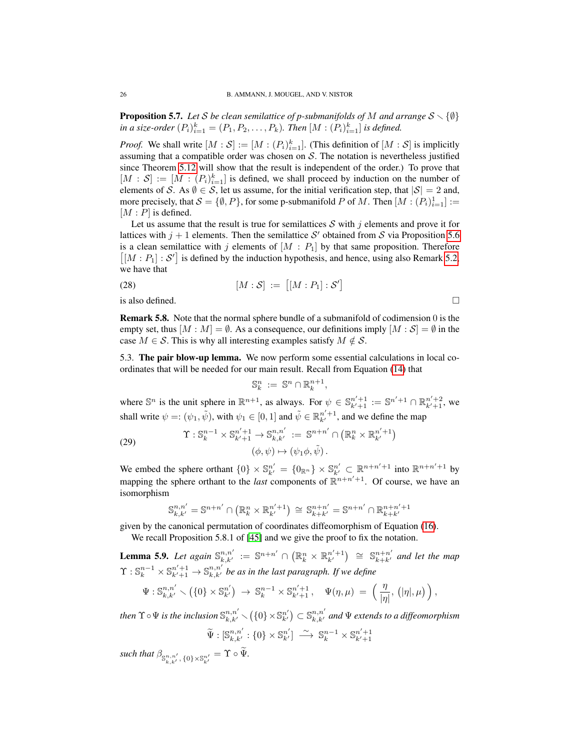**Proposition 5.7.** *Let $\mathcal{S}$ be clean semilattice of p-submanifolds of $M$ and arrange $\mathcal{S} \smallsetminus \{\emptyset\}$ in a size-order $(P_i)_{i=1}^k = (P_1, P_2, \ldots, P_k)$. Then $[M : (P_i)_{i=1}^k]$ is defined.*

*Proof.* We shall write $[M : \mathcal{S}] := [M : (P_i)_{i=1}^k]$. (This definition of $[M : \mathcal{S}]$ is implicitly assuming that a compatible order was chosen on $\mathcal{S}$. The notation is nevertheless justified since Theorem 5.12 will show that the result is independent of the order.) To prove that $[M : \mathcal{S}] := [M : (P_i)_{i=1}^k]$ is defined, we shall proceed by induction on the number of elements of $\mathcal{S}$. As $\emptyset \in \mathcal{S}$, let us assume, for the initial verification step, that $|\mathcal{S}| = 2$ and, more precisely, that $\mathcal{S} = \{\emptyset, P\}$, for some p-submanifold $P$ of $M$. Then $[M : (P_i)_{i=1}^1] := [M : P]$ is defined.

Let us assume that the result is true for semilattices $\mathcal{S}$ with $j$ elements and prove it for lattices with $j + 1$ elements. Then the semilattice $\mathcal{S}'$ obtained from $\mathcal{S}$ via Proposition 5.6 is a clean semilattice with $j$ elements of $[M : P_1]$ by that same proposition. Therefore $\big[[M : P_1] : \mathcal{S}'\big]$ is defined by the induction hypothesis, and hence, using also Remark 5.2, we have that

$$[M : \mathcal{S}] \ := \ \big[[M : P_1] : \mathcal{S}'\big] \tag{28}$$

is also defined. ∎

**Remark 5.8.** Note that the normal sphere bundle of a submanifold of codimension 0 is the empty set, thus $[M : M] = \emptyset$. As a consequence, our definitions imply $[M : \mathcal{S}] = \emptyset$ in the case $M \in \mathcal{S}$. This is why all interesting examples satisfy $M \notin \mathcal{S}$.

5.3. **The pair blow-up lemma.** We now perform some essential calculations in local coordinates that will be needed for our main result. Recall from Equation (14) that

$$\mathbb{S}^n_k \ := \ \mathbb{S}^n \cap \mathbb{R}^{n+1}_k ,$$

where $\mathbb{S}^n$ is the unit sphere in $\mathbb{R}^{n+1}$, as always. For $\psi \in \mathbb{S}^{n'+1}_{k'+1} := \mathbb{S}^{n'+1} \cap \mathbb{R}^{n'+2}_{k'+1}$, we shall write $\psi =: (\psi_1, \tilde{\psi})$, with $\psi_1 \in [0, 1]$ and $\tilde{\psi} \in \mathbb{R}^{n'+1}_{k'}$, and we define the map

$$\begin{aligned} \Upsilon : \mathbb{S}^{n-1}_k \times \mathbb{S}^{n'+1}_{k'+1} &\to \mathbb{S}^{n,n'}_{k,k'} \ := \ \mathbb{S}^{n+n'} \cap \big(\mathbb{R}^n_k \times \mathbb{R}^{n'+1}_{k'}\big) \\ (\phi, \psi) &\mapsto (\psi_1 \phi, \tilde{\psi})\,. \end{aligned} \tag{29}$$

We embed the sphere orthant $\{0\} \times \mathbb{S}^{n'}_{k'} = \{0_{\mathbb{R}^n}\} \times \mathbb{S}^{n'}_{k'} \subset \mathbb{R}^{n+n'+1}$ into $\mathbb{R}^{n+n'+1}$ by mapping the sphere orthant to the *last* components of $\mathbb{R}^{n+n'+1}$. Of course, we have an isomorphism

$$\mathbb{S}^{n,n'}_{k,k'} = \mathbb{S}^{n+n'} \cap \big(\mathbb{R}^n_k \times \mathbb{R}^{n'+1}_{k'}\big) \ \cong \ \mathbb{S}^{n+n'}_{k+k'} = \mathbb{S}^{n+n'} \cap \mathbb{R}^{n+n'+1}_{k+k'}$$

given by the canonical permutation of coordinates diffeomorphism of Equation (16).

We recall Proposition 5.8.1 of [45] and we give the proof to fix the notation.

**Lemma 5.9.** *Let again $\mathbb{S}^{n,n'}_{k,k'} := \mathbb{S}^{n+n'} \cap \big(\mathbb{R}^n_k \times \mathbb{R}^{n'+1}_{k'}\big) \cong \mathbb{S}^{n+n'}_{k+k'}$ and let the map $\Upsilon : \mathbb{S}^{n-1}_k \times \mathbb{S}^{n'+1}_{k'+1} \to \mathbb{S}^{n,n'}_{k,k'}$ be as in the last paragraph. If we define*

$$\Psi : \mathbb{S}^{n,n'}_{k,k'} \smallsetminus \big(\{0\} \times \mathbb{S}^{n'}_{k'}\big) \ \to \ \mathbb{S}^{n-1}_k \times \mathbb{S}^{n'+1}_{k'+1}\,, \quad \Psi(\eta, \mu) \ = \ \Big(\, \frac{\eta}{|\eta|},\, \big(|\eta|, \mu\big) \Big)\,,$$

*then $\Upsilon \circ \Psi$ is the inclusion $\mathbb{S}^{n,n'}_{k,k'} \smallsetminus \big(\{0\} \times \mathbb{S}^{n'}_{k'}\big) \subset \mathbb{S}^{n,n'}_{k,k'}$ and $\Psi$ extends to a diffeomorphism*

$$\widetilde{\Psi} : [\mathbb{S}^{n,n'}_{k,k'} : \{0\} \times \mathbb{S}^{n'}_{k'}] \ \xrightarrow{\ \sim\ } \ \mathbb{S}^{n-1}_k \times \mathbb{S}^{n'+1}_{k'+1}$$

*such that $\beta_{\mathbb{S}^{n,n'}_{k,k'},\, \{0\} \times \mathbb{S}^{n'}_{k'}} = \Upsilon \circ \widetilde{\Psi}$.*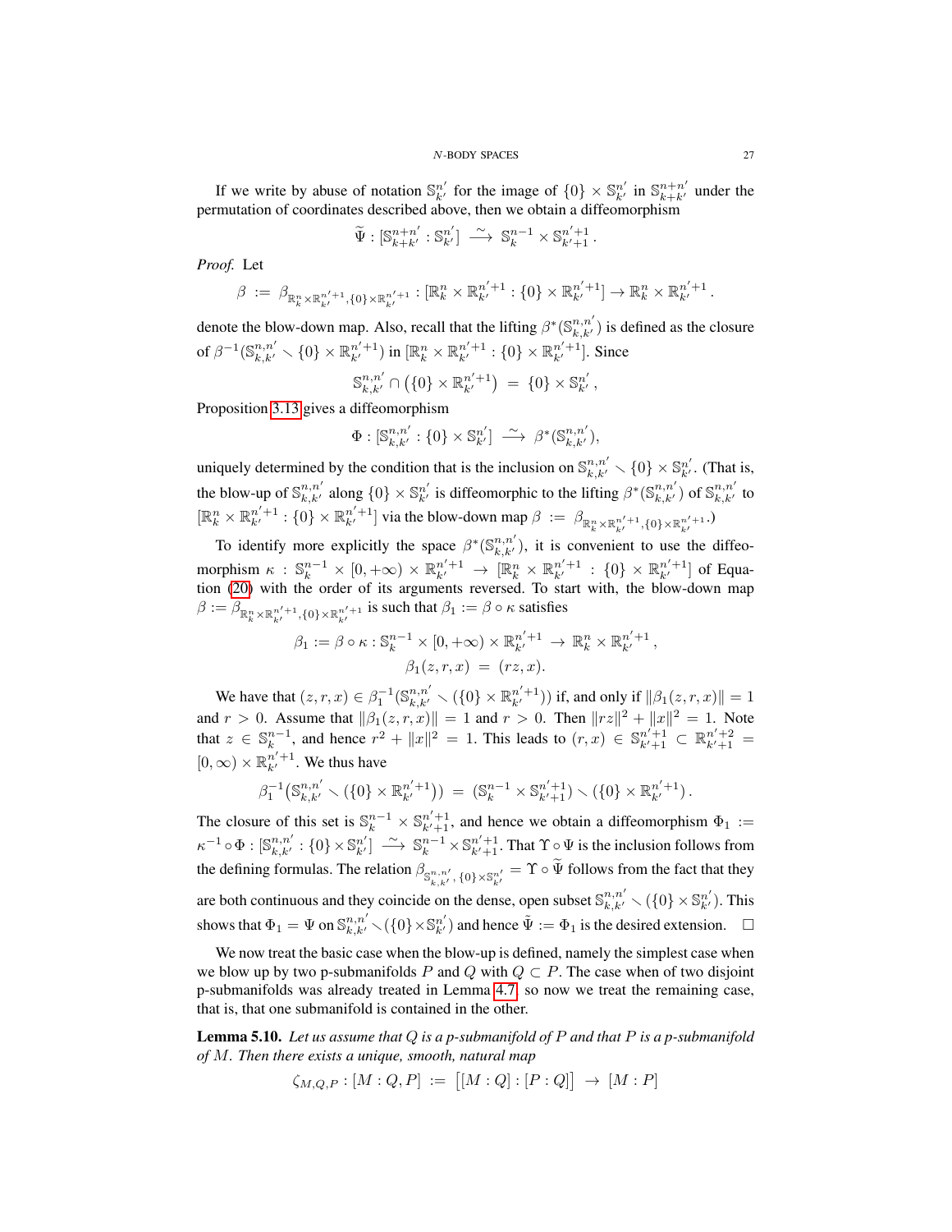If we write by abuse of notation $\mathbb{S}^{n'}_{k'}$ for the image of $\{0\} \times \mathbb{S}^{n'}_{k'}$ in $\mathbb{S}^{n+n'}_{k+k'}$ under the permutation of coordinates described above, then we obtain a diffeomorphism

$$\widetilde{\Psi} : [\mathbb{S}^{n+n'}_{k+k'} : \mathbb{S}^{n'}_{k'}] \xrightarrow{\sim} \mathbb{S}^{n-1}_{k} \times \mathbb{S}^{n'+1}_{k'+1} .$$

*Proof.* Let

$$\beta := \beta_{\mathbb{R}^n_k \times \mathbb{R}^{n'+1}_{k'}, \{0\} \times \mathbb{R}^{n'+1}_{k'}} : [\mathbb{R}^n_k \times \mathbb{R}^{n'+1}_{k'} : \{0\} \times \mathbb{R}^{n'+1}_{k'}] \to \mathbb{R}^n_k \times \mathbb{R}^{n'+1}_{k'} .$$

denote the blow-down map. Also, recall that the lifting $\beta^*(\mathbb{S}^{n,n'}_{k,k'})$ is defined as the closure of $\beta^{-1}(\mathbb{S}^{n,n'}_{k,k'} \smallsetminus \{0\} \times \mathbb{R}^{n'+1}_{k'})$ in $[\mathbb{R}^n_k \times \mathbb{R}^{n'+1}_{k'} : \{0\} \times \mathbb{R}^{n'+1}_{k'}]$. Since

$$\mathbb{S}^{n,n'}_{k,k'} \cap \big(\{0\} \times \mathbb{R}^{n'+1}_{k'}\big) \;=\; \{0\} \times \mathbb{S}^{n'}_{k'} ,$$

Proposition 3.13 gives a diffeomorphism

$$\Phi : [\mathbb{S}^{n,n'}_{k,k'} : \{0\} \times \mathbb{S}^{n'}_{k'}] \xrightarrow{\sim} \beta^*(\mathbb{S}^{n,n'}_{k,k'}),$$

uniquely determined by the condition that is the inclusion on $\mathbb{S}^{n,n'}_{k,k'} \smallsetminus \{0\} \times \mathbb{S}^{n'}_{k'}$. (That is, the blow-up of $\mathbb{S}^{n,n'}_{k,k'}$ along $\{0\} \times \mathbb{S}^{n'}_{k'}$ is diffeomorphic to the lifting $\beta^*(\mathbb{S}^{n,n'}_{k,k'})$ of $\mathbb{S}^{n,n'}_{k,k'}$ to $[\mathbb{R}^n_k \times \mathbb{R}^{n'+1}_{k'} : \{0\} \times \mathbb{R}^{n'+1}_{k'}]$ via the blow-down map $\beta := \beta_{\mathbb{R}^n_k \times \mathbb{R}^{n'+1}_{k'}, \{0\} \times \mathbb{R}^{n'+1}_{k'}}$.)

To identify more explicitly the space $\beta^*(\mathbb{S}^{n,n'}_{k,k'})$, it is convenient to use the diffeomorphism $\kappa : \mathbb{S}^{n-1}_k \times [0, +\infty) \times \mathbb{R}^{n'+1}_{k'} \to [\mathbb{R}^n_k \times \mathbb{R}^{n'+1}_{k'} : \{0\} \times \mathbb{R}^{n'+1}_{k'}]$ of Equation (20) with the order of its arguments reversed. To start with, the blow-down map $\beta := \beta_{\mathbb{R}^n_k \times \mathbb{R}^{n'+1}_{k'}, \{0\} \times \mathbb{R}^{n'+1}_{k'}}$ is such that $\beta_1 := \beta \circ \kappa$ satisfies

$$\beta_1 := \beta \circ \kappa : \mathbb{S}^{n-1}_k \times [0, +\infty) \times \mathbb{R}^{n'+1}_{k'} \to \mathbb{R}^n_k \times \mathbb{R}^{n'+1}_{k'} ,$$
$$\beta_1(z, r, x) \;=\; (rz, x).$$

We have that $(z, r, x) \in \beta_1^{-1}(\mathbb{S}^{n,n'}_{k,k'} \smallsetminus (\{0\} \times \mathbb{R}^{n'+1}_{k'}))$ if, and only if $\|\beta_1(z, r, x)\| = 1$ and $r > 0$. Assume that $\|\beta_1(z, r, x)\| = 1$ and $r > 0$. Then $\|rz\|^2 + \|x\|^2 = 1$. Note that $z \in \mathbb{S}^{n-1}_k$, and hence $r^2 + \|x\|^2 = 1$. This leads to $(r, x) \in \mathbb{S}^{n'+1}_{k'+1} \subset \mathbb{R}^{n'+2}_{k'+1} = [0, \infty) \times \mathbb{R}^{n'+1}_{k'}$. We thus have

$$\beta_1^{-1}\big(\mathbb{S}^{n,n'}_{k,k'} \smallsetminus (\{0\} \times \mathbb{R}^{n'+1}_{k'})\big) \;=\; (\mathbb{S}^{n-1}_k \times \mathbb{S}^{n'+1}_{k'+1}) \smallsetminus (\{0\} \times \mathbb{R}^{n'+1}_{k'}) .$$

The closure of this set is $\mathbb{S}^{n-1}_k \times \mathbb{S}^{n'+1}_{k'+1}$, and hence we obtain a diffeomorphism $\Phi_1 := \kappa^{-1} \circ \Phi : [\mathbb{S}^{n,n'}_{k,k'} : \{0\} \times \mathbb{S}^{n'}_{k'}] \xrightarrow{\sim} \mathbb{S}^{n-1}_k \times \mathbb{S}^{n'+1}_{k'+1}$. That $\Upsilon \circ \Psi$ is the inclusion follows from the defining formulas. The relation $\beta_{\mathbb{S}^{n,n'}_{k,k'}, \{0\} \times \mathbb{S}^{n'}_{k'}} = \Upsilon \circ \widetilde{\Psi}$ follows from the fact that they are both continuous and they coincide on the dense, open subset $\mathbb{S}^{n,n'}_{k,k'} \smallsetminus (\{0\} \times \mathbb{S}^{n'}_{k'})$. This shows that $\Phi_1 = \Psi$ on $\mathbb{S}^{n,n'}_{k,k'} \smallsetminus (\{0\} \times \mathbb{S}^{n'}_{k'})$ and hence $\tilde{\Psi} := \Phi_1$ is the desired extension. $\square$

We now treat the basic case when the blow-up is defined, namely the simplest case when we blow up by two p-submanifolds $P$ and $Q$ with $Q \subset P$. The case when of two disjoint p-submanifolds was already treated in Lemma 4.7, so now we treat the remaining case, that is, that one submanifold is contained in the other.

**Lemma 5.10.** *Let us assume that $Q$ is a p-submanifold of $P$ and that $P$ is a p-submanifold of $M$. Then there exists a unique, smooth, natural map*

$$\zeta_{M,Q,P} : [M : Q, P] \;:=\; \big[[M : Q] : [P : Q]\big] \;\to\; [M : P]$$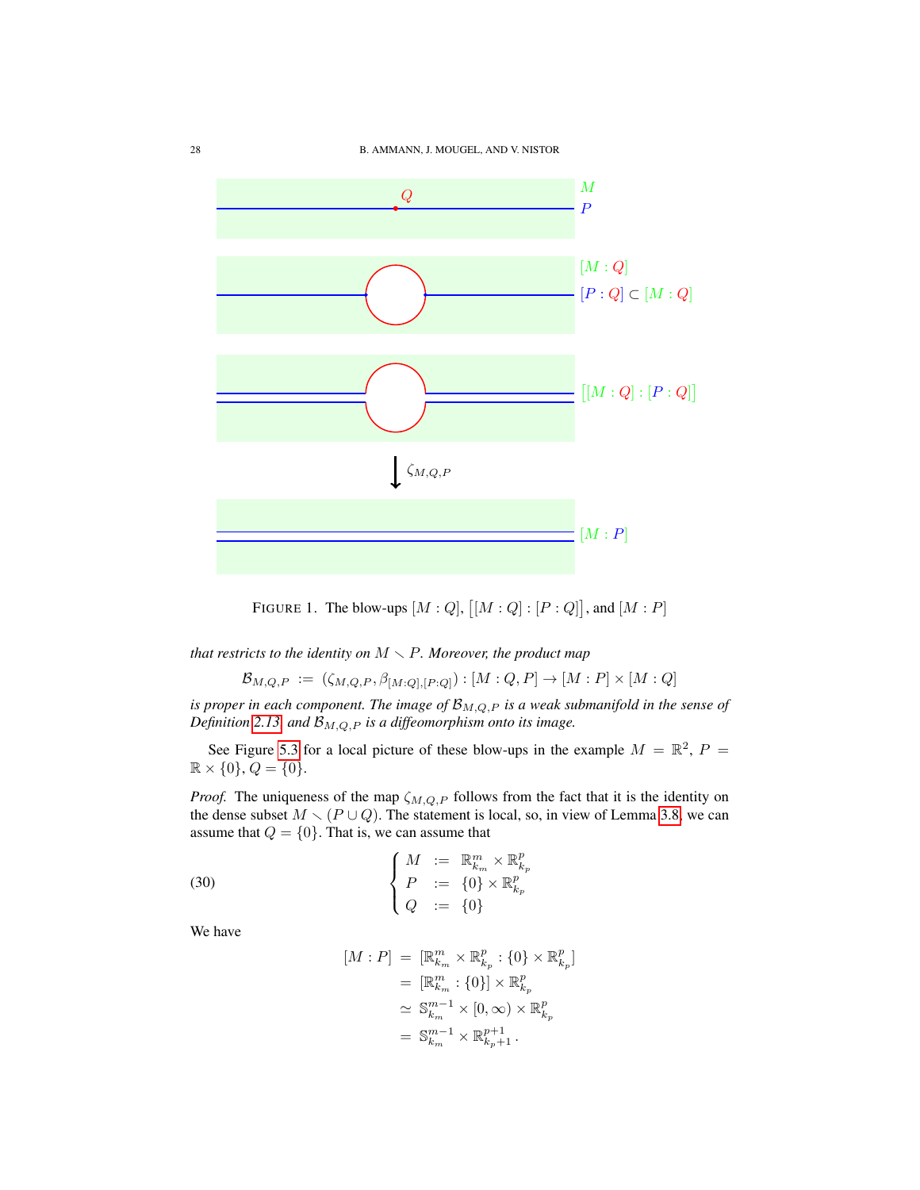FIGURE 1. The blow-ups $[M:Q]$, $\big[[M:Q]:[P:Q]\big]$, and $[M:P]$

*that restricts to the identity on $M \smallsetminus P$. Moreover, the product map*

$$\mathcal{B}_{M,Q,P} := (\zeta_{M,Q,P}, \beta_{[M:Q],[P:Q]}) : [M:Q,P] \to [M:P] \times [M:Q]$$

*is proper in each component. The image of $\mathcal{B}_{M,Q,P}$ is a weak submanifold in the sense of Definition 2.13 and $\mathcal{B}_{M,Q,P}$ is a diffeomorphism onto its image.*

See Figure 5.3 for a local picture of these blow-ups in the example $M = \mathbb{R}^2$, $P = \mathbb{R} \times \{0\}$, $Q = \{0\}$.

*Proof.* The uniqueness of the map $\zeta_{M,Q,P}$ follows from the fact that it is the identity on the dense subset $M \smallsetminus (P \cup Q)$. The statement is local, so, in view of Lemma 3.8, we can assume that $Q = \{0\}$. That is, we can assume that

$$\begin{cases} M &:= \mathbb{R}^m_{k_m} \times \mathbb{R}^p_{k_p} \\ P &:= \{0\} \times \mathbb{R}^p_{k_p} \\ Q &:= \{0\} \end{cases} \tag{30}$$

We have

$$\begin{aligned} [M:P] &= [\mathbb{R}^m_{k_m} \times \mathbb{R}^p_{k_p} : \{0\} \times \mathbb{R}^p_{k_p}] \\ &= [\mathbb{R}^m_{k_m} : \{0\}] \times \mathbb{R}^p_{k_p} \\ &\simeq \mathbb{S}^{m-1}_{k_m} \times [0,\infty) \times \mathbb{R}^p_{k_p} \\ &= \mathbb{S}^{m-1}_{k_m} \times \mathbb{R}^{p+1}_{k_p+1} . \end{aligned}$$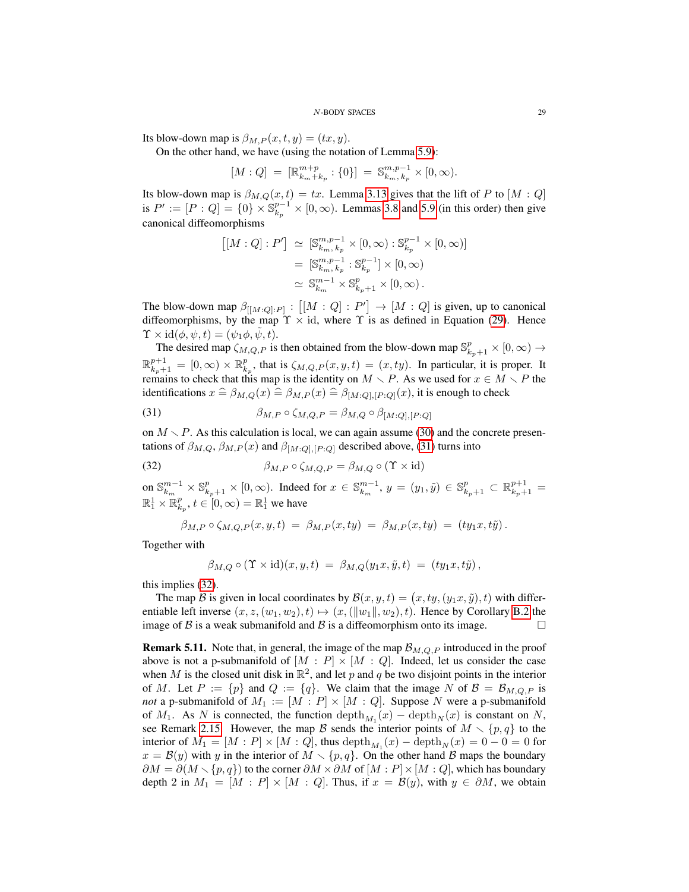Its blow-down map is $\beta_{M,P}(x,t,y) = (tx, y)$.

On the other hand, we have (using the notation of Lemma 5.9):

$$[M:Q] \;=\; [\mathbb{R}^{m+p}_{k_m+k_p} : \{0\}] \;=\; \mathbb{S}^{m,p-1}_{k_m,\,k_p} \times [0,\infty).$$

Its blow-down map is $\beta_{M,Q}(x,t) = tx$. Lemma 3.13 gives that the lift of $P$ to $[M : Q]$ is $P' := [P : Q] = \{0\} \times \mathbb{S}^{p-1}_{k_p} \times [0,\infty)$. Lemmas 3.8 and 5.9 (in this order) then give canonical diffeomorphisms

$$\begin{aligned}
\big[[M:Q]:P'\big] \;&\simeq\; [\mathbb{S}^{m,p-1}_{k_m,\,k_p} \times [0,\infty) : \mathbb{S}^{p-1}_{k_p} \times [0,\infty)] \\
&=\; [\mathbb{S}^{m,p-1}_{k_m,\,k_p} : \mathbb{S}^{p-1}_{k_p}] \times [0,\infty) \\
&\simeq\; \mathbb{S}^{m-1}_{k_m} \times \mathbb{S}^{p}_{k_p+1} \times [0,\infty)\,.
\end{aligned}$$

The blow-down map $\beta_{[[M:Q]:P]} : \big[[M : Q] : P'\big] \to [M : Q]$ is given, up to canonical diffeomorphisms, by the map $\Upsilon \times \mathrm{id}$, where $\Upsilon$ is as defined in Equation (29). Hence $\Upsilon \times \mathrm{id}(\phi,\psi,t) = (\psi_1\phi, \tilde{\psi}, t)$.

The desired map $\zeta_{M,Q,P}$ is then obtained from the blow-down map $\mathbb{S}^p_{k_p+1} \times [0,\infty) \to \mathbb{R}^{p+1}_{k_p+1} = [0,\infty) \times \mathbb{R}^p_{k_p}$, that is $\zeta_{M,Q,P}(x,y,t) = (x, ty)$. In particular, it is proper. It remains to check that this map is the identity on $M \smallsetminus P$. As we used for $x \in M \smallsetminus P$ the identifications $x \mathrel{\widehat{=}} \beta_{M,Q}(x) \mathrel{\widehat{=}} \beta_{M,P}(x) \mathrel{\widehat{=}} \beta_{[M:Q],[P:Q]}(x)$, it is enough to check

$$\beta_{M,P} \circ \zeta_{M,Q,P} = \beta_{M,Q} \circ \beta_{[M:Q],[P:Q]} \tag{31}$$

on $M \smallsetminus P$. As this calculation is local, we can again assume (30) and the concrete presentations of $\beta_{M,Q}$, $\beta_{M,P}(x)$ and $\beta_{[M:Q],[P:Q]}$ described above, (31) turns into

$$\beta_{M,P} \circ \zeta_{M,Q,P} = \beta_{M,Q} \circ (\Upsilon \times \mathrm{id}) \tag{32}$$

on $\mathbb{S}^{m-1}_{k_m} \times \mathbb{S}^{p}_{k_p+1} \times [0,\infty)$. Indeed for $x \in \mathbb{S}^{m-1}_{k_m}$, $y = (y_1, \tilde{y}) \in \mathbb{S}^p_{k_p+1} \subset \mathbb{R}^{p+1}_{k_p+1} = \mathbb{R}^1_1 \times \mathbb{R}^p_{k_p}$, $t \in [0,\infty) = \mathbb{R}^1_1$ we have

$$\beta_{M,P} \circ \zeta_{M,Q,P}(x,y,t) \;=\; \beta_{M,P}(x,ty) \;=\; \beta_{M,P}(x,ty) \;=\; (ty_1x, t\tilde{y})\,.$$

Together with

$$\beta_{M,Q} \circ (\Upsilon \times \mathrm{id})(x,y,t) \;=\; \beta_{M,Q}(y_1x, \tilde{y}, t) \;=\; (ty_1x, t\tilde{y})\,,$$

this implies (32).

The map $\mathcal{B}$ is given in local coordinates by $\mathcal{B}(x,y,t) = \big(x, ty, (y_1x, \tilde{y}), t\big)$ with differentiable left inverse $(x, z, (w_1, w_2), t) \mapsto (x, (\|w_1\|, w_2), t)$. Hence by Corollary B.2 the image of $\mathcal{B}$ is a weak submanifold and $\mathcal{B}$ is a diffeomorphism onto its image. $\square$

**Remark 5.11.** Note that, in general, the image of the map $\mathcal{B}_{M,Q,P}$ introduced in the proof above is not a p-submanifold of $[M : P] \times [M : Q]$. Indeed, let us consider the case when $M$ is the closed unit disk in $\mathbb{R}^2$, and let $p$ and $q$ be two disjoint points in the interior of $M$. Let $P := \{p\}$ and $Q := \{q\}$. We claim that the image $N$ of $\mathcal{B} = \mathcal{B}_{M,Q,P}$ is *not* a p-submanifold of $M_1 := [M : P] \times [M : Q]$. Suppose $N$ were a p-submanifold of $M_1$. As $N$ is connected, the function $\mathrm{depth}_{M_1}(x) - \mathrm{depth}_N(x)$ is constant on $N$, see Remark 2.15. However, the map $\mathcal{B}$ sends the interior points of $M \smallsetminus \{p,q\}$ to the interior of $M_1 = [M : P] \times [M : Q]$, thus $\mathrm{depth}_{M_1}(x) - \mathrm{depth}_N(x) = 0 - 0 = 0$ for $x = \mathcal{B}(y)$ with $y$ in the interior of $M \smallsetminus \{p,q\}$. On the other hand $\mathcal{B}$ maps the boundary $\partial M = \partial(M \smallsetminus \{p,q\})$ to the corner $\partial M \times \partial M$ of $[M : P] \times [M : Q]$, which has boundary depth 2 in $M_1 = [M : P] \times [M : Q]$. Thus, if $x = \mathcal{B}(y)$, with $y \in \partial M$, we obtain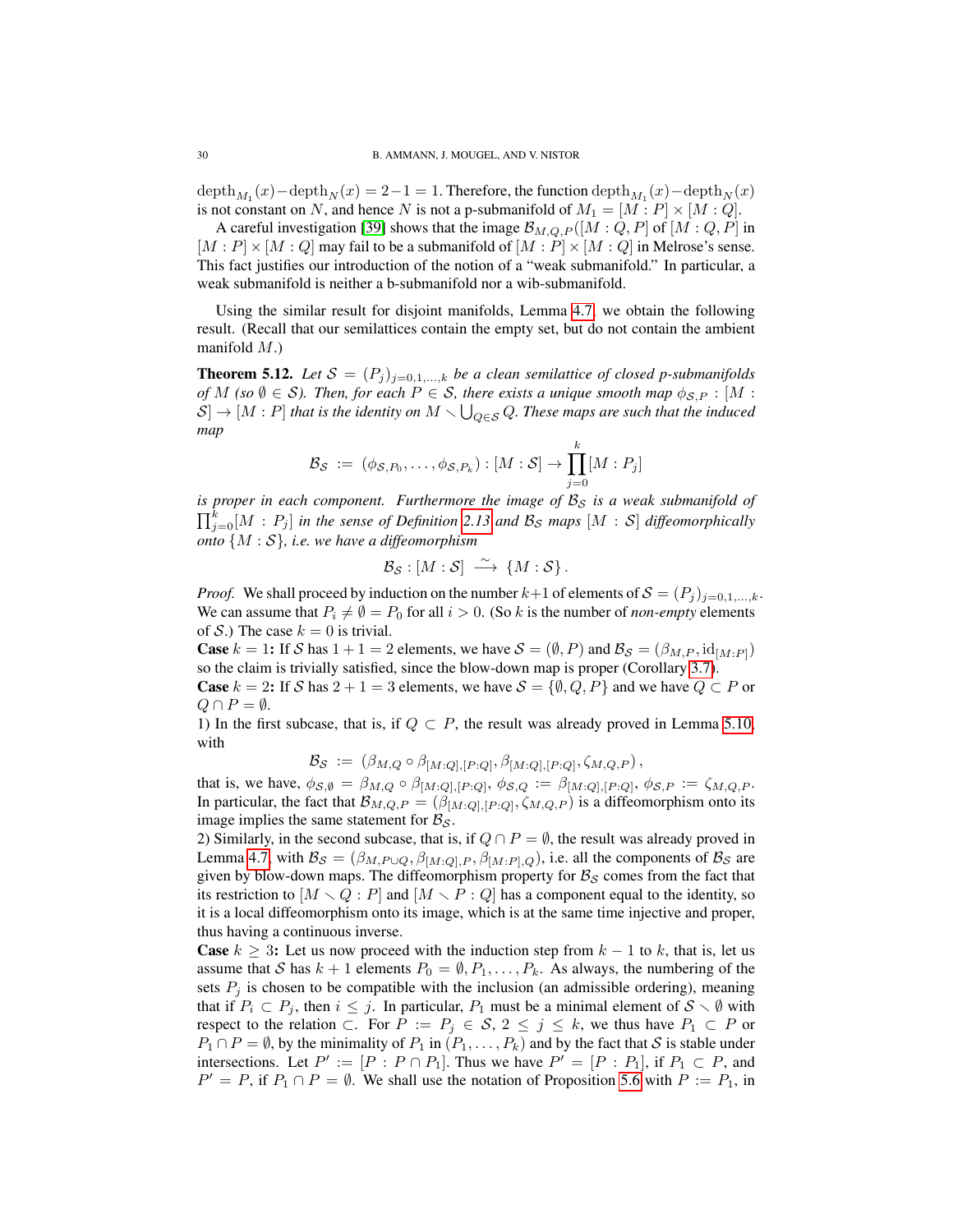$\operatorname{depth}_{M_1}(x) - \operatorname{depth}_N(x) = 2-1 = 1$. Therefore, the function $\operatorname{depth}_{M_1}(x) - \operatorname{depth}_N(x)$ is not constant on $N$, and hence $N$ is not a p-submanifold of $M_1 = [M : P] \times [M : Q]$.

A careful investigation [39] shows that the image $\mathcal{B}_{M,Q,P}([M : Q, P]$ of $[M : Q, P]$ in $[M : P] \times [M : Q]$ may fail to be a submanifold of $[M : P] \times [M : Q]$ in Melrose's sense. This fact justifies our introduction of the notion of a "weak submanifold." In particular, a weak submanifold is neither a b-submanifold nor a wib-submanifold.

Using the similar result for disjoint manifolds, Lemma 4.7, we obtain the following result. (Recall that our semilattices contain the empty set, but do not contain the ambient manifold $M$.)

**Theorem 5.12.** *Let $\mathcal{S} = (P_j)_{j=0,1,\ldots,k}$ be a clean semilattice of closed p-submanifolds of $M$ (so $\emptyset \in \mathcal{S}$). Then, for each $P \in \mathcal{S}$, there exists a unique smooth map $\phi_{\mathcal{S},P} : [M : \mathcal{S}] \to [M : P]$ that is the identity on $M \smallsetminus \bigcup_{Q \in \mathcal{S}} Q$. These maps are such that the induced map*

$$\mathcal{B}_{\mathcal{S}} \;:=\; (\phi_{\mathcal{S},P_0}, \ldots, \phi_{\mathcal{S},P_k}) : [M : \mathcal{S}] \to \prod_{j=0}^{k} [M : P_j]$$

*is proper in each component. Furthermore the image of $\mathcal{B}_{\mathcal{S}}$ is a weak submanifold of $\prod_{j=0}^{k}[M : P_j]$ in the sense of Definition 2.13 and $\mathcal{B}_{\mathcal{S}}$ maps $[M : \mathcal{S}]$ diffeomorphically onto $\{M : \mathcal{S}\}$, i.e. we have a diffeomorphism*

$$\mathcal{B}_{\mathcal{S}} : [M : \mathcal{S}] \;\xrightarrow{\sim}\; \{M : \mathcal{S}\}\,.$$

*Proof.* We shall proceed by induction on the number $k+1$ of elements of $\mathcal{S} = (P_j)_{j=0,1,\ldots,k}$. We can assume that $P_i \neq \emptyset = P_0$ for all $i > 0$. (So $k$ is the number of *non-empty* elements of $\mathcal{S}$.) The case $k = 0$ is trivial.

**Case** $k = 1$**:** If $\mathcal{S}$ has $1+1 = 2$ elements, we have $\mathcal{S} = (\emptyset, P)$ and $\mathcal{B}_{\mathcal{S}} = (\beta_{M,P}, \mathrm{id}_{[M:P]})$ so the claim is trivially satisfied, since the blow-down map is proper (Corollary 3.7).

**Case** $k = 2$**:** If $\mathcal{S}$ has $2+1 = 3$ elements, we have $\mathcal{S} = \{\emptyset, Q, P\}$ and we have $Q \subset P$ or $Q \cap P = \emptyset$.

1) In the first subcase, that is, if $Q \subset P$, the result was already proved in Lemma 5.10, with

$$\mathcal{B}_{\mathcal{S}} \;:=\; (\beta_{M,Q} \circ \beta_{[M:Q],[P:Q]}, \beta_{[M:Q],[P:Q]}, \zeta_{M,Q,P})\,,$$

that is, we have, $\phi_{\mathcal{S},\emptyset} = \beta_{M,Q} \circ \beta_{[M:Q],[P:Q]}$, $\phi_{\mathcal{S},Q} := \beta_{[M:Q],[P:Q]}$, $\phi_{\mathcal{S},P} := \zeta_{M,Q,P}$. In particular, the fact that $\mathcal{B}_{M,Q,P} = (\beta_{[M:Q],[P:Q]}, \zeta_{M,Q,P})$ is a diffeomorphism onto its image implies the same statement for $\mathcal{B}_{\mathcal{S}}$.

2) Similarly, in the second subcase, that is, if $Q \cap P = \emptyset$, the result was already proved in Lemma 4.7, with $\mathcal{B}_{\mathcal{S}} = (\beta_{M,P\cup Q}, \beta_{[M:Q],P}, \beta_{[M:P],Q})$, i.e. all the components of $\mathcal{B}_{\mathcal{S}}$ are given by blow-down maps. The diffeomorphism property for $\mathcal{B}_{\mathcal{S}}$ comes from the fact that its restriction to $[M \smallsetminus Q : P]$ and $[M \smallsetminus P : Q]$ has a component equal to the identity, so it is a local diffeomorphism onto its image, which is at the same time injective and proper, thus having a continuous inverse.

**Case** $k \geq 3$**:** Let us now proceed with the induction step from $k-1$ to $k$, that is, let us assume that $\mathcal{S}$ has $k+1$ elements $P_0 = \emptyset, P_1, \ldots, P_k$. As always, the numbering of the sets $P_j$ is chosen to be compatible with the inclusion (an admissible ordering), meaning that if $P_i \subset P_j$, then $i \leq j$. In particular, $P_1$ must be a minimal element of $\mathcal{S} \smallsetminus \emptyset$ with respect to the relation $\subset$. For $P := P_j \in \mathcal{S}$, $2 \leq j \leq k$, we thus have $P_1 \subset P$ or $P_1 \cap P = \emptyset$, by the minimality of $P_1$ in $(P_1, \ldots, P_k)$ and by the fact that $\mathcal{S}$ is stable under intersections. Let $P' := [P : P \cap P_1]$. Thus we have $P' = [P : P_1]$, if $P_1 \subset P$, and $P' = P$, if $P_1 \cap P = \emptyset$. We shall use the notation of Proposition 5.6 with $P := P_1$, in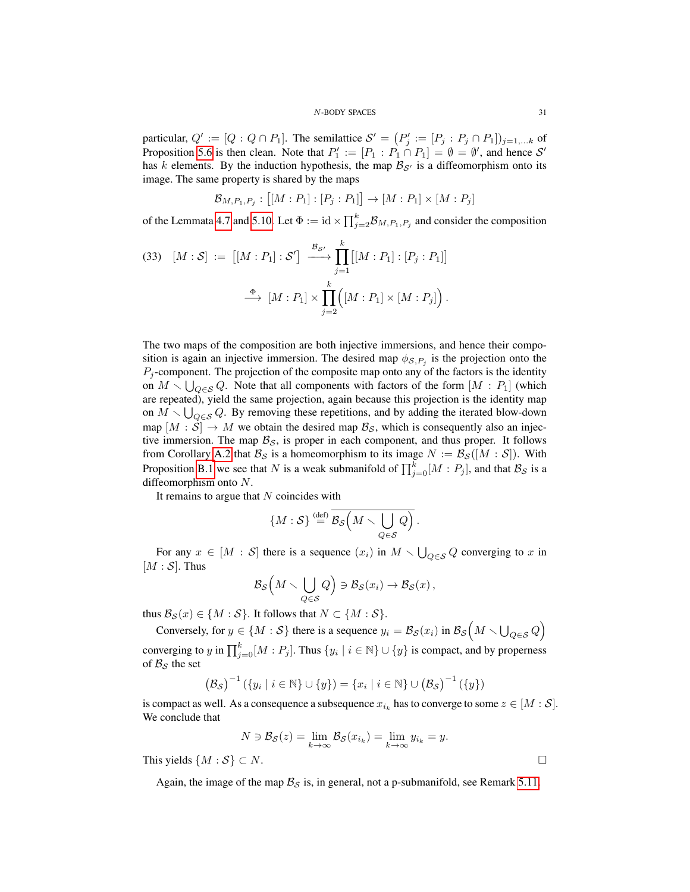particular, $Q' := [Q : Q \cap P_1]$. The semilattice $\mathcal{S}' = \big(P_j' := [P_j : P_j \cap P_1]\big)_{j=1,\dots k}$ of Proposition 5.6 is then clean. Note that $P_1' := [P_1 : P_1 \cap P_1] = \emptyset = \emptyset'$, and hence $\mathcal{S}'$ has $k$ elements. By the induction hypothesis, the map $\mathcal{B}_{\mathcal{S}'}$ is a diffeomorphism onto its image. The same property is shared by the maps

$$\mathcal{B}_{M,P_1,P_j} : \big[[M : P_1] : [P_j : P_1]\big] \to [M : P_1] \times [M : P_j]$$

of the Lemmata 4.7 and 5.10. Let $\Phi := \mathrm{id} \times \prod_{j=2}^{k} \mathcal{B}_{M,P_1,P_j}$ and consider the composition

$$(33)\quad [M : \mathcal{S}] \;:=\; \big[[M : P_1] : \mathcal{S}'\big] \;\xrightarrow{\;\mathcal{B}_{\mathcal{S}'}\;}\; \prod_{j=1}^{k} \big[[M : P_1] : [P_j : P_1]\big]$$
$$\xrightarrow{\;\Phi\;}\; [M : P_1] \times \prod_{j=2}^{k} \Big([M : P_1] \times [M : P_j]\Big)\,.$$

The two maps of the composition are both injective immersions, and hence their composition is again an injective immersion. The desired map $\phi_{\mathcal{S},P_j}$ is the projection onto the $P_j$-component. The projection of the composite map onto any of the factors is the identity on $M \smallsetminus \bigcup_{Q \in \mathcal{S}} Q$. Note that all components with factors of the form $[M : P_1]$ (which are repeated), yield the same projection, again because this projection is the identity map on $M \smallsetminus \bigcup_{Q \in \mathcal{S}} Q$. By removing these repetitions, and by adding the iterated blow-down map $[M : \mathcal{S}] \to M$ we obtain the desired map $\mathcal{B}_{\mathcal{S}}$, which is consequently also an injective immersion. The map $\mathcal{B}_{\mathcal{S}}$, is proper in each component, and thus proper. It follows from Corollary A.2 that $\mathcal{B}_{\mathcal{S}}$ is a homeomorphism to its image $N := \mathcal{B}_{\mathcal{S}}([M : \mathcal{S}])$. With Proposition B.1 we see that $N$ is a weak submanifold of $\prod_{j=0}^{k} [M : P_j]$, and that $\mathcal{B}_{\mathcal{S}}$ is a diffeomorphism onto $N$.

It remains to argue that $N$ coincides with

$$\{M : \mathcal{S}\} \overset{\text{(def)}}{=} \overline{\mathcal{B}_{\mathcal{S}}\Big(M \smallsetminus \bigcup_{Q \in \mathcal{S}} Q\Big)}\,.$$

For any $x \in [M : \mathcal{S}]$ there is a sequence $(x_i)$ in $M \smallsetminus \bigcup_{Q \in \mathcal{S}} Q$ converging to $x$ in $[M : \mathcal{S}]$. Thus

$$\mathcal{B}_{\mathcal{S}}\Big(M \smallsetminus \bigcup_{Q \in \mathcal{S}} Q\Big) \ni \mathcal{B}_{\mathcal{S}}(x_i) \to \mathcal{B}_{\mathcal{S}}(x)\,,$$

thus $\mathcal{B}_{\mathcal{S}}(x) \in \{M : \mathcal{S}\}$. It follows that $N \subset \{M : \mathcal{S}\}$.

Conversely, for $y \in \{M : \mathcal{S}\}$ there is a sequence $y_i = \mathcal{B}_{\mathcal{S}}(x_i)$ in $\mathcal{B}_{\mathcal{S}}\Big(M \smallsetminus \bigcup_{Q \in \mathcal{S}} Q\Big)$ converging to $y$ in $\prod_{j=0}^{k} [M : P_j]$. Thus $\{y_i \mid i \in \mathbb{N}\} \cup \{y\}$ is compact, and by properness of $\mathcal{B}_{\mathcal{S}}$ the set

$$\big(\mathcal{B}_{\mathcal{S}}\big)^{-1}\left(\{y_i \mid i \in \mathbb{N}\} \cup \{y\}\right) = \{x_i \mid i \in \mathbb{N}\} \cup \big(\mathcal{B}_{\mathcal{S}}\big)^{-1}\left(\{y\}\right)$$

is compact as well. As a consequence a subsequence $x_{i_k}$ has to converge to some $z \in [M : \mathcal{S}]$. We conclude that

$$N \ni \mathcal{B}_{\mathcal{S}}(z) = \lim_{k \to \infty} \mathcal{B}_{\mathcal{S}}(x_{i_k}) = \lim_{k \to \infty} y_{i_k} = y.$$

This yields $\{M : \mathcal{S}\} \subset N$. $\square$

Again, the image of the map $\mathcal{B}_{\mathcal{S}}$ is, in general, not a p-submanifold, see Remark 5.11.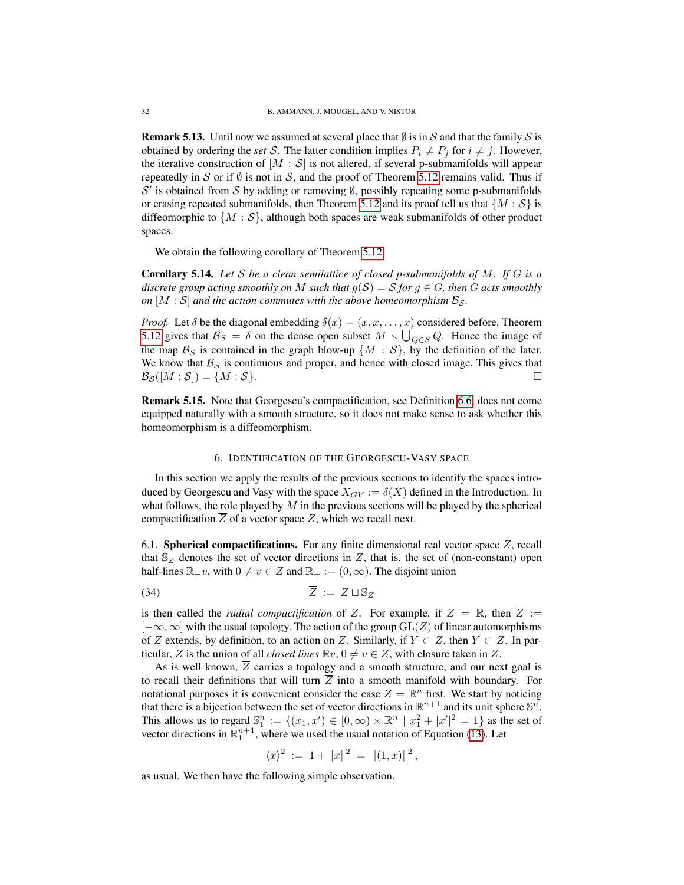**Remark 5.13.** Until now we assumed at several place that $\emptyset$ is in $\mathcal{S}$ and that the family $\mathcal{S}$ is obtained by ordering the *set* $\mathcal{S}$. The latter condition implies $P_i \neq P_j$ for $i \neq j$. However, the iterative construction of $[M : \mathcal{S}]$ is not altered, if several p-submanifolds will appear repeatedly in $\mathcal{S}$ or if $\emptyset$ is not in $\mathcal{S}$, and the proof of Theorem 5.12 remains valid. Thus if $\mathcal{S}'$ is obtained from $\mathcal{S}$ by adding or removing $\emptyset$, possibly repeating some p-submanifolds or erasing repeated submanifolds, then Theorem 5.12 and its proof tell us that $\{M : \mathcal{S}\}$ is diffeomorphic to $\{M : \mathcal{S}\}$, although both spaces are weak submanifolds of other product spaces.

We obtain the following corollary of Theorem 5.12.

**Corollary 5.14.** *Let $\mathcal{S}$ be a clean semilattice of closed p-submanifolds of $M$. If $G$ is a discrete group acting smoothly on $M$ such that $g(\mathcal{S}) = \mathcal{S}$ for $g \in G$, then $G$ acts smoothly on $[M : \mathcal{S}]$ and the action commutes with the above homeomorphism $\mathcal{B}_{\mathcal{S}}$.*

*Proof.* Let $\delta$ be the diagonal embedding $\delta(x) = (x, x, \ldots, x)$ considered before. Theorem 5.12 gives that $\mathcal{B}_S = \delta$ on the dense open subset $M \smallsetminus \bigcup_{Q \in \mathcal{S}} Q$. Hence the image of the map $\mathcal{B}_{\mathcal{S}}$ is contained in the graph blow-up $\{M : \mathcal{S}\}$, by the definition of the later. We know that $\mathcal{B}_{\mathcal{S}}$ is continuous and proper, and hence with closed image. This gives that $\mathcal{B}_{\mathcal{S}}([M : \mathcal{S}]) = \{M : \mathcal{S}\}$. $\square$

**Remark 5.15.** Note that Georgescu's compactification, see Definition 6.6, does not come equipped naturally with a smooth structure, so it does not make sense to ask whether this homeomorphism is a diffeomorphism.

## 6. Identification of the Georgescu-Vasy space

In this section we apply the results of the previous sections to identify the spaces introduced by Georgescu and Vasy with the space $X_{GV} := \overline{\delta(X)}$ defined in the Introduction. In what follows, the role played by $M$ in the previous sections will be played by the spherical compactification $\overline{Z}$ of a vector space $Z$, which we recall next.

6.1. **Spherical compactifications.** For any finite dimensional real vector space $Z$, recall that $\mathbb{S}_Z$ denotes the set of vector directions in $Z$, that is, the set of (non-constant) open half-lines $\mathbb{R}_+ v$, with $0 \neq v \in Z$ and $\mathbb{R}_+ := (0, \infty)$. The disjoint union

$$\overline{Z} \;:=\; Z \sqcup \mathbb{S}_Z \tag{34}$$

is then called the *radial compactification* of $Z$. For example, if $Z = \mathbb{R}$, then $\overline{Z} := [-\infty, \infty]$ with the usual topology. The action of the group $\mathrm{GL}(Z)$ of linear automorphisms of $Z$ extends, by definition, to an action on $\overline{Z}$. Similarly, if $Y \subset Z$, then $\overline{Y} \subset \overline{Z}$. In particular, $\overline{Z}$ is the union of all *closed lines* $\overline{\mathbb{R}v}$, $0 \neq v \in Z$, with closure taken in $\overline{Z}$.

As is well known, $\overline{Z}$ carries a topology and a smooth structure, and our next goal is to recall their definitions that will turn $\overline{Z}$ into a smooth manifold with boundary. For notational purposes it is convenient consider the case $Z = \mathbb{R}^n$ first. We start by noticing that there is a bijection between the set of vector directions in $\mathbb{R}^{n+1}$ and its unit sphere $\mathbb{S}^n$. This allows us to regard $\mathbb{S}^n_1 := \{(x_1, x') \in [0, \infty) \times \mathbb{R}^n \mid x_1^2 + |x'|^2 = 1\}$ as the set of vector directions in $\mathbb{R}^{n+1}_1$, where we used the usual notation of Equation (13). Let

$$\langle x \rangle^2 \;:=\; 1 + \|x\|^2 \;=\; \|(1, x)\|^2 \,,$$

as usual. We then have the following simple observation.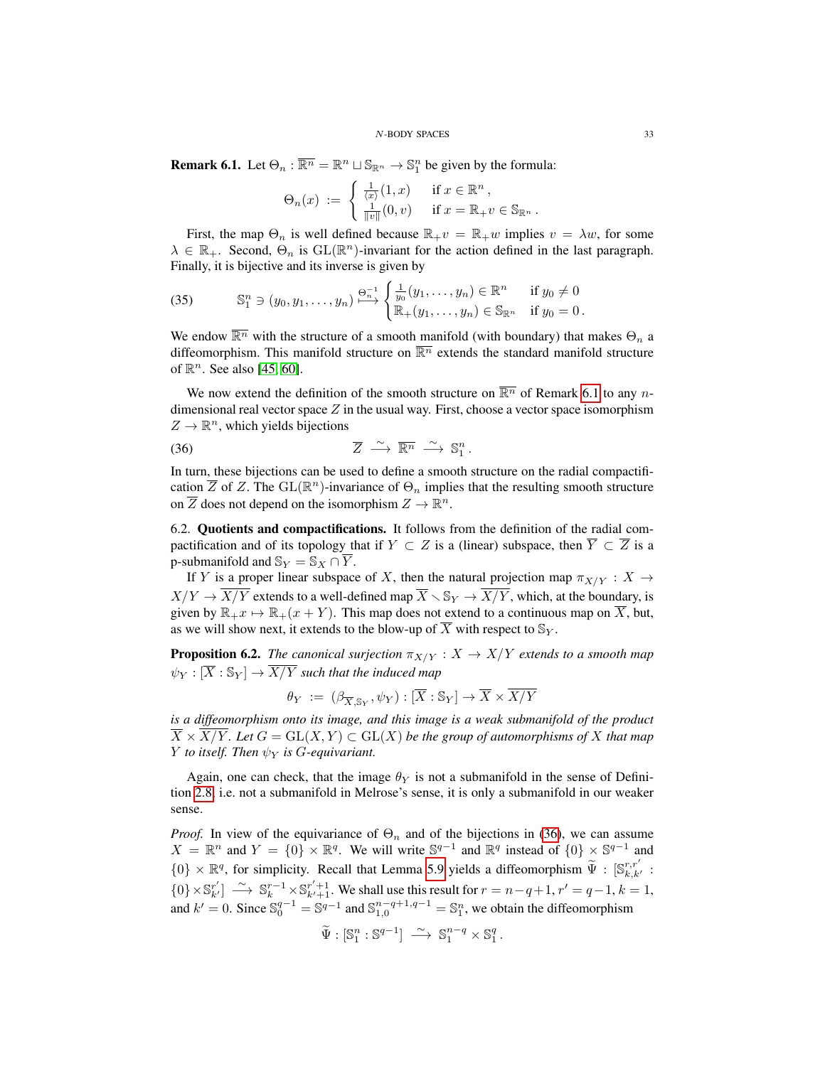**Remark 6.1.** Let $\Theta_n : \overline{\mathbb{R}^n} = \mathbb{R}^n \sqcup \mathbb{S}_{\mathbb{R}^n} \to \mathbb{S}^n_1$ be given by the formula:

$$\Theta_n(x) := \begin{cases} \frac{1}{\langle x \rangle}(1, x) & \text{if } x \in \mathbb{R}^n\,, \\ \frac{1}{\|v\|}(0, v) & \text{if } x = \mathbb{R}_+ v \in \mathbb{S}_{\mathbb{R}^n}\,. \end{cases}$$

First, the map $\Theta_n$ is well defined because $\mathbb{R}_+ v = \mathbb{R}_+ w$ implies $v = \lambda w$, for some $\lambda \in \mathbb{R}_+$. Second, $\Theta_n$ is $\mathrm{GL}(\mathbb{R}^n)$-invariant for the action defined in the last paragraph. Finally, it is bijective and its inverse is given by

$$\mathbb{S}^n_1 \ni (y_0, y_1, \ldots, y_n) \overset{\Theta_n^{-1}}{\longmapsto} \begin{cases} \frac{1}{y_0}(y_1, \ldots, y_n) \in \mathbb{R}^n & \text{if } y_0 \neq 0 \\ \mathbb{R}_+(y_1, \ldots, y_n) \in \mathbb{S}_{\mathbb{R}^n} & \text{if } y_0 = 0\,. \end{cases} \tag{35}$$

We endow $\overline{\mathbb{R}^n}$ with the structure of a smooth manifold (with boundary) that makes $\Theta_n$ a diffeomorphism. This manifold structure on $\overline{\mathbb{R}^n}$ extends the standard manifold structure of $\mathbb{R}^n$. See also [45, 60].

We now extend the definition of the smooth structure on $\overline{\mathbb{R}^n}$ of Remark 6.1 to any $n$-dimensional real vector space $Z$ in the usual way. First, choose a vector space isomorphism $Z \to \mathbb{R}^n$, which yields bijections

$$\overline{Z} \xrightarrow{\sim} \overline{\mathbb{R}^n} \xrightarrow{\sim} \mathbb{S}^n_1\,. \tag{36}$$

In turn, these bijections can be used to define a smooth structure on the radial compactification $\overline{Z}$ of $Z$. The $\mathrm{GL}(\mathbb{R}^n)$-invariance of $\Theta_n$ implies that the resulting smooth structure on $\overline{Z}$ does not depend on the isomorphism $Z \to \mathbb{R}^n$.

6.2. **Quotients and compactifications.** It follows from the definition of the radial compactification and of its topology that if $Y \subset Z$ is a (linear) subspace, then $\overline{Y} \subset \overline{Z}$ is a p-submanifold and $\mathbb{S}_Y = \mathbb{S}_X \cap \overline{Y}$.

If $Y$ is a proper linear subspace of $X$, then the natural projection map $\pi_{X/Y} : X \to X/Y \to \overline{X/Y}$ extends to a well-defined map $\overline{X} \smallsetminus \mathbb{S}_Y \to \overline{X/Y}$, which, at the boundary, is given by $\mathbb{R}_+ x \mapsto \mathbb{R}_+(x + Y)$. This map does not extend to a continuous map on $\overline{X}$, but, as we will show next, it extends to the blow-up of $\overline{X}$ with respect to $\mathbb{S}_Y$.

**Proposition 6.2.** *The canonical surjection $\pi_{X/Y} : X \to X/Y$ extends to a smooth map $\psi_Y : [\overline{X} : \mathbb{S}_Y] \to \overline{X/Y}$ such that the induced map*

$$\theta_Y := (\beta_{\overline{X}, \mathbb{S}_Y}, \psi_Y) : [\overline{X} : \mathbb{S}_Y] \to \overline{X} \times \overline{X/Y}$$

*is a diffeomorphism onto its image, and this image is a weak submanifold of the product $\overline{X} \times \overline{X/Y}$. Let $G = \mathrm{GL}(X, Y) \subset \mathrm{GL}(X)$ be the group of automorphisms of $X$ that map $Y$ to itself. Then $\psi_Y$ is $G$-equivariant.*

Again, one can check, that the image $\theta_Y$ is not a submanifold in the sense of Definition 2.8, i.e. not a submanifold in Melrose's sense, it is only a submanifold in our weaker sense.

*Proof.* In view of the equivariance of $\Theta_n$ and of the bijections in (36), we can assume $X = \mathbb{R}^n$ and $Y = \{0\} \times \mathbb{R}^q$. We will write $\mathbb{S}^{q-1}$ and $\mathbb{R}^q$ instead of $\{0\} \times \mathbb{S}^{q-1}$ and $\{0\} \times \mathbb{R}^q$, for simplicity. Recall that Lemma 5.9 yields a diffeomorphism $\widetilde{\Psi} : [\mathbb{S}^{r,r'}_{k,k'} : \{0\} \times \mathbb{S}^{r'}_{k'}] \xrightarrow{\sim} \mathbb{S}^{r-1}_k \times \mathbb{S}^{r'+1}_{k'+1}$. We shall use this result for $r = n - q + 1$, $r' = q - 1$, $k = 1$, and $k' = 0$. Since $\mathbb{S}^{q-1}_0 = \mathbb{S}^{q-1}$ and $\mathbb{S}^{n-q+1, q-1}_{1,0} = \mathbb{S}^n_1$, we obtain the diffeomorphism

$$\widetilde{\Psi} : [\mathbb{S}^n_1 : \mathbb{S}^{q-1}] \xrightarrow{\sim} \mathbb{S}^{n-q}_1 \times \mathbb{S}^q_1\,.$$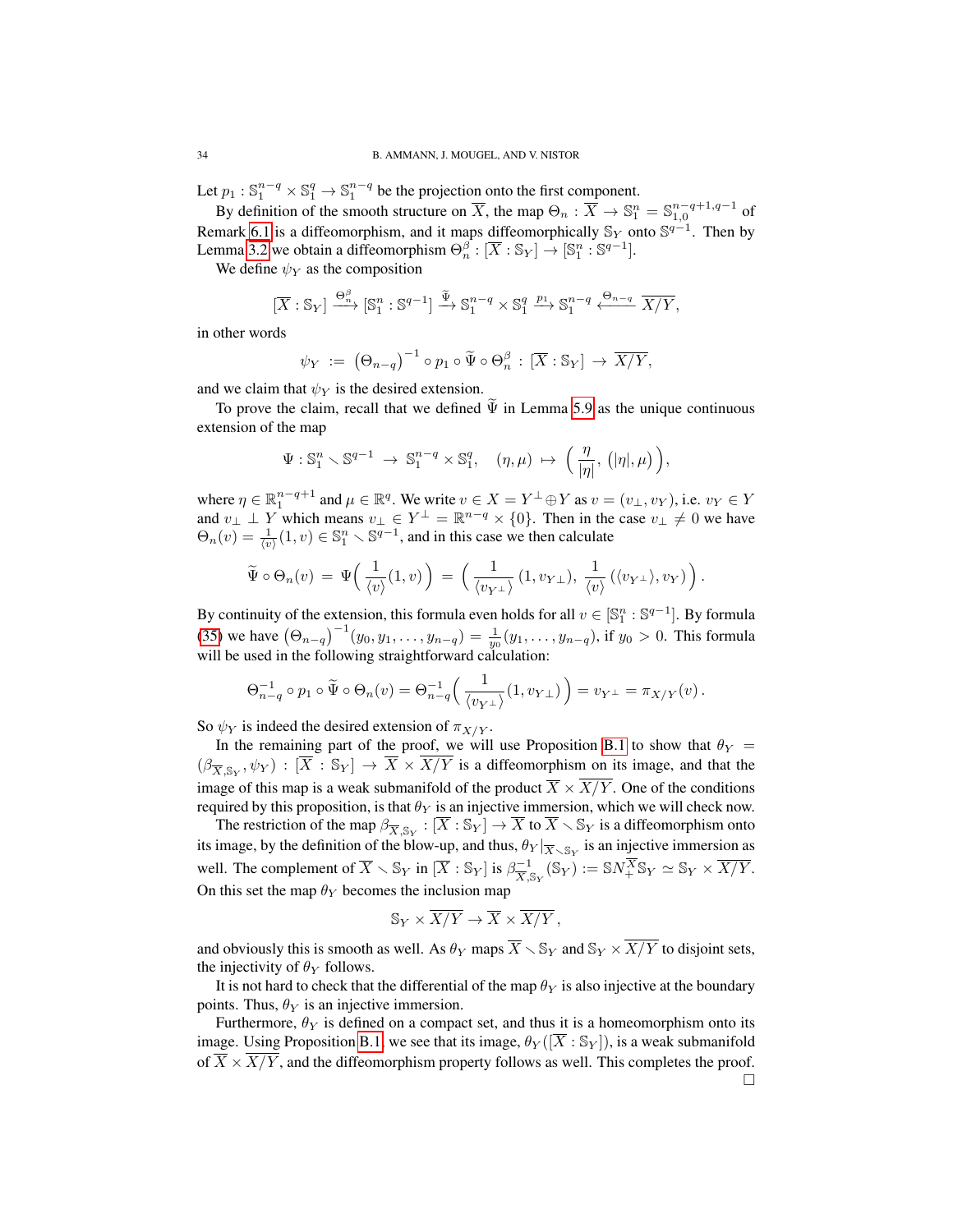Let $p_1 : \mathbb{S}_1^{n-q} \times \mathbb{S}_1^q \to \mathbb{S}_1^{n-q}$ be the projection onto the first component.

By definition of the smooth structure on $\overline{X}$, the map $\Theta_n : \overline{X} \to \mathbb{S}_1^n = \mathbb{S}_{1,0}^{n-q+1,q-1}$ of Remark 6.1 is a diffeomorphism, and it maps diffeomorphically $\mathbb{S}_Y$ onto $\mathbb{S}^{q-1}$. Then by Lemma 3.2 we obtain a diffeomorphism $\Theta_n^\beta : [\overline{X} : \mathbb{S}_Y] \to [\mathbb{S}_1^n : \mathbb{S}^{q-1}]$.

We define $\psi_Y$ as the composition

$$[\overline{X} : \mathbb{S}_Y] \xrightarrow{\Theta_n^\beta} [\mathbb{S}_1^n : \mathbb{S}^{q-1}] \xrightarrow{\widetilde{\Psi}} \mathbb{S}_1^{n-q} \times \mathbb{S}_1^q \xrightarrow{p_1} \mathbb{S}_1^{n-q} \xleftarrow{\Theta_{n-q}} \overline{X/Y},$$

in other words

$$\psi_Y \ := \ \big(\Theta_{n-q}\big)^{-1} \circ p_1 \circ \widetilde{\Psi} \circ \Theta_n^\beta \, : \, [\overline{X} : \mathbb{S}_Y] \ \to \ \overline{X/Y},$$

and we claim that $\psi_Y$ is the desired extension.

To prove the claim, recall that we defined $\widetilde{\Psi}$ in Lemma 5.9 as the unique continuous extension of the map

$$\Psi : \mathbb{S}_1^n \smallsetminus \mathbb{S}^{q-1} \ \to \ \mathbb{S}_1^{n-q} \times \mathbb{S}_1^q, \quad (\eta, \mu) \ \mapsto \ \Big(\frac{\eta}{|\eta|}, \, (|\eta|, \mu)\Big),$$

where $\eta \in \mathbb{R}_1^{n-q+1}$ and $\mu \in \mathbb{R}^q$. We write $v \in X = Y^\perp \oplus Y$ as $v = (v_\perp, v_Y)$, i.e. $v_Y \in Y$ and $v_\perp \perp Y$ which means $v_\perp \in Y^\perp = \mathbb{R}^{n-q} \times \{0\}$. Then in the case $v_\perp \neq 0$ we have $\Theta_n(v) = \frac{1}{\langle v \rangle}(1, v) \in \mathbb{S}_1^n \smallsetminus \mathbb{S}^{q-1}$, and in this case we then calculate

$$\widetilde{\Psi} \circ \Theta_n(v) \ = \ \Psi\Big(\frac{1}{\langle v \rangle}(1, v)\Big) \ = \ \Big(\frac{1}{\langle v_{Y^\perp} \rangle}\,(1, v_{Y\perp}), \ \frac{1}{\langle v \rangle}\,(\langle v_{Y^\perp} \rangle, v_Y)\Big)\,.$$

By continuity of the extension, this formula even holds for all $v \in [\mathbb{S}_1^n : \mathbb{S}^{q-1}]$. By formula (35) we have $\big(\Theta_{n-q}\big)^{-1}(y_0, y_1, \ldots, y_{n-q}) = \frac{1}{y_0}(y_1, \ldots, y_{n-q})$, if $y_0 > 0$. This formula will be used in the following straightforward calculation:

$$\Theta_{n-q}^{-1} \circ p_1 \circ \widetilde{\Psi} \circ \Theta_n(v) = \Theta_{n-q}^{-1}\Big(\frac{1}{\langle v_{Y^\perp} \rangle}(1, v_{Y\perp})\Big) = v_{Y^\perp} = \pi_{X/Y}(v)\,.$$

So $\psi_Y$ is indeed the desired extension of $\pi_{X/Y}$.

In the remaining part of the proof, we will use Proposition B.1 to show that $\theta_Y = (\beta_{\overline{X},\mathbb{S}_Y}, \psi_Y) : [\overline{X} : \mathbb{S}_Y] \to \overline{X} \times \overline{X/Y}$ is a diffeomorphism on its image, and that the image of this map is a weak submanifold of the product $\overline{X} \times \overline{X/Y}$. One of the conditions required by this proposition, is that $\theta_Y$ is an injective immersion, which we will check now.

The restriction of the map $\beta_{\overline{X},\mathbb{S}_Y} : [\overline{X} : \mathbb{S}_Y] \to \overline{X}$ to $\overline{X} \smallsetminus \mathbb{S}_Y$ is a diffeomorphism onto its image, by the definition of the blow-up, and thus, $\theta_Y|_{\overline{X} \smallsetminus \mathbb{S}_Y}$ is an injective immersion as well. The complement of $\overline{X} \smallsetminus \mathbb{S}_Y$ in $[\overline{X} : \mathbb{S}_Y]$ is $\beta_{\overline{X},\mathbb{S}_Y}^{-1}(\mathbb{S}_Y) := \mathbb{S}N_+^{\overline{X}}\mathbb{S}_Y \simeq \mathbb{S}_Y \times \overline{X/Y}$. On this set the map $\theta_Y$ becomes the inclusion map

$$\mathbb{S}_Y \times \overline{X/Y} \to \overline{X} \times \overline{X/Y}\,,$$

and obviously this is smooth as well. As $\theta_Y$ maps $\overline{X} \smallsetminus \mathbb{S}_Y$ and $\mathbb{S}_Y \times \overline{X/Y}$ to disjoint sets, the injectivity of $\theta_Y$ follows.

It is not hard to check that the differential of the map $\theta_Y$ is also injective at the boundary points. Thus, $\theta_Y$ is an injective immersion.

Furthermore, $\theta_Y$ is defined on a compact set, and thus it is a homeomorphism onto its image. Using Proposition B.1, we see that its image, $\theta_Y([\overline{X} : \mathbb{S}_Y])$, is a weak submanifold of $\overline{X} \times \overline{X/Y}$, and the diffeomorphism property follows as well. This completes the proof. $\square$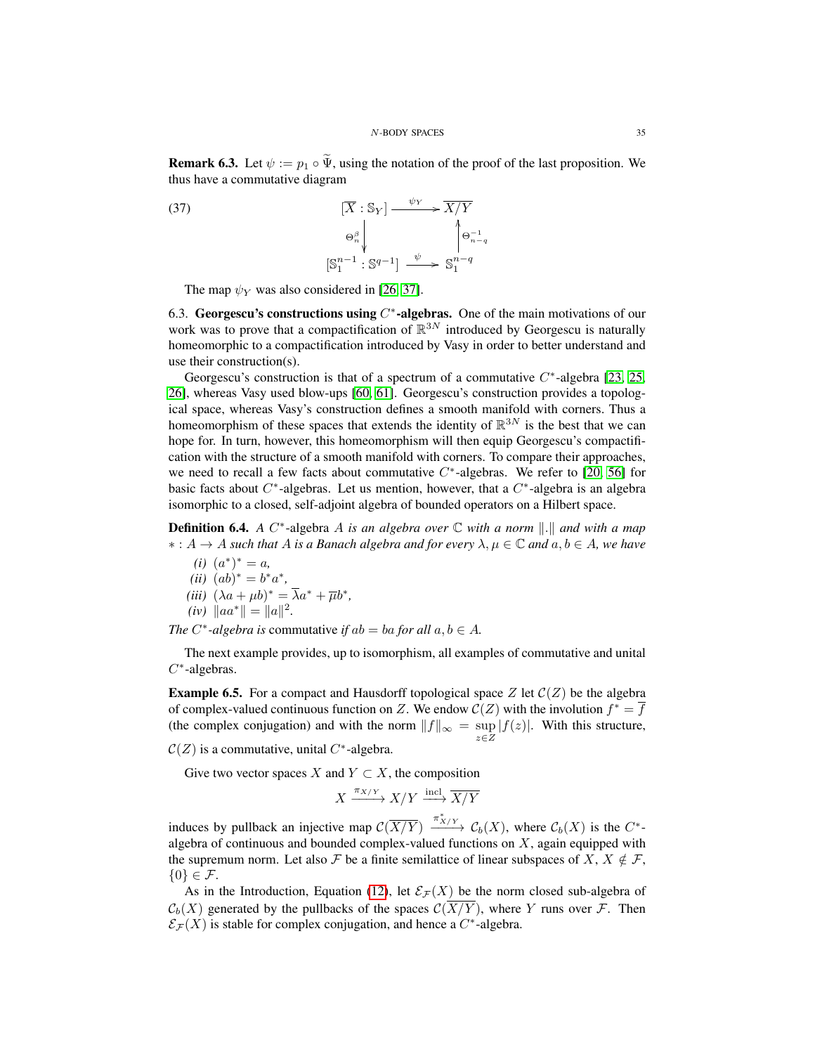**Remark 6.3.** Let $\psi := p_1 \circ \widetilde{\Psi}$, using the notation of the proof of the last proposition. We thus have a commutative diagram

$$
\begin{array}{ccc}
[\overline{X} : \mathbb{S}_Y] & \xrightarrow{\psi_Y} & \overline{X/Y} \\
\Theta_n^\beta \downarrow & & \uparrow \Theta_{n-q}^{-1} \\
[\mathbb{S}_1^{n-1} : \mathbb{S}^{q-1}] & \xrightarrow{\psi} & \mathbb{S}_1^{n-q}
\end{array}
\tag{37}
$$

The map $\psi_Y$ was also considered in [26, 37].

### 6.3. Georgescu's constructions using $C^*$-algebras.

One of the main motivations of our work was to prove that a compactification of $\mathbb{R}^{3N}$ introduced by Georgescu is naturally homeomorphic to a compactification introduced by Vasy in order to better understand and use their construction(s).

Georgescu's construction is that of a spectrum of a commutative $C^*$-algebra [23, 25, 26], whereas Vasy used blow-ups [60, 61]. Georgescu's construction provides a topological space, whereas Vasy's construction defines a smooth manifold with corners. Thus a homeomorphism of these spaces that extends the identity of $\mathbb{R}^{3N}$ is the best that we can hope for. In turn, however, this homeomorphism will then equip Georgescu's compactification with the structure of a smooth manifold with corners. To compare their approaches, we need to recall a few facts about commutative $C^*$-algebras. We refer to [20, 56] for basic facts about $C^*$-algebras. Let us mention, however, that a $C^*$-algebra is an algebra isomorphic to a closed, self-adjoint algebra of bounded operators on a Hilbert space.

**Definition 6.4.** *A* $C^*$-algebra $A$ *is an algebra over* $\mathbb{C}$ *with a norm* $\|.\|$ *and with a map* $* : A \to A$ *such that* $A$ *is a Banach algebra and for every* $\lambda, \mu \in \mathbb{C}$ *and* $a, b \in A$*, we have*

*(i)* $(a^*)^* = a$,
*(ii)* $(ab)^* = b^*a^*$,
*(iii)* $(\lambda a + \mu b)^* = \overline{\lambda} a^* + \overline{\mu} b^*$,
*(iv)* $\|aa^*\| = \|a\|^2$.

*The* $C^*$*-algebra is* commutative *if* $ab = ba$ *for all* $a, b \in A$.

The next example provides, up to isomorphism, all examples of commutative and unital $C^*$-algebras.

**Example 6.5.** For a compact and Hausdorff topological space $Z$ let $\mathcal{C}(Z)$ be the algebra of complex-valued continuous function on $Z$. We endow $\mathcal{C}(Z)$ with the involution $f^* = \overline{f}$ (the complex conjugation) and with the norm $\|f\|_\infty = \sup_{z \in Z} |f(z)|$. With this structure, $\mathcal{C}(Z)$ is a commutative, unital $C^*$-algebra.

Give two vector spaces $X$ and $Y \subset X$, the composition

$$X \xrightarrow{\pi_{X/Y}} X/Y \xrightarrow{\text{incl}} \overline{X/Y}$$

induces by pullback an injective map $\mathcal{C}(\overline{X/Y}) \xrightarrow{\pi_{X/Y}^*} \mathcal{C}_b(X)$, where $\mathcal{C}_b(X)$ is the $C^*$-algebra of continuous and bounded complex-valued functions on $X$, again equipped with the supremum norm. Let also $\mathcal{F}$ be a finite semilattice of linear subspaces of $X$, $X \notin \mathcal{F}$, $\{0\} \in \mathcal{F}$.

As in the Introduction, Equation (12), let $\mathcal{E}_{\mathcal{F}}(X)$ be the norm closed sub-algebra of $\mathcal{C}_b(X)$ generated by the pullbacks of the spaces $\mathcal{C}(\overline{X/Y})$, where $Y$ runs over $\mathcal{F}$. Then $\mathcal{E}_{\mathcal{F}}(X)$ is stable for complex conjugation, and hence a $C^*$-algebra.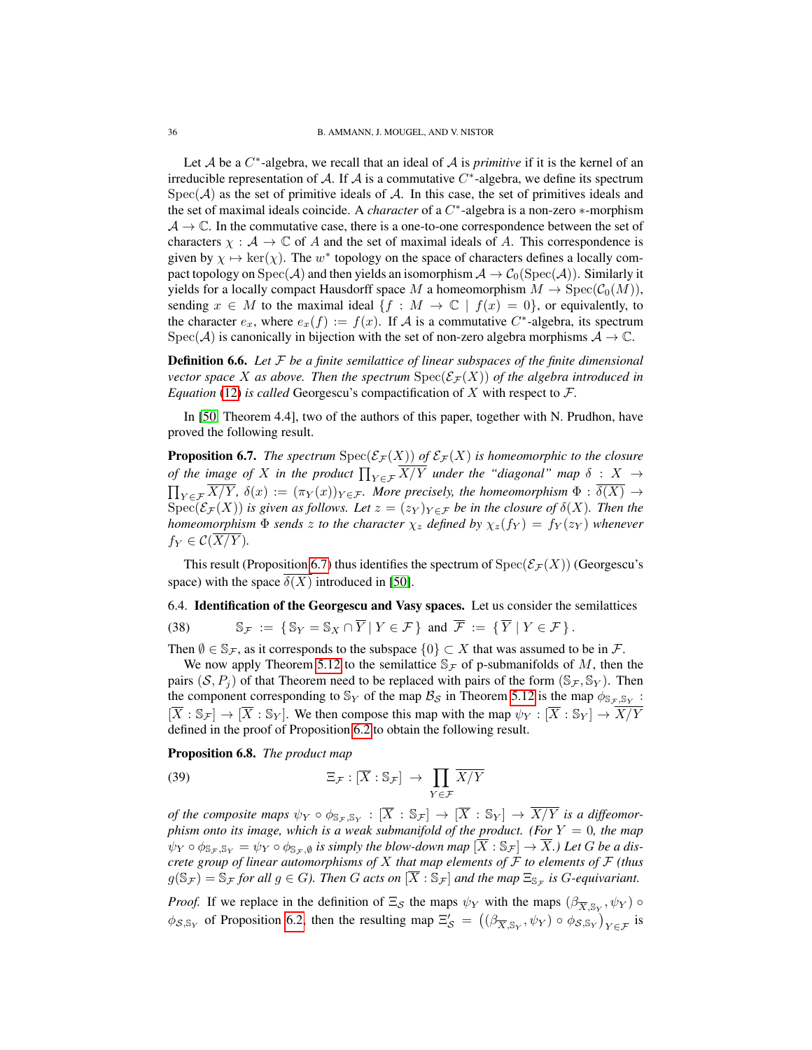Let $\mathcal{A}$ be a $C^*$-algebra, we recall that an ideal of $\mathcal{A}$ is *primitive* if it is the kernel of an irreducible representation of $\mathcal{A}$. If $\mathcal{A}$ is a commutative $C^*$-algebra, we define its spectrum $\mathrm{Spec}(\mathcal{A})$ as the set of primitive ideals of $\mathcal{A}$. In this case, the set of primitives ideals and the set of maximal ideals coincide. A *character* of a $C^*$-algebra is a non-zero $*$-morphism $\mathcal{A} \to \mathbb{C}$. In the commutative case, there is a one-to-one correspondence between the set of characters $\chi : \mathcal{A} \to \mathbb{C}$ of $A$ and the set of maximal ideals of $A$. This correspondence is given by $\chi \mapsto \ker(\chi)$. The $w^*$ topology on the space of characters defines a locally compact topology on $\mathrm{Spec}(\mathcal{A})$ and then yields an isomorphism $\mathcal{A} \to \mathcal{C}_0(\mathrm{Spec}(\mathcal{A}))$. Similarly it yields for a locally compact Hausdorff space $M$ a homeomorphism $M \to \mathrm{Spec}(\mathcal{C}_0(M))$, sending $x \in M$ to the maximal ideal $\{f : M \to \mathbb{C} \mid f(x) = 0\}$, or equivalently, to the character $e_x$, where $e_x(f) := f(x)$. If $\mathcal{A}$ is a commutative $C^*$-algebra, its spectrum $\mathrm{Spec}(\mathcal{A})$ is canonically in bijection with the set of non-zero algebra morphisms $\mathcal{A} \to \mathbb{C}$.

**Definition 6.6.** *Let $\mathcal{F}$ be a finite semilattice of linear subspaces of the finite dimensional vector space $X$ as above. Then the spectrum $\mathrm{Spec}(\mathcal{E}_{\mathcal{F}}(X))$ of the algebra introduced in Equation (12) is called* Georgescu's compactification of $X$ with respect to $\mathcal{F}$.

In [50, Theorem 4.4], two of the authors of this paper, together with N. Prudhon, have proved the following result.

**Proposition 6.7.** *The spectrum $\mathrm{Spec}(\mathcal{E}_{\mathcal{F}}(X))$ of $\mathcal{E}_{\mathcal{F}}(X)$ is homeomorphic to the closure of the image of $X$ in the product $\prod_{Y \in \mathcal{F}} \overline{X/Y}$ under the "diagonal" map $\delta : X \to \prod_{Y\in\mathcal{F}} \overline{X/Y}$, $\delta(x) := (\pi_Y(x))_{Y\in\mathcal{F}}$. More precisely, the homeomorphism $\Phi : \overline{\delta(X)} \to \mathrm{Spec}(\mathcal{E}_{\mathcal{F}}(X))$ is given as follows. Let $z = (z_Y)_{Y\in\mathcal{F}}$ be in the closure of $\delta(X)$. Then the homeomorphism $\Phi$ sends $z$ to the character $\chi_z$ defined by $\chi_z(f_Y) = f_Y(z_Y)$ whenever $f_Y \in \mathcal{C}(\overline{X/Y})$.*

This result (Proposition 6.7) thus identifies the spectrum of $\mathrm{Spec}(\mathcal{E}_{\mathcal{F}}(X))$ (Georgescu's space) with the space $\overline{\delta(X)}$ introduced in [50].

6.4. **Identification of the Georgescu and Vasy spaces.** Let us consider the semilattices

$$\mathbb{S}_{\mathcal{F}} := \{\, \mathbb{S}_Y = \mathbb{S}_X \cap \overline{Y} \mid Y \in \mathcal{F} \,\} \text{ and } \overline{\mathcal{F}} := \{\, \overline{Y} \mid Y \in \mathcal{F} \,\}. \tag{38}$$

Then $\emptyset \in \mathbb{S}_{\mathcal{F}}$, as it corresponds to the subspace $\{0\} \subset X$ that was assumed to be in $\mathcal{F}$.

We now apply Theorem 5.12 to the semilattice $\mathbb{S}_{\mathcal{F}}$ of p-submanifolds of $M$, then the pairs $(\mathcal{S}, P_j)$ of that Theorem need to be replaced with pairs of the form $(\mathbb{S}_{\mathcal{F}}, \mathbb{S}_Y)$. Then the component corresponding to $\mathbb{S}_Y$ of the map $\mathcal{B}_{\mathcal{S}}$ in Theorem 5.12 is the map $\phi_{\mathbb{S}_{\mathcal{F}},\mathbb{S}_Y} : [\overline{X} : \mathbb{S}_{\mathcal{F}}] \to [\overline{X} : \mathbb{S}_Y]$. We then compose this map with the map $\psi_Y : [\overline{X} : \mathbb{S}_Y] \to \overline{X/Y}$ defined in the proof of Proposition 6.2 to obtain the following result.

**Proposition 6.8.** *The product map*

$$\Xi_{\mathcal{F}} : [\overline{X} : \mathbb{S}_{\mathcal{F}}] \to \prod_{Y\in\mathcal{F}} \overline{X/Y} \tag{39}$$

*of the composite maps $\psi_Y \circ \phi_{\mathbb{S}_{\mathcal{F}},\mathbb{S}_Y} : [\overline{X} : \mathbb{S}_{\mathcal{F}}] \to [\overline{X} : \mathbb{S}_Y] \to \overline{X/Y}$ is a diffeomorphism onto its image, which is a weak submanifold of the product. (For $Y = 0$, the map $\psi_Y \circ \phi_{\mathbb{S}_{\mathcal{F}},\mathbb{S}_Y} = \psi_Y \circ \phi_{\mathbb{S}_{\mathcal{F}},\emptyset}$ is simply the blow-down map $[\overline{X} : \mathbb{S}_{\mathcal{F}}] \to \overline{X}$.) Let $G$ be a discrete group of linear automorphisms of $X$ that map elements of $\mathcal{F}$ to elements of $\mathcal{F}$ (thus $g(\mathbb{S}_{\mathcal{F}}) = \mathbb{S}_{\mathcal{F}}$ for all $g \in G$). Then $G$ acts on $[\overline{X} : \mathbb{S}_{\mathcal{F}}]$ and the map $\Xi_{\mathbb{S}_{\mathcal{F}}}$ is $G$-equivariant.*

*Proof.* If we replace in the definition of $\Xi_{\mathcal{S}}$ the maps $\psi_Y$ with the maps $(\beta_{\overline{X},\mathbb{S}_Y}, \psi_Y) \circ \phi_{\mathcal{S},\mathbb{S}_Y}$ of Proposition 6.2, then the resulting map $\Xi'_{\mathcal{S}} = \big((\beta_{\overline{X},\mathbb{S}_Y}, \psi_Y) \circ \phi_{\mathcal{S},\mathbb{S}_Y}\big)_{Y\in\mathcal{F}}$ is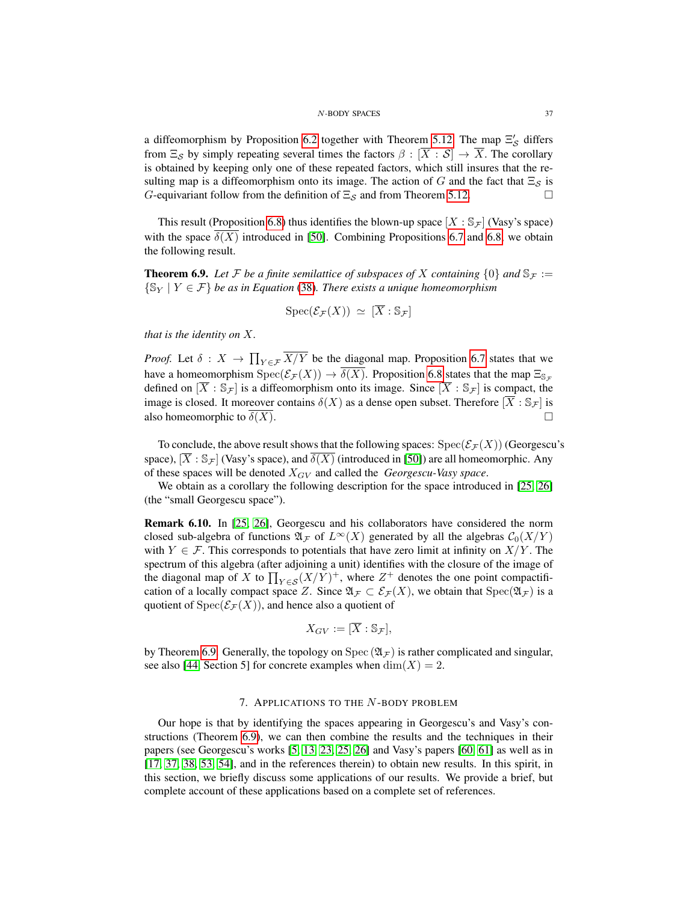a diffeomorphism by Proposition 6.2 together with Theorem 5.12. The map $\Xi'_{\mathcal{S}}$ differs from $\Xi_{\mathcal{S}}$ by simply repeating several times the factors $\beta : [\overline{X} : \mathcal{S}] \to \overline{X}$. The corollary is obtained by keeping only one of these repeated factors, which still insures that the resulting map is a diffeomorphism onto its image. The action of $G$ and the fact that $\Xi_{\mathcal{S}}$ is $G$-equivariant follow from the definition of $\Xi_{\mathcal{S}}$ and from Theorem 5.12. $\square$

This result (Proposition 6.8) thus identifies the blown-up space $[X : \mathbb{S}_{\mathcal{F}}]$ (Vasy's space) with the space $\overline{\delta(X)}$ introduced in [50]. Combining Propositions 6.7 and 6.8, we obtain the following result.

**Theorem 6.9.** *Let $\mathcal{F}$ be a finite semilattice of subspaces of $X$ containing $\{0\}$ and $\mathbb{S}_{\mathcal{F}} := \{\mathbb{S}_Y \mid Y \in \mathcal{F}\}$ be as in Equation (38). There exists a unique homeomorphism*

$$\operatorname{Spec}(\mathcal{E}_{\mathcal{F}}(X)) \simeq [\overline{X} : \mathbb{S}_{\mathcal{F}}]$$

*that is the identity on $X$.*

*Proof.* Let $\delta : X \to \prod_{Y \in \mathcal{F}} \overline{X/Y}$ be the diagonal map. Proposition 6.7 states that we have a homeomorphism $\operatorname{Spec}(\mathcal{E}_{\mathcal{F}}(X)) \to \overline{\delta(X)}$. Proposition 6.8 states that the map $\Xi_{\mathbb{S}_{\mathcal{F}}}$ defined on $[\overline{X} : \mathbb{S}_{\mathcal{F}}]$ is a diffeomorphism onto its image. Since $[\overline{X} : \mathbb{S}_{\mathcal{F}}]$ is compact, the image is closed. It moreover contains $\delta(X)$ as a dense open subset. Therefore $[\overline{X} : \mathbb{S}_{\mathcal{F}}]$ is also homeomorphic to $\overline{\delta(X)}$. $\square$

To conclude, the above result shows that the following spaces: $\operatorname{Spec}(\mathcal{E}_{\mathcal{F}}(X))$ (Georgescu's space), $[\overline{X} : \mathbb{S}_{\mathcal{F}}]$ (Vasy's space), and $\overline{\delta(X)}$ (introduced in [50]) are all homeomorphic. Any of these spaces will be denoted $X_{GV}$ and called the *Georgescu-Vasy space*.

We obtain as a corollary the following description for the space introduced in [25, 26] (the "small Georgescu space").

**Remark 6.10.** In [25, 26], Georgescu and his collaborators have considered the norm closed sub-algebra of functions $\mathfrak{A}_{\mathcal{F}}$ of $L^\infty(X)$ generated by all the algebras $\mathcal{C}_0(X/Y)$ with $Y \in \mathcal{F}$. This corresponds to potentials that have zero limit at infinity on $X/Y$. The spectrum of this algebra (after adjoining a unit) identifies with the closure of the image of the diagonal map of $X$ to $\prod_{Y \in \mathcal{S}} (X/Y)^+$, where $Z^+$ denotes the one point compactification of a locally compact space $Z$. Since $\mathfrak{A}_{\mathcal{F}} \subset \mathcal{E}_{\mathcal{F}}(X)$, we obtain that $\operatorname{Spec}(\mathfrak{A}_{\mathcal{F}})$ is a quotient of $\operatorname{Spec}(\mathcal{E}_{\mathcal{F}}(X))$, and hence also a quotient of

$$X_{GV} := [\overline{X} : \mathbb{S}_{\mathcal{F}}],$$

by Theorem 6.9. Generally, the topology on $\operatorname{Spec}(\mathfrak{A}_{\mathcal{F}})$ is rather complicated and singular, see also [44, Section 5] for concrete examples when $\dim(X) = 2$.

## 7. Applications to the $N$-body problem

Our hope is that by identifying the spaces appearing in Georgescu's and Vasy's constructions (Theorem 6.9), we can then combine the results and the techniques in their papers (see Georgescu's works [5, 13, 23, 25, 26] and Vasy's papers [60, 61] as well as in [17, 37, 38, 53, 54], and in the references therein) to obtain new results. In this spirit, in this section, we briefly discuss some applications of our results. We provide a brief, but complete account of these applications based on a complete set of references.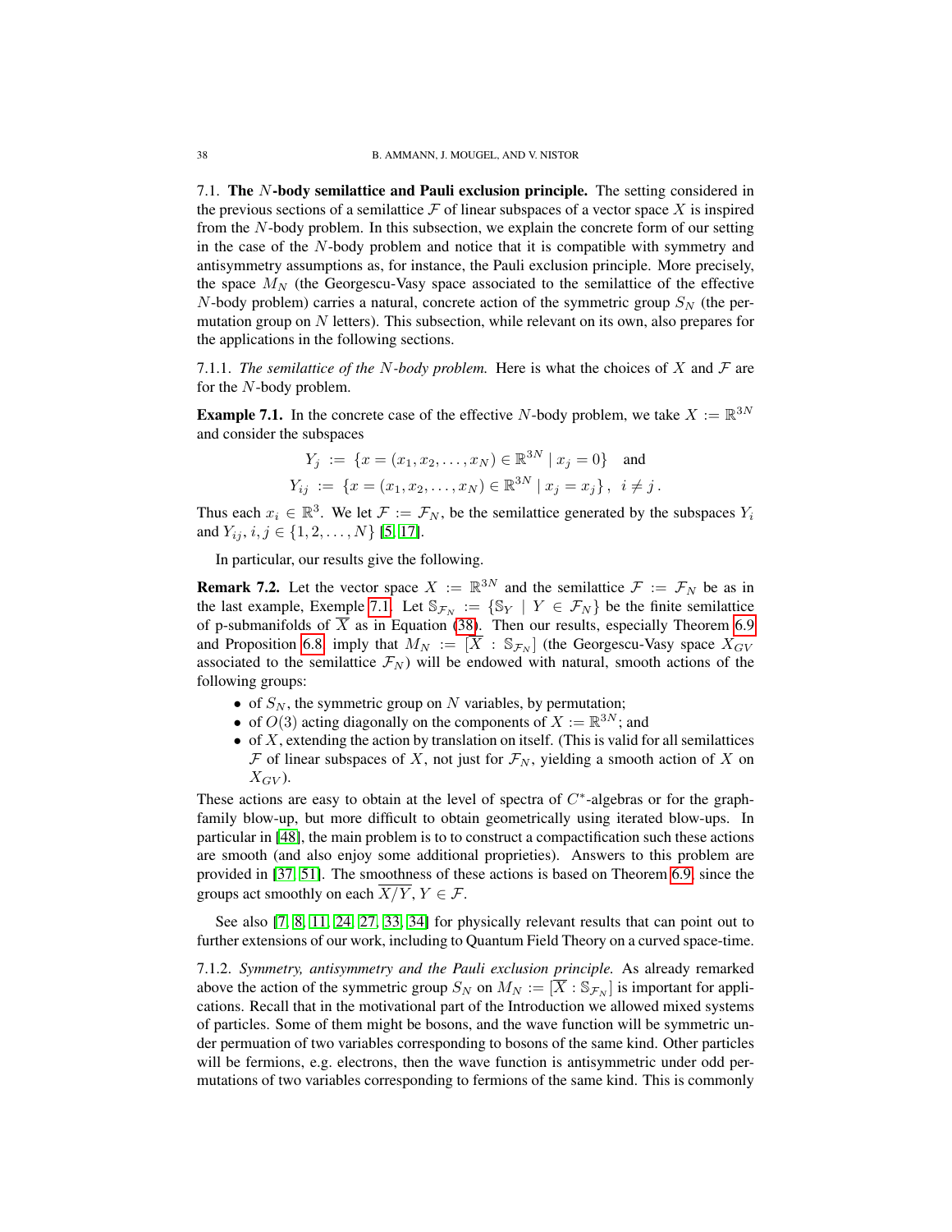7.1. **The $N$-body semilattice and Pauli exclusion principle.** The setting considered in the previous sections of a semilattice $\mathcal{F}$ of linear subspaces of a vector space $X$ is inspired from the $N$-body problem. In this subsection, we explain the concrete form of our setting in the case of the $N$-body problem and notice that it is compatible with symmetry and antisymmetry assumptions as, for instance, the Pauli exclusion principle. More precisely, the space $M_N$ (the Georgescu-Vasy space associated to the semilattice of the effective $N$-body problem) carries a natural, concrete action of the symmetric group $S_N$ (the permutation group on $N$ letters). This subsection, while relevant on its own, also prepares for the applications in the following sections.

7.1.1. *The semilattice of the $N$-body problem.* Here is what the choices of $X$ and $\mathcal{F}$ are for the $N$-body problem.

**Example 7.1.** In the concrete case of the effective $N$-body problem, we take $X := \mathbb{R}^{3N}$ and consider the subspaces

$$Y_j := \{x = (x_1, x_2, \ldots, x_N) \in \mathbb{R}^{3N} \mid x_j = 0\} \quad \text{and}$$
$$Y_{ij} := \{x = (x_1, x_2, \ldots, x_N) \in \mathbb{R}^{3N} \mid x_j = x_j\}, \ \ i \neq j\,.$$

Thus each $x_i \in \mathbb{R}^3$. We let $\mathcal{F} := \mathcal{F}_N$, be the semilattice generated by the subspaces $Y_i$ and $Y_{ij}$, $i, j \in \{1, 2, \ldots, N\}$ [5, 17].

In particular, our results give the following.

**Remark 7.2.** Let the vector space $X := \mathbb{R}^{3N}$ and the semilattice $\mathcal{F} := \mathcal{F}_N$ be as in the last example, Exemple 7.1. Let $\mathbb{S}_{\mathcal{F}_N} := \{\mathbb{S}_Y \mid Y \in \mathcal{F}_N\}$ be the finite semilattice of p-submanifolds of $\overline{X}$ as in Equation (38). Then our results, especially Theorem 6.9 and Proposition 6.8 imply that $M_N := [\overline{X} : \mathbb{S}_{\mathcal{F}_N}]$ (the Georgescu-Vasy space $X_{GV}$ associated to the semilattice $\mathcal{F}_N$) will be endowed with natural, smooth actions of the following groups:

- of $S_N$, the symmetric group on $N$ variables, by permutation;
- of $O(3)$ acting diagonally on the components of $X := \mathbb{R}^{3N}$; and
- of $X$, extending the action by translation on itself. (This is valid for all semilattices $\mathcal{F}$ of linear subspaces of $X$, not just for $\mathcal{F}_N$, yielding a smooth action of $X$ on $X_{GV}$).

These actions are easy to obtain at the level of spectra of $C^*$-algebras or for the graph-family blow-up, but more difficult to obtain geometrically using iterated blow-ups. In particular in [48], the main problem is to to construct a compactification such these actions are smooth (and also enjoy some additional proprieties). Answers to this problem are provided in [37, 51]. The smoothness of these actions is based on Theorem 6.9, since the groups act smoothly on each $\overline{X/Y}$, $Y \in \mathcal{F}$.

See also [7, 8, 11, 24, 27, 33, 34] for physically relevant results that can point out to further extensions of our work, including to Quantum Field Theory on a curved space-time.

7.1.2. *Symmetry, antisymmetry and the Pauli exclusion principle.* As already remarked above the action of the symmetric group $S_N$ on $M_N := [\overline{X} : \mathbb{S}_{\mathcal{F}_N}]$ is important for applications. Recall that in the motivational part of the Introduction we allowed mixed systems of particles. Some of them might be bosons, and the wave function will be symmetric under permuation of two variables corresponding to bosons of the same kind. Other particles will be fermions, e.g. electrons, then the wave function is antisymmetric under odd permutations of two variables corresponding to fermions of the same kind. This is commonly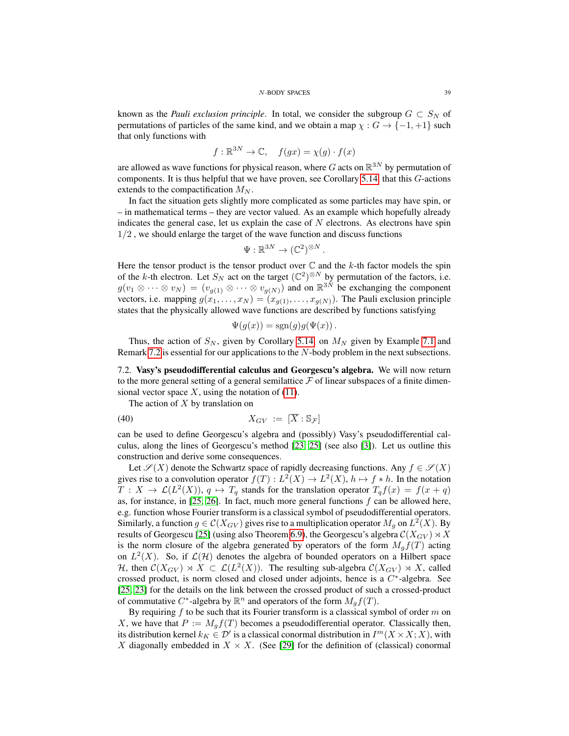known as the *Pauli exclusion principle*. In total, we consider the subgroup $G \subset S_N$ of permutations of particles of the same kind, and we obtain a map $\chi : G \to \{-1, +1\}$ such that only functions with

$$f : \mathbb{R}^{3N} \to \mathbb{C}, \quad f(gx) = \chi(g) \cdot f(x)$$

are allowed as wave functions for physical reason, where $G$ acts on $\mathbb{R}^{3N}$ by permutation of components. It is thus helpful that we have proven, see Corollary 5.14, that this $G$-actions extends to the compactification $M_N$.

In fact the situation gets slightly more complicated as some particles may have spin, or – in mathematical terms – they are vector valued. As an example which hopefully already indicates the general case, let us explain the case of $N$ electrons. As electrons have spin $1/2$ , we should enlarge the target of the wave function and discuss functions

$$\Psi : \mathbb{R}^{3N} \to (\mathbb{C}^2)^{\otimes N}.$$

Here the tensor product is the tensor product over $\mathbb{C}$ and the $k$-th factor models the spin of the $k$-th electron. Let $S_N$ act on the target $(\mathbb{C}^2)^{\otimes N}$ by permutation of the factors, i.e. $g(v_1 \otimes \cdots \otimes v_N) = (v_{g(1)} \otimes \cdots \otimes v_{g(N)})$ and on $\mathbb{R}^{3N}$ be exchanging the component vectors, i.e. mapping $g(x_1, \ldots, x_N) = (x_{g(1)}, \ldots, x_{g(N)})$. The Pauli exclusion principle states that the physically allowed wave functions are described by functions satisfying

$$\Psi(g(x)) = \mathrm{sgn}(g) g(\Psi(x)).$$

Thus, the action of $S_N$, given by Corollary 5.14, on $M_N$ given by Example 7.1 and Remark 7.2 is essential for our applications to the $N$-body problem in the next subsections.

7.2. **Vasy's pseudodifferential calculus and Georgescu's algebra.** We will now return to the more general setting of a general semilattice $\mathcal{F}$ of linear subspaces of a finite dimensional vector space $X$, using the notation of (11).

The action of $X$ by translation on

$$X_{GV} := [\overline{X} : \mathbb{S}_{\mathcal{F}}] \tag{40}$$

can be used to define Georgescu's algebra and (possibly) Vasy's pseudodifferential calculus, along the lines of Georgescu's method [23, 25] (see also [3]). Let us outline this construction and derive some consequences.

Let $\mathscr{S}(X)$ denote the Schwartz space of rapidly decreasing functions. Any $f \in \mathscr{S}(X)$ gives rise to a convolution operator $f(T) : L^2(X) \to L^2(X)$, $h \mapsto f * h$. In the notation $T : X \to \mathcal{L}(L^2(X))$, $q \mapsto T_q$ stands for the translation operator $T_q f(x) = f(x + q)$ as, for instance, in [25, 26]. In fact, much more general functions $f$ can be allowed here, e.g. function whose Fourier transform is a classical symbol of pseudodifferential operators. Similarly, a function $g \in \mathcal{C}(X_{GV})$ gives rise to a multiplication operator $M_g$ on $L^2(X)$. By results of Georgescu [25] (using also Theorem 6.9), the Georgescu's algebra $\mathcal{C}(X_{GV}) \rtimes X$ is the norm closure of the algebra generated by operators of the form $M_g f(T)$ acting on $L^2(X)$. So, if $\mathcal{L}(\mathcal{H})$ denotes the algebra of bounded operators on a Hilbert space $\mathcal{H}$, then $\mathcal{C}(X_{GV}) \rtimes X \subset \mathcal{L}(L^2(X))$. The resulting sub-algebra $\mathcal{C}(X_{GV}) \rtimes X$, called crossed product, is norm closed and closed under adjoints, hence is a $C^*$-algebra. See [25, 23] for the details on the link between the crossed product of such a crossed-product of commutative $C^*$-algebra by $\mathbb{R}^n$ and operators of the form $M_g f(T)$.

By requiring $f$ to be such that its Fourier transform is a classical symbol of order $m$ on $X$, we have that $P := M_g f(T)$ becomes a pseudodifferential operator. Classically then, its distribution kernel $k_K \in \mathcal{D}'$ is a classical conormal distribution in $I^m(X \times X; X)$, with $X$ diagonally embedded in $X \times X$. (See [29] for the definition of (classical) conormal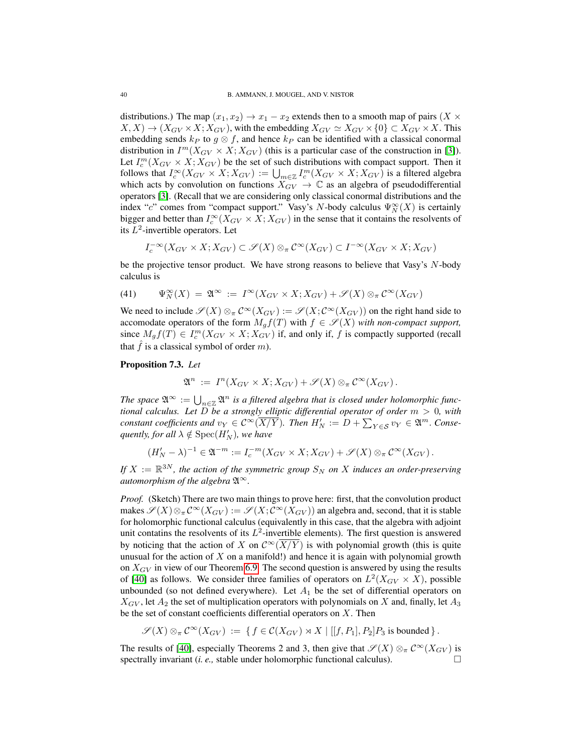distributions.) The map $(x_1, x_2) \to x_1 - x_2$ extends then to a smooth map of pairs $(X \times X, X) \to (X_{GV} \times X; X_{GV})$, with the embedding $X_{GV} \simeq X_{GV} \times \{0\} \subset X_{GV} \times X$. This embedding sends $k_P$ to $g \otimes f$, and hence $k_P$ can be identified with a classical conormal distribution in $I^m(X_{GV} \times X; X_{GV})$ (this is a particular case of the construction in [3]). Let $I_c^m(X_{GV} \times X; X_{GV})$ be the set of such distributions with compact support. Then it follows that $I_c^\infty(X_{GV} \times X; X_{GV}) := \bigcup_{m \in \mathbb{Z}} I_c^m(X_{GV} \times X; X_{GV})$ is a filtered algebra which acts by convolution on functions $X_{GV} \to \mathbb{C}$ as an algebra of pseudodifferential operators [3]. (Recall that we are considering only classical conormal distributions and the index "$c$" comes from "compact support." Vasy's $N$-body calculus $\Psi_N^\infty(X)$ is certainly bigger and better than $I_c^\infty(X_{GV} \times X; X_{GV})$ in the sense that it contains the resolvents of its $L^2$-invertible operators. Let

$$I_c^{-\infty}(X_{GV} \times X; X_{GV}) \subset \mathscr{S}(X) \otimes_\pi \mathcal{C}^\infty(X_{GV}) \subset I^{-\infty}(X_{GV} \times X; X_{GV})$$

be the projective tensor product. We have strong reasons to believe that Vasy's $N$-body calculus is

$$\Psi_N^\infty(X) \,=\, \mathfrak{A}^\infty \,:=\, I^\infty(X_{GV} \times X; X_{GV}) + \mathscr{S}(X) \otimes_\pi \mathcal{C}^\infty(X_{GV}) \tag{41}$$

We need to include $\mathscr{S}(X) \otimes_\pi \mathcal{C}^\infty(X_{GV}) := \mathscr{S}(X; \mathcal{C}^\infty(X_{GV}))$ on the right hand side to accomodate operators of the form $M_g f(T)$ with $f \in \mathscr{S}(X)$ *with non-compact support,* since $M_g f(T) \in I_c^m(X_{GV} \times X; X_{GV})$ if, and only if, $f$ is compactly supported (recall that $\hat{f}$ is a classical symbol of order $m$).

**Proposition 7.3.** *Let*

$$\mathfrak{A}^n \,:=\, I^n(X_{GV} \times X; X_{GV}) + \mathscr{S}(X) \otimes_\pi \mathcal{C}^\infty(X_{GV}) \,.$$

*The space* $\mathfrak{A}^\infty := \bigcup_{n \in \mathbb{Z}} \mathfrak{A}^n$ *is a filtered algebra that is closed under holomorphic functional calculus. Let* $D$ *be a strongly elliptic differential operator of order* $m > 0$*, with constant coefficients and* $v_Y \in \mathcal{C}^\infty(\overline{X/Y})$*. Then* $H_N' := D + \sum_{Y \in \mathcal{S}} v_Y \in \mathfrak{A}^m$*. Consequently, for all* $\lambda \notin \operatorname{Spec}(H_N')$*, we have*

$$(H_N' - \lambda)^{-1} \in \mathfrak{A}^{-m} := I_c^{-m}(X_{GV} \times X; X_{GV}) + \mathscr{S}(X) \otimes_\pi \mathcal{C}^\infty(X_{GV}) \,.$$

*If* $X := \mathbb{R}^{3N}$*, the action of the symmetric group* $S_N$ *on* $X$ *induces an order-preserving automorphism of the algebra* $\mathfrak{A}^\infty$*.*

*Proof.* (Sketch) There are two main things to prove here: first, that the convolution product makes $\mathscr{S}(X) \otimes_\pi \mathcal{C}^\infty(X_{GV}) := \mathscr{S}(X; \mathcal{C}^\infty(X_{GV}))$ an algebra and, second, that it is stable for holomorphic functional calculus (equivalently in this case, that the algebra with adjoint unit contatins the resolvents of its $L^2$-invertible elements). The first question is answered by noticing that the action of $X$ on $\mathcal{C}^\infty(\overline{X/Y})$ is with polynomial growth (this is quite unusual for the action of $X$ on a manifold!) and hence it is again with polynomial growth on $X_{GV}$ in view of our Theorem 6.9. The second question is answered by using the results of [40] as follows. We consider three families of operators on $L^2(X_{GV} \times X)$, possible unbounded (so not defined everywhere). Let $A_1$ be the set of differential operators on $X_{GV}$, let $A_2$ the set of multiplication operators with polynomials on $X$ and, finally, let $A_3$ be the set of constant coefficients differential operators on $X$. Then

$$\mathscr{S}(X) \otimes_\pi \mathcal{C}^\infty(X_{GV}) \,:=\, \{\, f \in \mathcal{C}(X_{GV}) \rtimes X \mid [[f, P_1], P_2]P_3 \text{ is bounded} \,\} \,.$$

The results of [40], especially Theorems 2 and 3, then give that $\mathscr{S}(X) \otimes_\pi \mathcal{C}^\infty(X_{GV})$ is spectrally invariant (*i. e.,* stable under holomorphic functional calculus). $\square$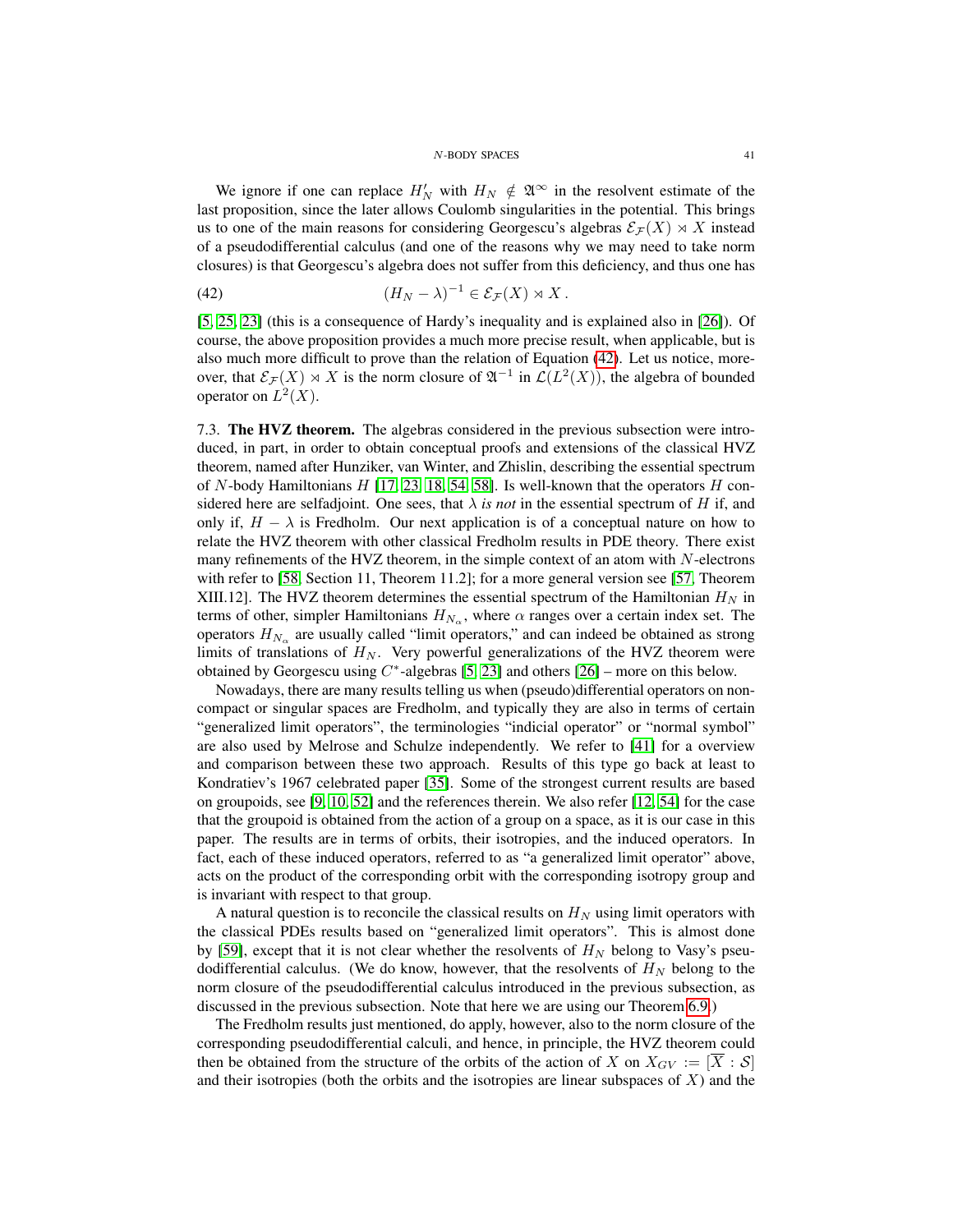We ignore if one can replace $H_N'$ with $H_N \notin \mathfrak{A}^\infty$ in the resolvent estimate of the last proposition, since the later allows Coulomb singularities in the potential. This brings us to one of the main reasons for considering Georgescu's algebras $\mathcal{E}_{\mathcal{F}}(X) \rtimes X$ instead of a pseudodifferential calculus (and one of the reasons why we may need to take norm closures) is that Georgescu's algebra does not suffer from this deficiency, and thus one has

$$(H_N - \lambda)^{-1} \in \mathcal{E}_{\mathcal{F}}(X) \rtimes X \,. \tag{42}$$

[5, 25, 23] (this is a consequence of Hardy's inequality and is explained also in [26]). Of course, the above proposition provides a much more precise result, when applicable, but is also much more difficult to prove than the relation of Equation (42). Let us notice, moreover, that $\mathcal{E}_{\mathcal{F}}(X) \rtimes X$ is the norm closure of $\mathfrak{A}^{-1}$ in $\mathcal{L}(L^2(X))$, the algebra of bounded operator on $L^2(X)$.

7.3. **The HVZ theorem.** The algebras considered in the previous subsection were introduced, in part, in order to obtain conceptual proofs and extensions of the classical HVZ theorem, named after Hunziker, van Winter, and Zhislin, describing the essential spectrum of $N$-body Hamiltonians $H$ [17, 23, 18, 54, 58]. Is well-known that the operators $H$ considered here are selfadjoint. One sees, that $\lambda$ *is not* in the essential spectrum of $H$ if, and only if, $H - \lambda$ is Fredholm. Our next application is of a conceptual nature on how to relate the HVZ theorem with other classical Fredholm results in PDE theory. There exist many refinements of the HVZ theorem, in the simple context of an atom with $N$-electrons with refer to [58, Section 11, Theorem 11.2]; for a more general version see [57, Theorem XIII.12]. The HVZ theorem determines the essential spectrum of the Hamiltonian $H_N$ in terms of other, simpler Hamiltonians $H_{N_\alpha}$, where $\alpha$ ranges over a certain index set. The operators $H_{N_\alpha}$ are usually called "limit operators," and can indeed be obtained as strong limits of translations of $H_N$. Very powerful generalizations of the HVZ theorem were obtained by Georgescu using $C^*$-algebras [5, 23] and others [26] – more on this below.

Nowadays, there are many results telling us when (pseudo)differential operators on non-compact or singular spaces are Fredholm, and typically they are also in terms of certain "generalized limit operators", the terminologies "indicial operator" or "normal symbol" are also used by Melrose and Schulze independently. We refer to [41] for a overview and comparison between these two approach. Results of this type go back at least to Kondratiev's 1967 celebrated paper [35]. Some of the strongest current results are based on groupoids, see [9, 10, 52] and the references therein. We also refer [12, 54] for the case that the groupoid is obtained from the action of a group on a space, as it is our case in this paper. The results are in terms of orbits, their isotropies, and the induced operators. In fact, each of these induced operators, referred to as "a generalized limit operator" above, acts on the product of the corresponding orbit with the corresponding isotropy group and is invariant with respect to that group.

A natural question is to reconcile the classical results on $H_N$ using limit operators with the classical PDEs results based on "generalized limit operators". This is almost done by [59], except that it is not clear whether the resolvents of $H_N$ belong to Vasy's pseudodifferential calculus. (We do know, however, that the resolvents of $H_N$ belong to the norm closure of the pseudodifferential calculus introduced in the previous subsection, as discussed in the previous subsection. Note that here we are using our Theorem 6.9.)

The Fredholm results just mentioned, do apply, however, also to the norm closure of the corresponding pseudodifferential calculi, and hence, in principle, the HVZ theorem could then be obtained from the structure of the orbits of the action of $X$ on $X_{GV} := [\overline{X} : \mathcal{S}]$ and their isotropies (both the orbits and the isotropies are linear subspaces of $X$) and the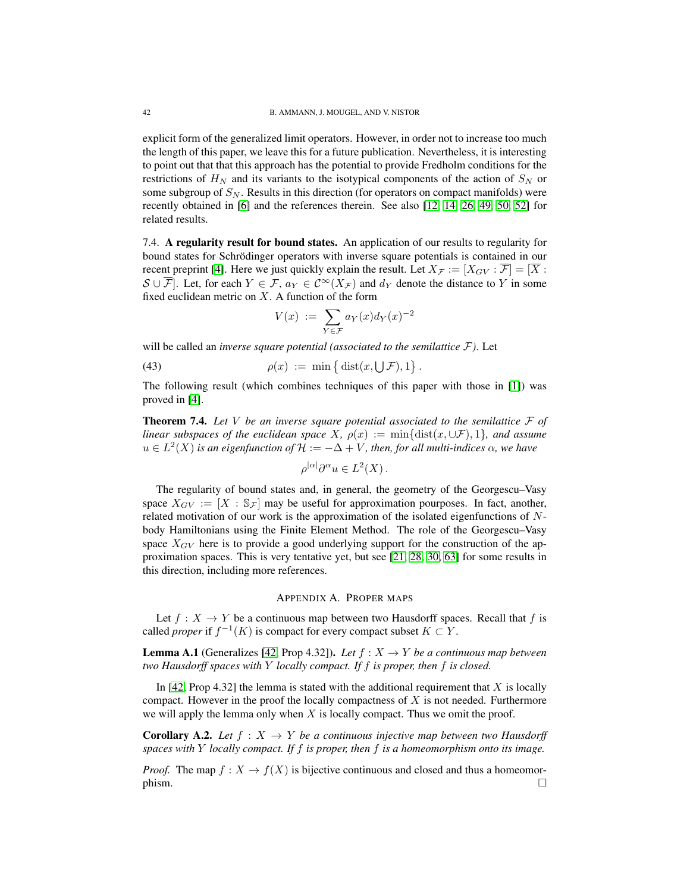explicit form of the generalized limit operators. However, in order not to increase too much the length of this paper, we leave this for a future publication. Nevertheless, it is interesting to point out that that this approach has the potential to provide Fredholm conditions for the restrictions of $H_N$ and its variants to the isotypical components of the action of $S_N$ or some subgroup of $S_N$. Results in this direction (for operators on compact manifolds) were recently obtained in [6] and the references therein. See also [12, 14, 26, 49, 50, 52] for related results.

7.4. **A regularity result for bound states.** An application of our results to regularity for bound states for Schrödinger operators with inverse square potentials is contained in our recent preprint [4]. Here we just quickly explain the result. Let $X_{\mathcal{F}} := [X_{GV} : \overline{\mathcal{F}}] = [\overline{X} : \mathcal{S} \cup \overline{\mathcal{F}}]$. Let, for each $Y \in \mathcal{F}$, $a_Y \in \mathcal{C}^\infty(X_{\mathcal{F}})$ and $d_Y$ denote the distance to $Y$ in some fixed euclidean metric on $X$. A function of the form

$$V(x) := \sum_{Y \in \mathcal{F}} a_Y(x) d_Y(x)^{-2}$$

will be called an *inverse square potential (associated to the semilattice $\mathcal{F}$)*. Let

$$\rho(x) := \min \left\{ \operatorname{dist}(x, \bigcup \mathcal{F}), 1 \right\}. \tag{43}$$

The following result (which combines techniques of this paper with those in [1]) was proved in [4].

**Theorem 7.4.** *Let $V$ be an inverse square potential associated to the semilattice $\mathcal{F}$ of linear subspaces of the euclidean space $X$, $\rho(x) := \min\{\operatorname{dist}(x, \cup\mathcal{F}), 1\}$, and assume $u \in L^2(X)$ is an eigenfunction of $\mathcal{H} := -\Delta + V$, then, for all multi-indices $\alpha$, we have*

$$\rho^{|\alpha|} \partial^\alpha u \in L^2(X).$$

The regularity of bound states and, in general, the geometry of the Georgescu–Vasy space $X_{GV} := [X : \mathbb{S}_{\mathcal{F}}]$ may be useful for approximation pourposes. In fact, another, related motivation of our work is the approximation of the isolated eigenfunctions of $N$-body Hamiltonians using the Finite Element Method. The role of the Georgescu–Vasy space $X_{GV}$ here is to provide a good underlying support for the construction of the approximation spaces. This is very tentative yet, but see [21, 28, 30, 63] for some results in this direction, including more references.

## Appendix A. Proper maps

Let $f : X \to Y$ be a continuous map between two Hausdorff spaces. Recall that $f$ is called *proper* if $f^{-1}(K)$ is compact for every compact subset $K \subset Y$.

**Lemma A.1** (Generalizes [42, Prop 4.32])**.** *Let $f : X \to Y$ be a continuous map between two Hausdorff spaces with $Y$ locally compact. If $f$ is proper, then $f$ is closed.*

In [42, Prop 4.32] the lemma is stated with the additional requirement that $X$ is locally compact. However in the proof the locally compactness of $X$ is not needed. Furthermore we will apply the lemma only when $X$ is locally compact. Thus we omit the proof.

**Corollary A.2.** *Let $f : X \to Y$ be a continuous injective map between two Hausdorff spaces with $Y$ locally compact. If $f$ is proper, then $f$ is a homeomorphism onto its image.*

*Proof.* The map $f : X \to f(X)$ is bijective continuous and closed and thus a homeomorphism. □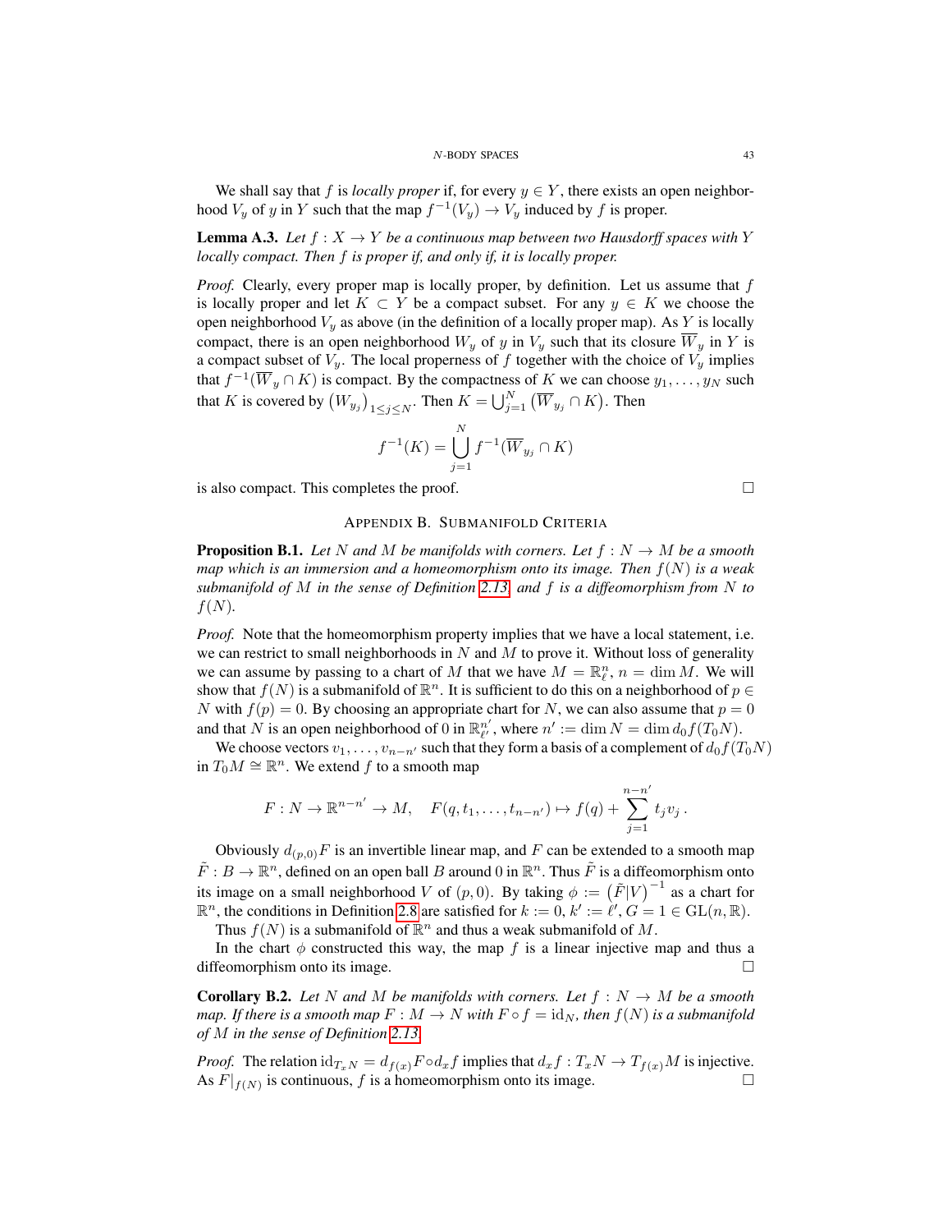We shall say that $f$ is *locally proper* if, for every $y \in Y$, there exists an open neighborhood $V_y$ of $y$ in $Y$ such that the map $f^{-1}(V_y) \to V_y$ induced by $f$ is proper.

**Lemma A.3.** *Let $f : X \to Y$ be a continuous map between two Hausdorff spaces with $Y$ locally compact. Then $f$ is proper if, and only if, it is locally proper.*

*Proof.* Clearly, every proper map is locally proper, by definition. Let us assume that $f$ is locally proper and let $K \subset Y$ be a compact subset. For any $y \in K$ we choose the open neighborhood $V_y$ as above (in the definition of a locally proper map). As $Y$ is locally compact, there is an open neighborhood $W_y$ of $y$ in $V_y$ such that its closure $\overline{W}_y$ in $Y$ is a compact subset of $V_y$. The local properness of $f$ together with the choice of $V_y$ implies that $f^{-1}(\overline{W}_y \cap K)$ is compact. By the compactness of $K$ we can choose $y_1, \ldots, y_N$ such that $K$ is covered by $\big(W_{y_j}\big)_{1 \leq j \leq N}$. Then $K = \bigcup_{j=1}^{N} \big(\overline{W}_{y_j} \cap K\big)$. Then

$$f^{-1}(K) = \bigcup_{j=1}^{N} f^{-1}(\overline{W}_{y_j} \cap K)$$

is also compact. This completes the proof. □

## Appendix B. Submanifold Criteria

**Proposition B.1.** *Let $N$ and $M$ be manifolds with corners. Let $f : N \to M$ be a smooth map which is an immersion and a homeomorphism onto its image. Then $f(N)$ is a weak submanifold of $M$ in the sense of Definition 2.13, and $f$ is a diffeomorphism from $N$ to $f(N)$.*

*Proof.* Note that the homeomorphism property implies that we have a local statement, i.e. we can restrict to small neighborhoods in $N$ and $M$ to prove it. Without loss of generality we can assume by passing to a chart of $M$ that we have $M = \mathbb{R}^n_\ell$, $n = \dim M$. We will show that $f(N)$ is a submanifold of $\mathbb{R}^n$. It is sufficient to do this on a neighborhood of $p \in N$ with $f(p) = 0$. By choosing an appropriate chart for $N$, we can also assume that $p = 0$ and that $N$ is an open neighborhood of $0$ in $\mathbb{R}^{n'}_{\ell'}$, where $n' := \dim N = \dim d_0 f(T_0 N)$.

We choose vectors $v_1, \ldots, v_{n-n'}$ such that they form a basis of a complement of $d_0 f(T_0 N)$ in $T_0 M \cong \mathbb{R}^n$. We extend $f$ to a smooth map

$$F : N \to \mathbb{R}^{n-n'} \to M, \quad F(q, t_1, \ldots, t_{n-n'}) \mapsto f(q) + \sum_{j=1}^{n-n'} t_j v_j \,.$$

Obviously $d_{(p,0)} F$ is an invertible linear map, and $F$ can be extended to a smooth map $\tilde{F} : B \to \mathbb{R}^n$, defined on an open ball $B$ around $0$ in $\mathbb{R}^n$. Thus $\tilde{F}$ is a diffeomorphism onto its image on a small neighborhood $V$ of $(p, 0)$. By taking $\phi := \big(\tilde{F}|V\big)^{-1}$ as a chart for $\mathbb{R}^n$, the conditions in Definition 2.8 are satisfied for $k := 0$, $k' := \ell'$, $G = 1 \in \mathrm{GL}(n, \mathbb{R})$.

Thus $f(N)$ is a submanifold of $\mathbb{R}^n$ and thus a weak submanifold of $M$.

In the chart $\phi$ constructed this way, the map $f$ is a linear injective map and thus a diffeomorphism onto its image. □

**Corollary B.2.** *Let $N$ and $M$ be manifolds with corners. Let $f : N \to M$ be a smooth map. If there is a smooth map $F : M \to N$ with $F \circ f = \mathrm{id}_N$, then $f(N)$ is a submanifold of $M$ in the sense of Definition 2.13.*

*Proof.* The relation $\mathrm{id}_{T_x N} = d_{f(x)} F \circ d_x f$ implies that $d_x f : T_x N \to T_{f(x)} M$ is injective. As $F|_{f(N)}$ is continuous, $f$ is a homeomorphism onto its image. □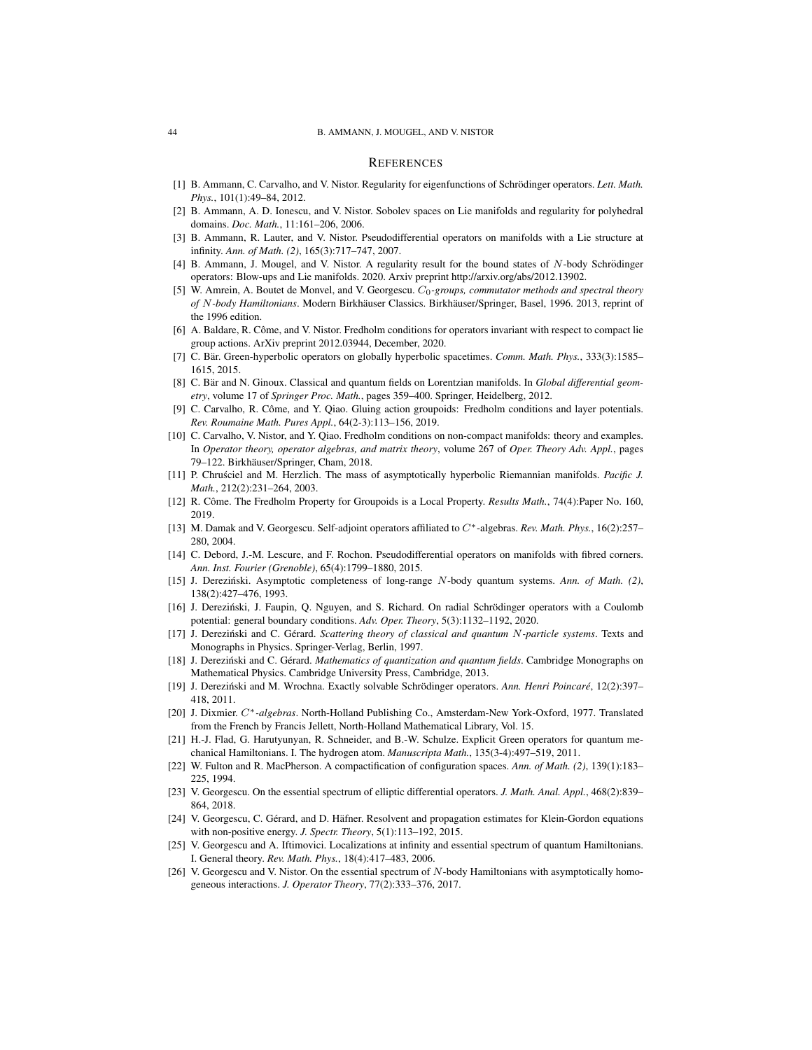## References

[1] B. Ammann, C. Carvalho, and V. Nistor. Regularity for eigenfunctions of Schrödinger operators. *Lett. Math. Phys.*, 101(1):49–84, 2012.

[2] B. Ammann, A. D. Ionescu, and V. Nistor. Sobolev spaces on Lie manifolds and regularity for polyhedral domains. *Doc. Math.*, 11:161–206, 2006.

[3] B. Ammann, R. Lauter, and V. Nistor. Pseudodifferential operators on manifolds with a Lie structure at infinity. *Ann. of Math. (2)*, 165(3):717–747, 2007.

[4] B. Ammann, J. Mougel, and V. Nistor. A regularity result for the bound states of $N$-body Schrödinger operators: Blow-ups and Lie manifolds. 2020. Arxiv preprint http://arxiv.org/abs/2012.13902.

[5] W. Amrein, A. Boutet de Monvel, and V. Georgescu. *$C_0$-groups, commutator methods and spectral theory of $N$-body Hamiltonians*. Modern Birkhäuser Classics. Birkhäuser/Springer, Basel, 1996. 2013, reprint of the 1996 edition.

[6] A. Baldare, R. Côme, and V. Nistor. Fredholm conditions for operators invariant with respect to compact lie group actions. ArXiv preprint 2012.03944, December, 2020.

[7] C. Bär. Green-hyperbolic operators on globally hyperbolic spacetimes. *Comm. Math. Phys.*, 333(3):1585–1615, 2015.

[8] C. Bär and N. Ginoux. Classical and quantum fields on Lorentzian manifolds. In *Global differential geometry*, volume 17 of *Springer Proc. Math.*, pages 359–400. Springer, Heidelberg, 2012.

[9] C. Carvalho, R. Côme, and Y. Qiao. Gluing action groupoids: Fredholm conditions and layer potentials. *Rev. Roumaine Math. Pures Appl.*, 64(2-3):113–156, 2019.

[10] C. Carvalho, V. Nistor, and Y. Qiao. Fredholm conditions on non-compact manifolds: theory and examples. In *Operator theory, operator algebras, and matrix theory*, volume 267 of *Oper. Theory Adv. Appl.*, pages 79–122. Birkhäuser/Springer, Cham, 2018.

[11] P. Chruściel and M. Herzlich. The mass of asymptotically hyperbolic Riemannian manifolds. *Pacific J. Math.*, 212(2):231–264, 2003.

[12] R. Côme. The Fredholm Property for Groupoids is a Local Property. *Results Math.*, 74(4):Paper No. 160, 2019.

[13] M. Damak and V. Georgescu. Self-adjoint operators affiliated to $C^*$-algebras. *Rev. Math. Phys.*, 16(2):257–280, 2004.

[14] C. Debord, J.-M. Lescure, and F. Rochon. Pseudodifferential operators on manifolds with fibred corners. *Ann. Inst. Fourier (Grenoble)*, 65(4):1799–1880, 2015.

[15] J. Dereziński. Asymptotic completeness of long-range $N$-body quantum systems. *Ann. of Math. (2)*, 138(2):427–476, 1993.

[16] J. Dereziński, J. Faupin, Q. Nguyen, and S. Richard. On radial Schrödinger operators with a Coulomb potential: general boundary conditions. *Adv. Oper. Theory*, 5(3):1132–1192, 2020.

[17] J. Dereziński and C. Gérard. *Scattering theory of classical and quantum $N$-particle systems*. Texts and Monographs in Physics. Springer-Verlag, Berlin, 1997.

[18] J. Dereziński and C. Gérard. *Mathematics of quantization and quantum fields*. Cambridge Monographs on Mathematical Physics. Cambridge University Press, Cambridge, 2013.

[19] J. Dereziński and M. Wrochna. Exactly solvable Schrödinger operators. *Ann. Henri Poincaré*, 12(2):397–418, 2011.

[20] J. Dixmier. *$C^*$-algebras*. North-Holland Publishing Co., Amsterdam-New York-Oxford, 1977. Translated from the French by Francis Jellett, North-Holland Mathematical Library, Vol. 15.

[21] H.-J. Flad, G. Harutyunyan, R. Schneider, and B.-W. Schulze. Explicit Green operators for quantum mechanical Hamiltonians. I. The hydrogen atom. *Manuscripta Math.*, 135(3-4):497–519, 2011.

[22] W. Fulton and R. MacPherson. A compactification of configuration spaces. *Ann. of Math. (2)*, 139(1):183–225, 1994.

[23] V. Georgescu. On the essential spectrum of elliptic differential operators. *J. Math. Anal. Appl.*, 468(2):839–864, 2018.

[24] V. Georgescu, C. Gérard, and D. Häfner. Resolvent and propagation estimates for Klein-Gordon equations with non-positive energy. *J. Spectr. Theory*, 5(1):113–192, 2015.

[25] V. Georgescu and A. Iftimovici. Localizations at infinity and essential spectrum of quantum Hamiltonians. I. General theory. *Rev. Math. Phys.*, 18(4):417–483, 2006.

[26] V. Georgescu and V. Nistor. On the essential spectrum of $N$-body Hamiltonians with asymptotically homogeneous interactions. *J. Operator Theory*, 77(2):333–376, 2017.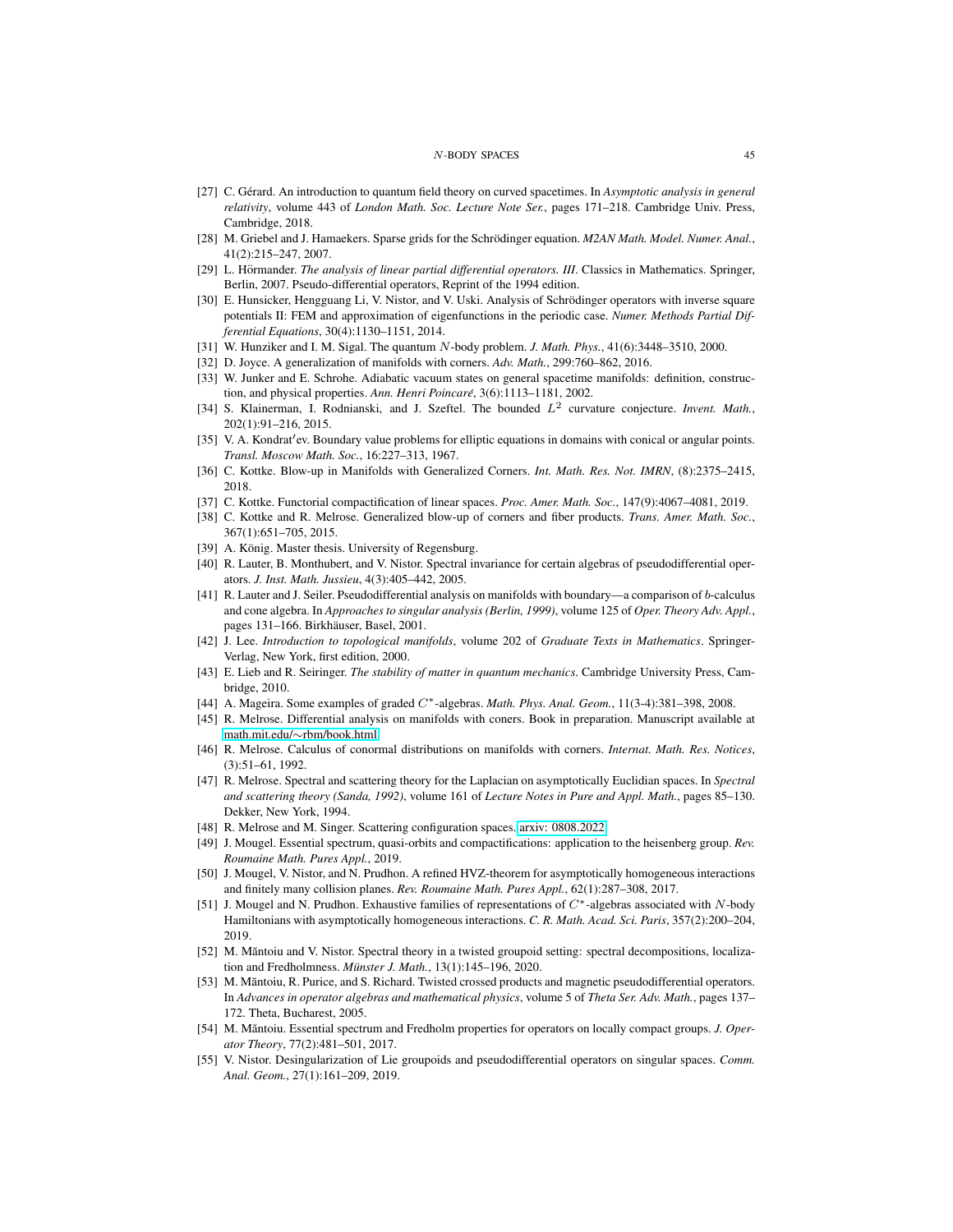[27] C. Gérard. An introduction to quantum field theory on curved spacetimes. In *Asymptotic analysis in general relativity*, volume 443 of *London Math. Soc. Lecture Note Ser.*, pages 171–218. Cambridge Univ. Press, Cambridge, 2018.

[28] M. Griebel and J. Hamaekers. Sparse grids for the Schrödinger equation. *M2AN Math. Model. Numer. Anal.*, 41(2):215–247, 2007.

[29] L. Hörmander. *The analysis of linear partial differential operators. III*. Classics in Mathematics. Springer, Berlin, 2007. Pseudo-differential operators, Reprint of the 1994 edition.

[30] E. Hunsicker, Hengguang Li, V. Nistor, and V. Uski. Analysis of Schrödinger operators with inverse square potentials II: FEM and approximation of eigenfunctions in the periodic case. *Numer. Methods Partial Differential Equations*, 30(4):1130–1151, 2014.

[31] W. Hunziker and I. M. Sigal. The quantum $N$-body problem. *J. Math. Phys.*, 41(6):3448–3510, 2000.

[32] D. Joyce. A generalization of manifolds with corners. *Adv. Math.*, 299:760–862, 2016.

[33] W. Junker and E. Schrohe. Adiabatic vacuum states on general spacetime manifolds: definition, construction, and physical properties. *Ann. Henri Poincaré*, 3(6):1113–1181, 2002.

[34] S. Klainerman, I. Rodnianski, and J. Szeftel. The bounded $L^2$ curvature conjecture. *Invent. Math.*, 202(1):91–216, 2015.

[35] V. A. Kondrat′ev. Boundary value problems for elliptic equations in domains with conical or angular points. *Transl. Moscow Math. Soc.*, 16:227–313, 1967.

[36] C. Kottke. Blow-up in Manifolds with Generalized Corners. *Int. Math. Res. Not. IMRN*, (8):2375–2415, 2018.

[37] C. Kottke. Functorial compactification of linear spaces. *Proc. Amer. Math. Soc.*, 147(9):4067–4081, 2019.

[38] C. Kottke and R. Melrose. Generalized blow-up of corners and fiber products. *Trans. Amer. Math. Soc.*, 367(1):651–705, 2015.

[39] A. König. Master thesis. University of Regensburg.

[40] R. Lauter, B. Monthubert, and V. Nistor. Spectral invariance for certain algebras of pseudodifferential operators. *J. Inst. Math. Jussieu*, 4(3):405–442, 2005.

[41] R. Lauter and J. Seiler. Pseudodifferential analysis on manifolds with boundary—a comparison of $b$-calculus and cone algebra. In *Approaches to singular analysis (Berlin, 1999)*, volume 125 of *Oper. Theory Adv. Appl.*, pages 131–166. Birkhäuser, Basel, 2001.

[42] J. Lee. *Introduction to topological manifolds*, volume 202 of *Graduate Texts in Mathematics*. Springer-Verlag, New York, first edition, 2000.

[43] E. Lieb and R. Seiringer. *The stability of matter in quantum mechanics*. Cambridge University Press, Cambridge, 2010.

[44] A. Mageira. Some examples of graded $C^*$-algebras. *Math. Phys. Anal. Geom.*, 11(3-4):381–398, 2008.

[45] R. Melrose. Differential analysis on manifolds with coners. Book in preparation. Manuscript available at math.mit.edu/∼rbm/book.html.

[46] R. Melrose. Calculus of conormal distributions on manifolds with corners. *Internat. Math. Res. Notices*, (3):51–61, 1992.

[47] R. Melrose. Spectral and scattering theory for the Laplacian on asymptotically Euclidian spaces. In *Spectral and scattering theory (Sanda, 1992)*, volume 161 of *Lecture Notes in Pure and Appl. Math.*, pages 85–130. Dekker, New York, 1994.

[48] R. Melrose and M. Singer. Scattering configuration spaces. arxiv: 0808.2022.

[49] J. Mougel. Essential spectrum, quasi-orbits and compactifications: application to the heisenberg group. *Rev. Roumaine Math. Pures Appl.*, 2019.

[50] J. Mougel, V. Nistor, and N. Prudhon. A refined HVZ-theorem for asymptotically homogeneous interactions and finitely many collision planes. *Rev. Roumaine Math. Pures Appl.*, 62(1):287–308, 2017.

[51] J. Mougel and N. Prudhon. Exhaustive families of representations of $C^*$-algebras associated with $N$-body Hamiltonians with asymptotically homogeneous interactions. *C. R. Math. Acad. Sci. Paris*, 357(2):200–204, 2019.

[52] M. Măntoiu and V. Nistor. Spectral theory in a twisted groupoid setting: spectral decompositions, localization and Fredholmness. *Münster J. Math.*, 13(1):145–196, 2020.

[53] M. Măntoiu, R. Purice, and S. Richard. Twisted crossed products and magnetic pseudodifferential operators. In *Advances in operator algebras and mathematical physics*, volume 5 of *Theta Ser. Adv. Math.*, pages 137–172. Theta, Bucharest, 2005.

[54] M. Măntoiu. Essential spectrum and Fredholm properties for operators on locally compact groups. *J. Operator Theory*, 77(2):481–501, 2017.

[55] V. Nistor. Desingularization of Lie groupoids and pseudodifferential operators on singular spaces. *Comm. Anal. Geom.*, 27(1):161–209, 2019.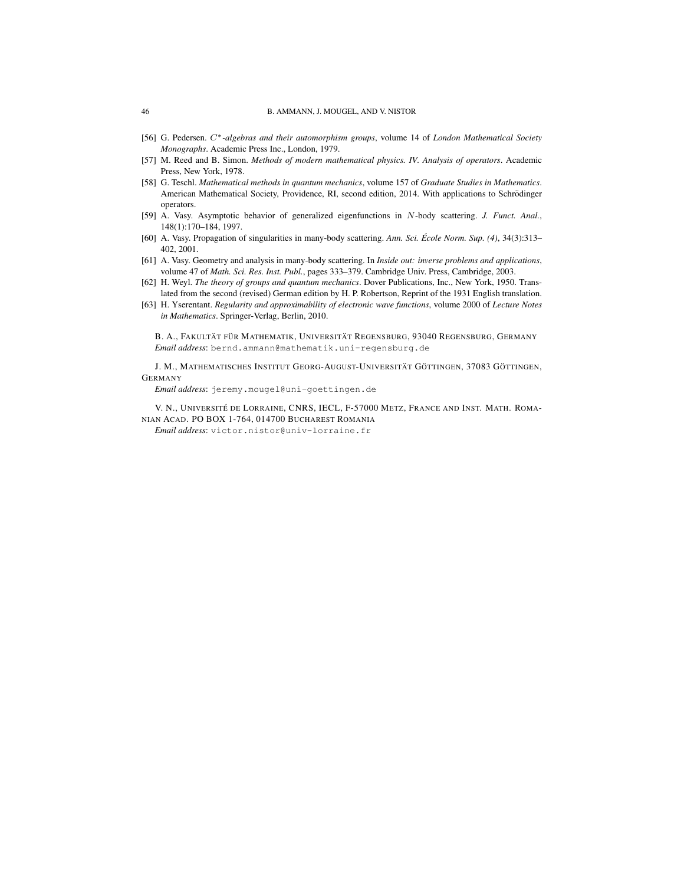[56] G. Pedersen. *$C^*$-algebras and their automorphism groups*, volume 14 of *London Mathematical Society Monographs*. Academic Press Inc., London, 1979.

[57] M. Reed and B. Simon. *Methods of modern mathematical physics. IV. Analysis of operators*. Academic Press, New York, 1978.

[58] G. Teschl. *Mathematical methods in quantum mechanics*, volume 157 of *Graduate Studies in Mathematics*. American Mathematical Society, Providence, RI, second edition, 2014. With applications to Schrödinger operators.

[59] A. Vasy. Asymptotic behavior of generalized eigenfunctions in $N$-body scattering. *J. Funct. Anal.*, 148(1):170–184, 1997.

[60] A. Vasy. Propagation of singularities in many-body scattering. *Ann. Sci. École Norm. Sup. (4)*, 34(3):313–402, 2001.

[61] A. Vasy. Geometry and analysis in many-body scattering. In *Inside out: inverse problems and applications*, volume 47 of *Math. Sci. Res. Inst. Publ.*, pages 333–379. Cambridge Univ. Press, Cambridge, 2003.

[62] H. Weyl. *The theory of groups and quantum mechanics*. Dover Publications, Inc., New York, 1950. Translated from the second (revised) German edition by H. P. Robertson, Reprint of the 1931 English translation.

[63] H. Yserentant. *Regularity and approximability of electronic wave functions*, volume 2000 of *Lecture Notes in Mathematics*. Springer-Verlag, Berlin, 2010.

B. A., Fakultät für Mathematik, Universität Regensburg, 93040 Regensburg, Germany
*Email address*: bernd.ammann@mathematik.uni-regensburg.de

J. M., Mathematisches Institut Georg-August-Universität Göttingen, 37083 Göttingen, Germany
*Email address*: jeremy.mougel@uni-goettingen.de

V. N., Université de Lorraine, CNRS, IECL, F-57000 Metz, France and Inst. Math. Romanian Acad. PO BOX 1-764, 014700 Bucharest Romania
*Email address*: victor.nistor@univ-lorraine.fr